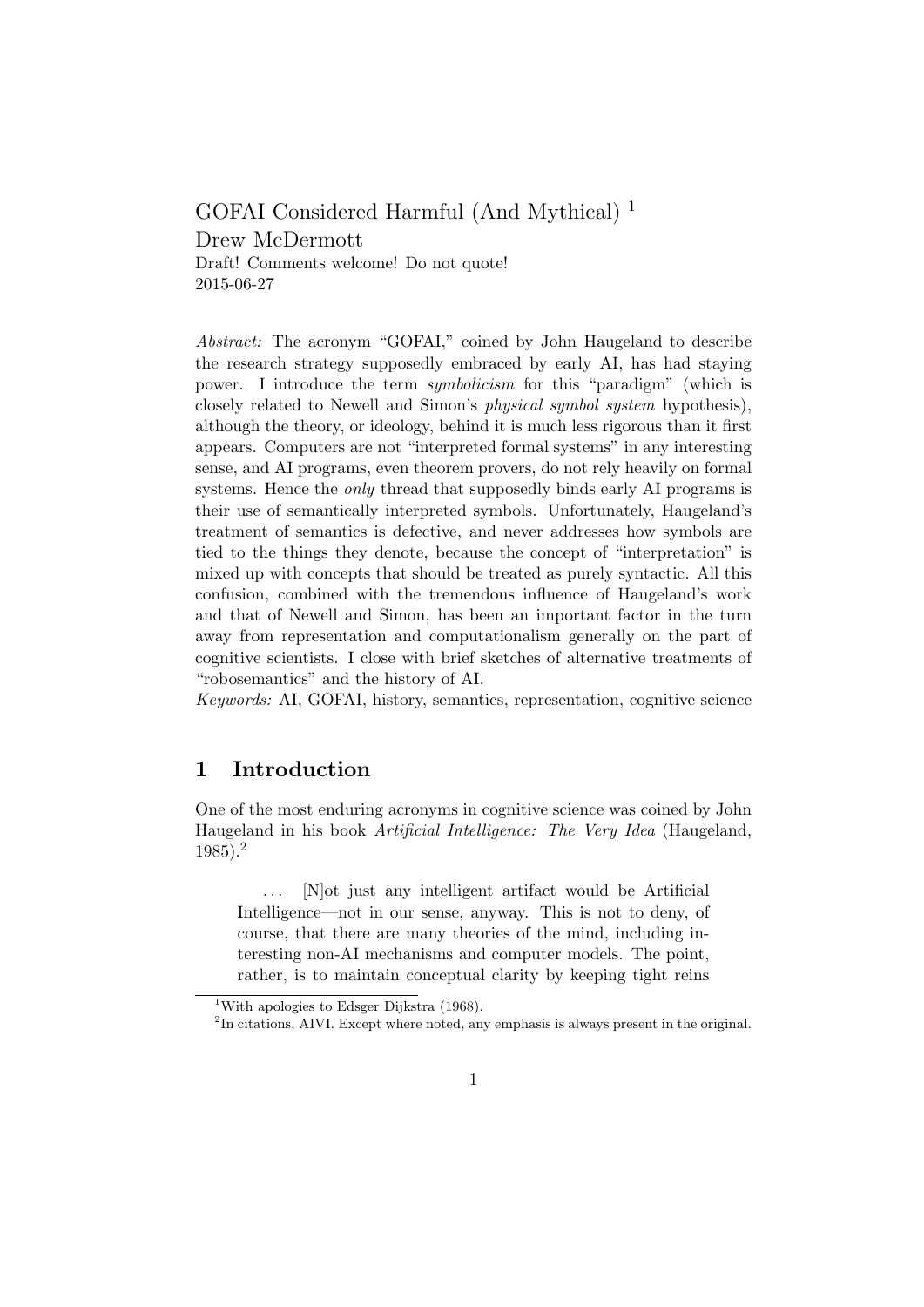# GOFAI Considered Harmful (And Mythical) [1]

Drew McDermott

Draft! Comments welcome! Do not quote!

2015-06-27

*Abstract:* The acronym "GOFAI," coined by John Haugeland to describe the research strategy supposedly embraced by early AI, has had staying power. I introduce the term *symbolicism* for this "paradigm" (which is closely related to Newell and Simon's *physical symbol system* hypothesis), although the theory, or ideology, behind it is much less rigorous than it first appears. Computers are not "interpreted formal systems" in any interesting sense, and AI programs, even theorem provers, do not rely heavily on formal systems. Hence the *only* thread that supposedly binds early AI programs is their use of semantically interpreted symbols. Unfortunately, Haugeland's treatment of semantics is defective, and never addresses how symbols are tied to the things they denote, because the concept of "interpretation" is mixed up with concepts that should be treated as purely syntactic. All this confusion, combined with the tremendous influence of Haugeland's work and that of Newell and Simon, has been an important factor in the turn away from representation and computationalism generally on the part of cognitive scientists. I close with brief sketches of alternative treatments of "robosemantics" and the history of AI.

*Keywords:* AI, GOFAI, history, semantics, representation, cognitive science

## 1 Introduction

One of the most enduring acronyms in cognitive science was coined by John Haugeland in his book *Artificial Intelligence: The Very Idea* (Haugeland, 1985).[2]

> ... [N]ot just any intelligent artifact would be Artificial Intelligence—not in our sense, anyway. This is not to deny, of course, that there are many theories of the mind, including interesting non-AI mechanisms and computer models. The point, rather, is to maintain conceptual clarity by keeping tight reins

[1] With apologies to Edsger Dijkstra (1968).

[2] In citations, AIVI. Except where noted, any emphasis is always present in the original.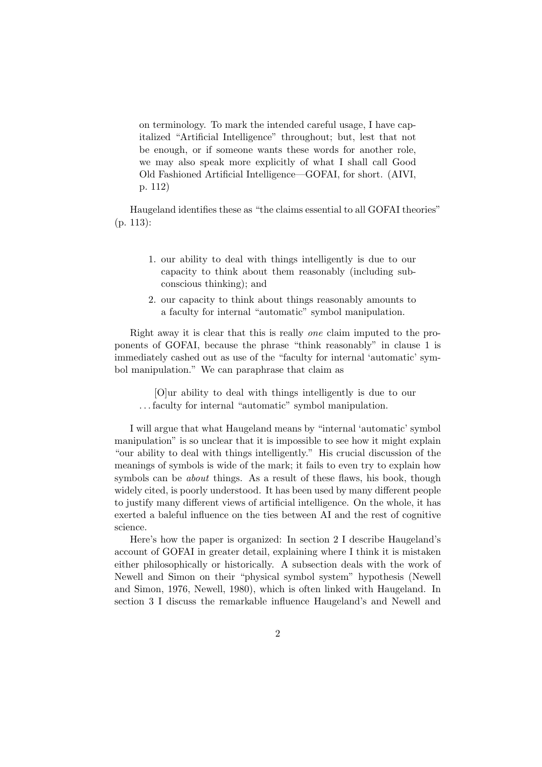> on terminology. To mark the intended careful usage, I have capitalized "Artificial Intelligence" throughout; but, lest that not be enough, or if someone wants these words for another role, we may also speak more explicitly of what I shall call Good Old Fashioned Artificial Intelligence—GOFAI, for short. (AIVI, p. 112)

Haugeland identifies these as "the claims essential to all GOFAI theories" (p. 113):

> 1. our ability to deal with things intelligently is due to our capacity to think about them reasonably (including subconscious thinking); and
> 2. our capacity to think about things reasonably amounts to a faculty for internal "automatic" symbol manipulation.

Right away it is clear that this is really *one* claim imputed to the proponents of GOFAI, because the phrase "think reasonably" in clause 1 is immediately cashed out as use of the "faculty for internal 'automatic' symbol manipulation." We can paraphrase that claim as

> [O]ur ability to deal with things intelligently is due to our . . . faculty for internal "automatic" symbol manipulation.

I will argue that what Haugeland means by "internal 'automatic' symbol manipulation" is so unclear that it is impossible to see how it might explain "our ability to deal with things intelligently." His crucial discussion of the meanings of symbols is wide of the mark; it fails to even try to explain how symbols can be *about* things. As a result of these flaws, his book, though widely cited, is poorly understood. It has been used by many different people to justify many different views of artificial intelligence. On the whole, it has exerted a baleful influence on the ties between AI and the rest of cognitive science.

Here's how the paper is organized: In section 2 I describe Haugeland's account of GOFAI in greater detail, explaining where I think it is mistaken either philosophically or historically. A subsection deals with the work of Newell and Simon on their "physical symbol system" hypothesis (Newell and Simon, 1976, Newell, 1980), which is often linked with Haugeland. In section 3 I discuss the remarkable influence Haugeland's and Newell and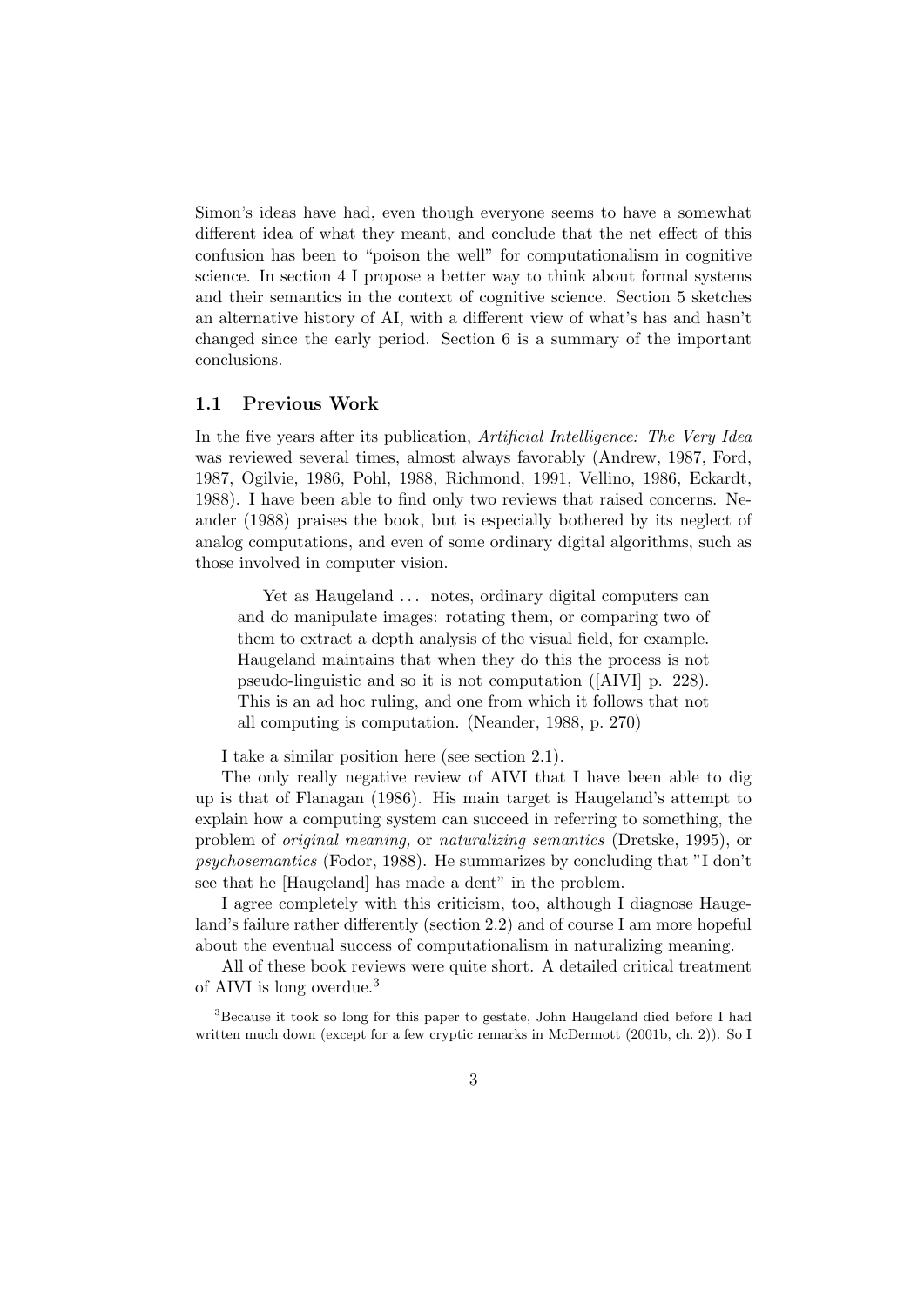Simon's ideas have had, even though everyone seems to have a somewhat different idea of what they meant, and conclude that the net effect of this confusion has been to "poison the well" for computationalism in cognitive science. In section 4 I propose a better way to think about formal systems and their semantics in the context of cognitive science. Section 5 sketches an alternative history of AI, with a different view of what's has and hasn't changed since the early period. Section 6 is a summary of the important conclusions.

### 1.1 Previous Work

In the five years after its publication, *Artificial Intelligence: The Very Idea* was reviewed several times, almost always favorably (Andrew, 1987, Ford, 1987, Ogilvie, 1986, Pohl, 1988, Richmond, 1991, Vellino, 1986, Eckardt, 1988). I have been able to find only two reviews that raised concerns. Neander (1988) praises the book, but is especially bothered by its neglect of analog computations, and even of some ordinary digital algorithms, such as those involved in computer vision.

> Yet as Haugeland ... notes, ordinary digital computers can and do manipulate images: rotating them, or comparing two of them to extract a depth analysis of the visual field, for example. Haugeland maintains that when they do this the process is not pseudo-linguistic and so it is not computation ([AIVI] p. 228). This is an ad hoc ruling, and one from which it follows that not all computing is computation. (Neander, 1988, p. 270)

I take a similar position here (see section 2.1).

The only really negative review of AIVI that I have been able to dig up is that of Flanagan (1986). His main target is Haugeland's attempt to explain how a computing system can succeed in referring to something, the problem of *original meaning,* or *naturalizing semantics* (Dretske, 1995), or *psychosemantics* (Fodor, 1988). He summarizes by concluding that "I don't see that he [Haugeland] has made a dent" in the problem.

I agree completely with this criticism, too, although I diagnose Haugeland's failure rather differently (section 2.2) and of course I am more hopeful about the eventual success of computationalism in naturalizing meaning.

All of these book reviews were quite short. A detailed critical treatment of AIVI is long overdue.[3]

---

[3]Because it took so long for this paper to gestate, John Haugeland died before I had written much down (except for a few cryptic remarks in McDermott (2001b, ch. 2)). So I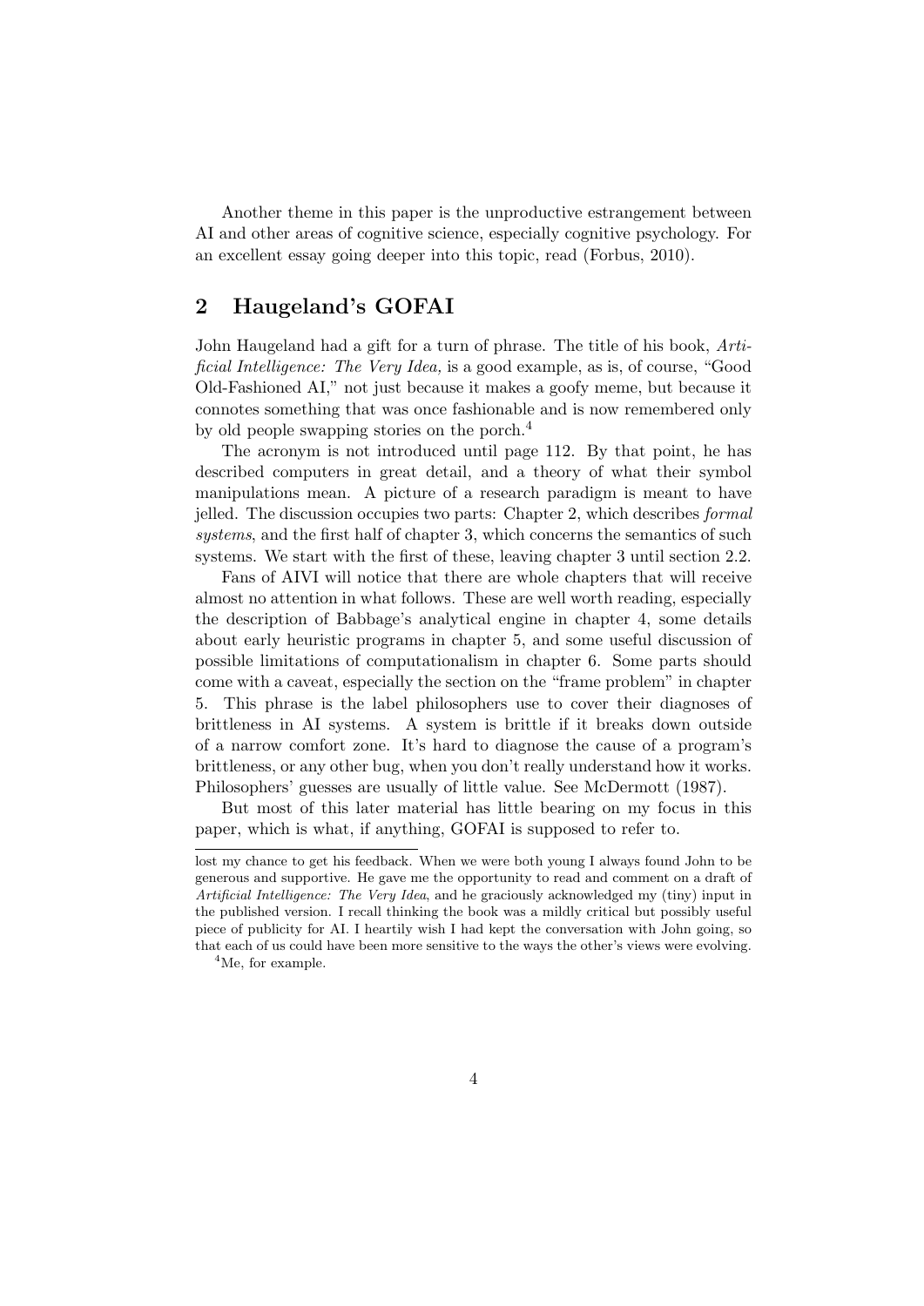Another theme in this paper is the unproductive estrangement between AI and other areas of cognitive science, especially cognitive psychology. For an excellent essay going deeper into this topic, read (Forbus, 2010).

## 2 Haugeland's GOFAI

John Haugeland had a gift for a turn of phrase. The title of his book, *Artificial Intelligence: The Very Idea,* is a good example, as is, of course, "Good Old-Fashioned AI," not just because it makes a goofy meme, but because it connotes something that was once fashionable and is now remembered only by old people swapping stories on the porch.[4]

The acronym is not introduced until page 112. By that point, he has described computers in great detail, and a theory of what their symbol manipulations mean. A picture of a research paradigm is meant to have jelled. The discussion occupies two parts: Chapter 2, which describes *formal systems*, and the first half of chapter 3, which concerns the semantics of such systems. We start with the first of these, leaving chapter 3 until section 2.2.

Fans of AIVI will notice that there are whole chapters that will receive almost no attention in what follows. These are well worth reading, especially the description of Babbage's analytical engine in chapter 4, some details about early heuristic programs in chapter 5, and some useful discussion of possible limitations of computationalism in chapter 6. Some parts should come with a caveat, especially the section on the "frame problem" in chapter 5. This phrase is the label philosophers use to cover their diagnoses of brittleness in AI systems. A system is brittle if it breaks down outside of a narrow comfort zone. It's hard to diagnose the cause of a program's brittleness, or any other bug, when you don't really understand how it works. Philosophers' guesses are usually of little value. See McDermott (1987).

But most of this later material has little bearing on my focus in this paper, which is what, if anything, GOFAI is supposed to refer to.

---

lost my chance to get his feedback. When we were both young I always found John to be generous and supportive. He gave me the opportunity to read and comment on a draft of *Artificial Intelligence: The Very Idea*, and he graciously acknowledged my (tiny) input in the published version. I recall thinking the book was a mildly critical but possibly useful piece of publicity for AI. I heartily wish I had kept the conversation with John going, so that each of us could have been more sensitive to the ways the other's views were evolving.

[4] Me, for example.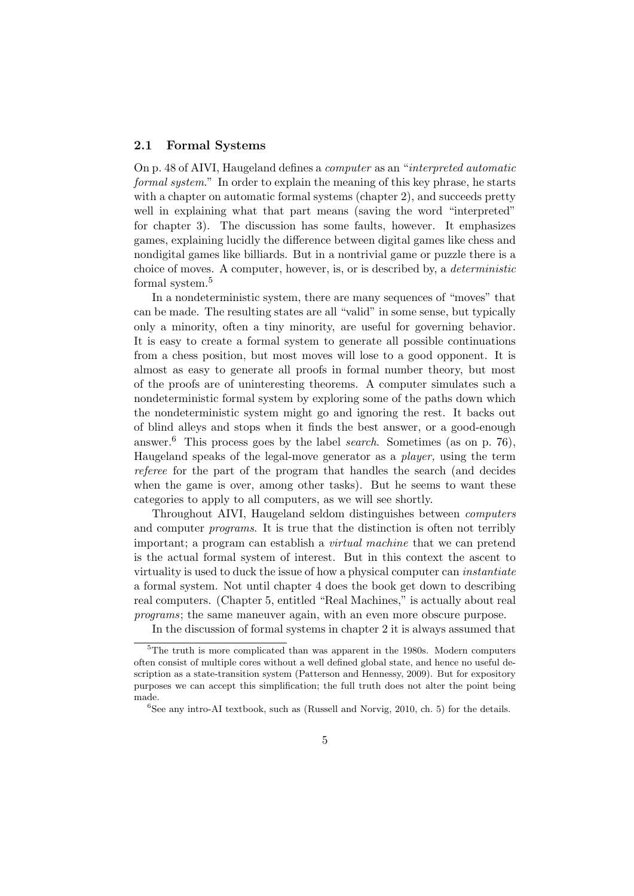### 2.1 Formal Systems

On p. 48 of AIVI, Haugeland defines a *computer* as an "*interpreted automatic formal system*." In order to explain the meaning of this key phrase, he starts with a chapter on automatic formal systems (chapter 2), and succeeds pretty well in explaining what that part means (saving the word "interpreted" for chapter 3). The discussion has some faults, however. It emphasizes games, explaining lucidly the difference between digital games like chess and nondigital games like billiards. But in a nontrivial game or puzzle there is a choice of moves. A computer, however, is, or is described by, a *deterministic* formal system.[5]

In a nondeterministic system, there are many sequences of "moves" that can be made. The resulting states are all "valid" in some sense, but typically only a minority, often a tiny minority, are useful for governing behavior. It is easy to create a formal system to generate all possible continuations from a chess position, but most moves will lose to a good opponent. It is almost as easy to generate all proofs in formal number theory, but most of the proofs are of uninteresting theorems. A computer simulates such a nondeterministic formal system by exploring some of the paths down which the nondeterministic system might go and ignoring the rest. It backs out of blind alleys and stops when it finds the best answer, or a good-enough answer.[6] This process goes by the label *search*. Sometimes (as on p. 76), Haugeland speaks of the legal-move generator as a *player,* using the term *referee* for the part of the program that handles the search (and decides when the game is over, among other tasks). But he seems to want these categories to apply to all computers, as we will see shortly.

Throughout AIVI, Haugeland seldom distinguishes between *computers* and computer *programs*. It is true that the distinction is often not terribly important; a program can establish a *virtual machine* that we can pretend is the actual formal system of interest. But in this context the ascent to virtuality is used to duck the issue of how a physical computer can *instantiate* a formal system. Not until chapter 4 does the book get down to describing real computers. (Chapter 5, entitled "Real Machines," is actually about real *programs*; the same maneuver again, with an even more obscure purpose.

In the discussion of formal systems in chapter 2 it is always assumed that

---

[5] The truth is more complicated than was apparent in the 1980s. Modern computers often consist of multiple cores without a well defined global state, and hence no useful description as a state-transition system (Patterson and Hennessy, 2009). But for expository purposes we can accept this simplification; the full truth does not alter the point being made.

[6] See any intro-AI textbook, such as (Russell and Norvig, 2010, ch. 5) for the details.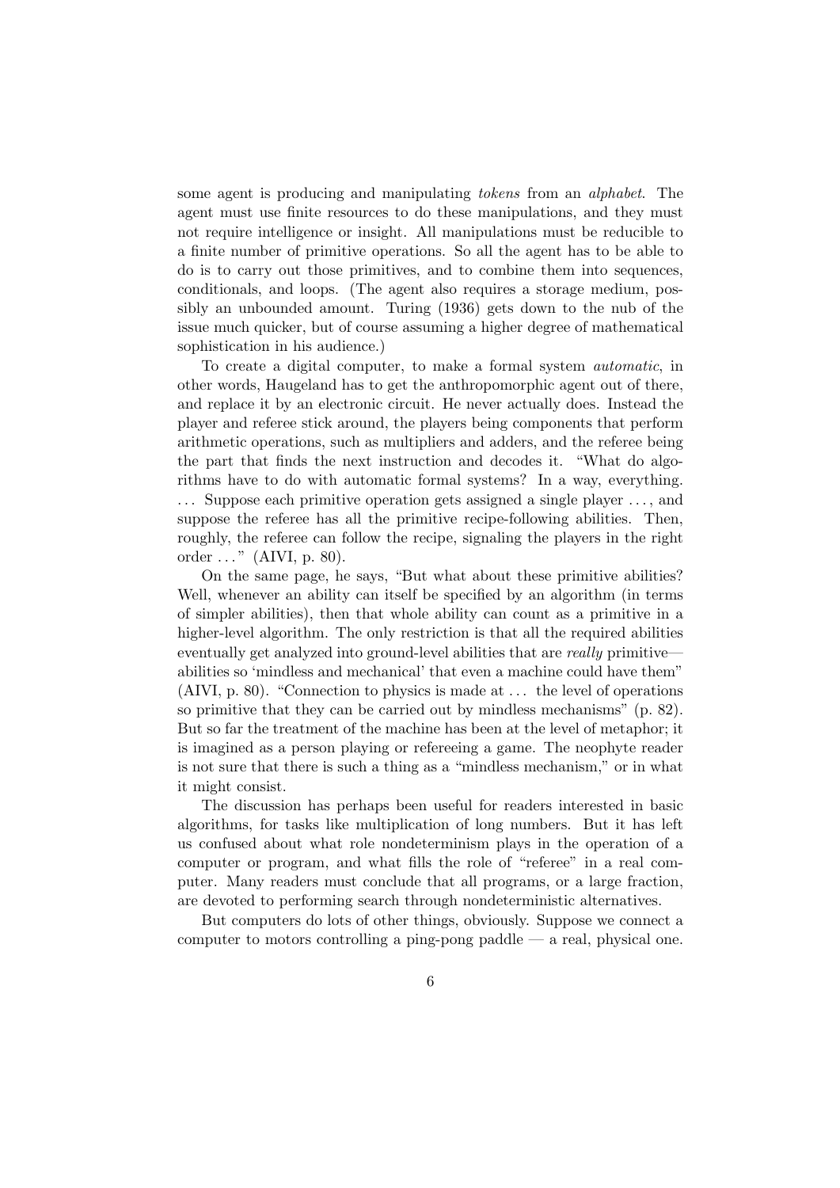some agent is producing and manipulating *tokens* from an *alphabet*. The agent must use finite resources to do these manipulations, and they must not require intelligence or insight. All manipulations must be reducible to a finite number of primitive operations. So all the agent has to be able to do is to carry out those primitives, and to combine them into sequences, conditionals, and loops. (The agent also requires a storage medium, possibly an unbounded amount. Turing (1936) gets down to the nub of the issue much quicker, but of course assuming a higher degree of mathematical sophistication in his audience.)

To create a digital computer, to make a formal system *automatic*, in other words, Haugeland has to get the anthropomorphic agent out of there, and replace it by an electronic circuit. He never actually does. Instead the player and referee stick around, the players being components that perform arithmetic operations, such as multipliers and adders, and the referee being the part that finds the next instruction and decodes it. "What do algorithms have to do with automatic formal systems? In a way, everything. . . . Suppose each primitive operation gets assigned a single player . . . , and suppose the referee has all the primitive recipe-following abilities. Then, roughly, the referee can follow the recipe, signaling the players in the right order . . . " (AIVI, p. 80).

On the same page, he says, "But what about these primitive abilities? Well, whenever an ability can itself be specified by an algorithm (in terms of simpler abilities), then that whole ability can count as a primitive in a higher-level algorithm. The only restriction is that all the required abilities eventually get analyzed into ground-level abilities that are *really* primitive—abilities so 'mindless and mechanical' that even a machine could have them" (AIVI, p. 80). "Connection to physics is made at . . . the level of operations so primitive that they can be carried out by mindless mechanisms" (p. 82). But so far the treatment of the machine has been at the level of metaphor; it is imagined as a person playing or refereeing a game. The neophyte reader is not sure that there is such a thing as a "mindless mechanism," or in what it might consist.

The discussion has perhaps been useful for readers interested in basic algorithms, for tasks like multiplication of long numbers. But it has left us confused about what role nondeterminism plays in the operation of a computer or program, and what fills the role of "referee" in a real computer. Many readers must conclude that all programs, or a large fraction, are devoted to performing search through nondeterministic alternatives.

But computers do lots of other things, obviously. Suppose we connect a computer to motors controlling a ping-pong paddle — a real, physical one.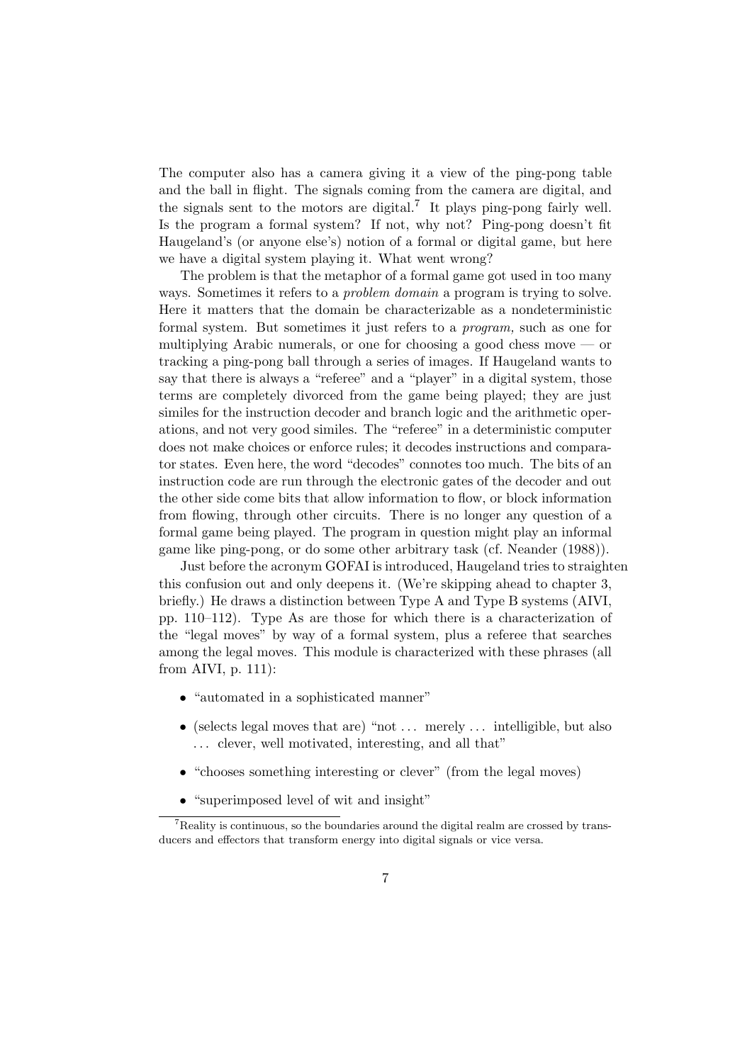The computer also has a camera giving it a view of the ping-pong table and the ball in flight. The signals coming from the camera are digital, and the signals sent to the motors are digital.[7] It plays ping-pong fairly well. Is the program a formal system? If not, why not? Ping-pong doesn't fit Haugeland's (or anyone else's) notion of a formal or digital game, but here we have a digital system playing it. What went wrong?

The problem is that the metaphor of a formal game got used in too many ways. Sometimes it refers to a *problem domain* a program is trying to solve. Here it matters that the domain be characterizable as a nondeterministic formal system. But sometimes it just refers to a *program,* such as one for multiplying Arabic numerals, or one for choosing a good chess move — or tracking a ping-pong ball through a series of images. If Haugeland wants to say that there is always a "referee" and a "player" in a digital system, those terms are completely divorced from the game being played; they are just similes for the instruction decoder and branch logic and the arithmetic operations, and not very good similes. The "referee" in a deterministic computer does not make choices or enforce rules; it decodes instructions and comparator states. Even here, the word "decodes" connotes too much. The bits of an instruction code are run through the electronic gates of the decoder and out the other side come bits that allow information to flow, or block information from flowing, through other circuits. There is no longer any question of a formal game being played. The program in question might play an informal game like ping-pong, or do some other arbitrary task (cf. Neander (1988)).

Just before the acronym GOFAI is introduced, Haugeland tries to straighten this confusion out and only deepens it. (We're skipping ahead to chapter 3, briefly.) He draws a distinction between Type A and Type B systems (AIVI, pp. 110–112). Type As are those for which there is a characterization of the "legal moves" by way of a formal system, plus a referee that searches among the legal moves. This module is characterized with these phrases (all from AIVI, p. 111):

- "automated in a sophisticated manner"
- (selects legal moves that are) "not ... merely ... intelligible, but also ... clever, well motivated, interesting, and all that"
- "chooses something interesting or clever" (from the legal moves)
- "superimposed level of wit and insight"

[7] Reality is continuous, so the boundaries around the digital realm are crossed by transducers and effectors that transform energy into digital signals or vice versa.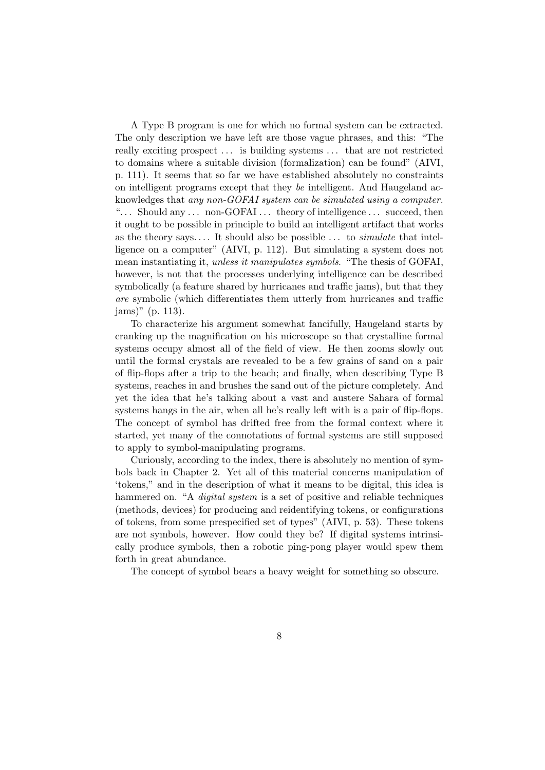A Type B program is one for which no formal system can be extracted. The only description we have left are those vague phrases, and this: "The really exciting prospect ... is building systems ... that are not restricted to domains where a suitable division (formalization) can be found" (AIVI, p. 111). It seems that so far we have established absolutely no constraints on intelligent programs except that they *be* intelligent. And Haugeland acknowledges that *any non-GOFAI system can be simulated using a computer.* "... Should any ... non-GOFAI ... theory of intelligence ... succeed, then it ought to be possible in principle to build an intelligent artifact that works as the theory says.... It should also be possible ... to *simulate* that intelligence on a computer" (AIVI, p. 112). But simulating a system does not mean instantiating it, *unless it manipulates symbols*. "The thesis of GOFAI, however, is not that the processes underlying intelligence can be described symbolically (a feature shared by hurricanes and traffic jams), but that they *are* symbolic (which differentiates them utterly from hurricanes and traffic jams)" (p. 113).

To characterize his argument somewhat fancifully, Haugeland starts by cranking up the magnification on his microscope so that crystalline formal systems occupy almost all of the field of view. He then zooms slowly out until the formal crystals are revealed to be a few grains of sand on a pair of flip-flops after a trip to the beach; and finally, when describing Type B systems, reaches in and brushes the sand out of the picture completely. And yet the idea that he's talking about a vast and austere Sahara of formal systems hangs in the air, when all he's really left with is a pair of flip-flops. The concept of symbol has drifted free from the formal context where it started, yet many of the connotations of formal systems are still supposed to apply to symbol-manipulating programs.

Curiously, according to the index, there is absolutely no mention of symbols back in Chapter 2. Yet all of this material concerns manipulation of 'tokens," and in the description of what it means to be digital, this idea is hammered on. "A *digital system* is a set of positive and reliable techniques (methods, devices) for producing and reidentifying tokens, or configurations of tokens, from some prespecified set of types" (AIVI, p. 53). These tokens are not symbols, however. How could they be? If digital systems intrinsically produce symbols, then a robotic ping-pong player would spew them forth in great abundance.

The concept of symbol bears a heavy weight for something so obscure.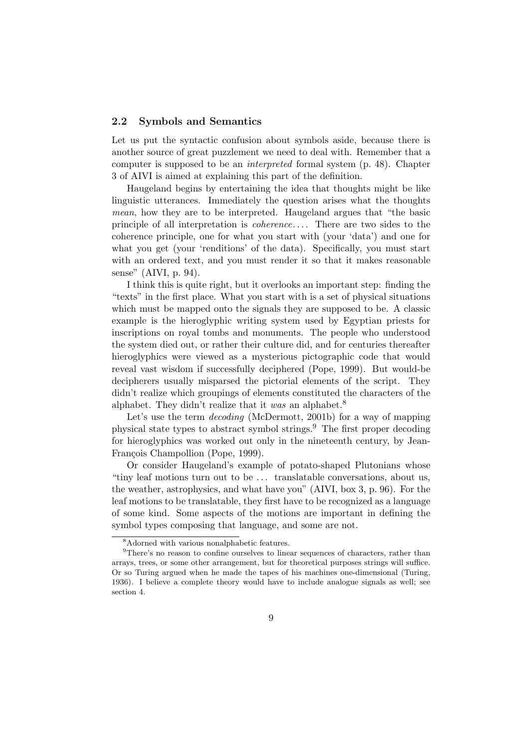### 2.2 Symbols and Semantics

Let us put the syntactic confusion about symbols aside, because there is another source of great puzzlement we need to deal with. Remember that a computer is supposed to be an *interpreted* formal system (p. 48). Chapter 3 of AIVI is aimed at explaining this part of the definition.

Haugeland begins by entertaining the idea that thoughts might be like linguistic utterances. Immediately the question arises what the thoughts *mean*, how they are to be interpreted. Haugeland argues that "the basic principle of all interpretation is *coherence*.... There are two sides to the coherence principle, one for what you start with (your 'data') and one for what you get (your 'renditions' of the data). Specifically, you must start with an ordered text, and you must render it so that it makes reasonable sense" (AIVI, p. 94).

I think this is quite right, but it overlooks an important step: finding the "texts" in the first place. What you start with is a set of physical situations which must be mapped onto the signals they are supposed to be. A classic example is the hieroglyphic writing system used by Egyptian priests for inscriptions on royal tombs and monuments. The people who understood the system died out, or rather their culture did, and for centuries thereafter hieroglyphics were viewed as a mysterious pictographic code that would reveal vast wisdom if successfully deciphered (Pope, 1999). But would-be decipherers usually misparsed the pictorial elements of the script. They didn't realize which groupings of elements constituted the characters of the alphabet. They didn't realize that it *was* an alphabet.[8]

Let's use the term *decoding* (McDermott, 2001b) for a way of mapping physical state types to abstract symbol strings.[9] The first proper decoding for hieroglyphics was worked out only in the nineteenth century, by Jean-François Champollion (Pope, 1999).

Or consider Haugeland's example of potato-shaped Plutonians whose "tiny leaf motions turn out to be ... translatable conversations, about us, the weather, astrophysics, and what have you" (AIVI, box 3, p. 96). For the leaf motions to be translatable, they first have to be recognized as a language of some kind. Some aspects of the motions are important in defining the symbol types composing that language, and some are not.

---

[8] Adorned with various nonalphabetic features.

[9] There's no reason to confine ourselves to linear sequences of characters, rather than arrays, trees, or some other arrangement, but for theoretical purposes strings will suffice. Or so Turing argued when he made the tapes of his machines one-dimensional (Turing, 1936). I believe a complete theory would have to include analogue signals as well; see section 4.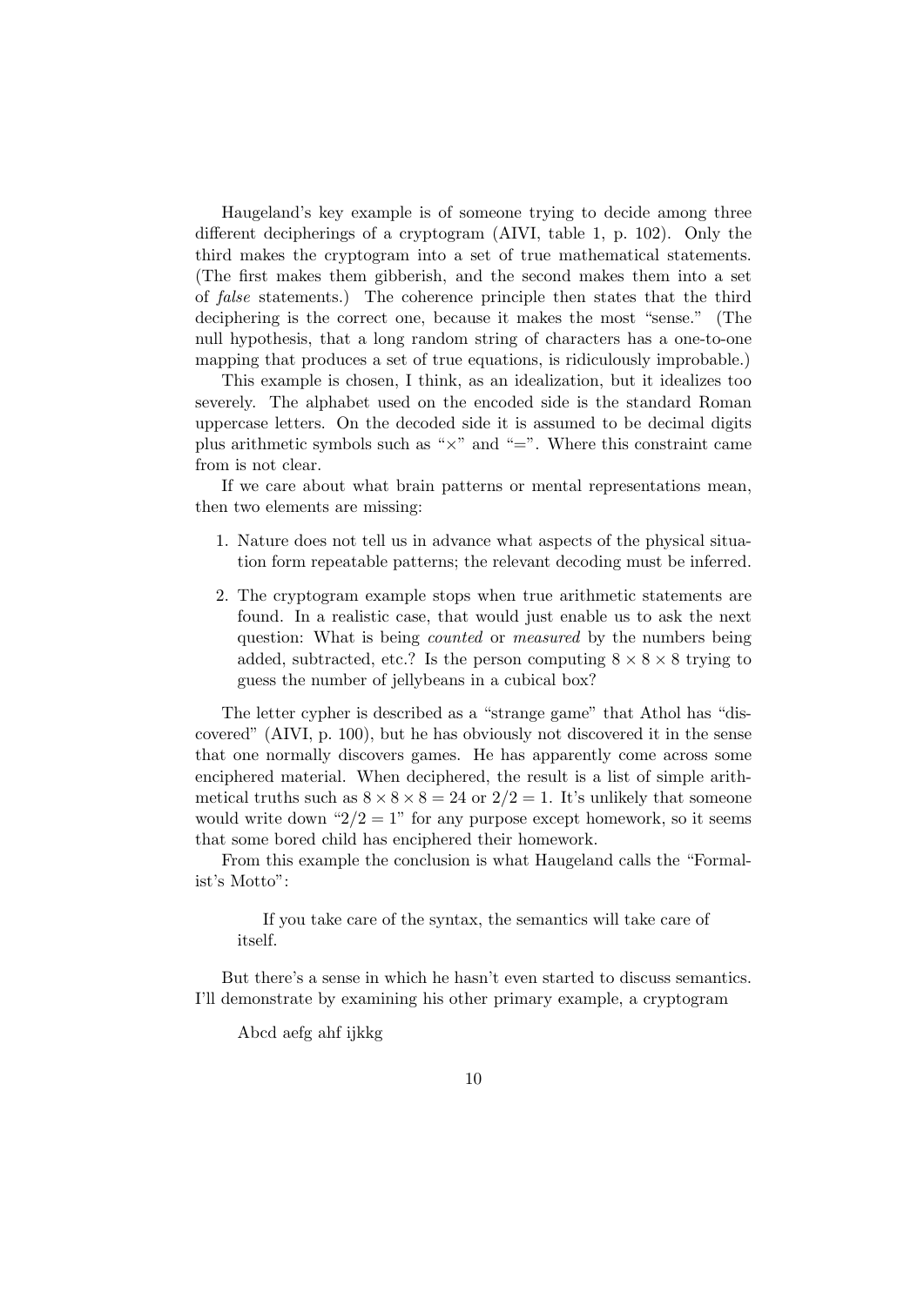Haugeland's key example is of someone trying to decide among three different decipherings of a cryptogram (AIVI, table 1, p. 102). Only the third makes the cryptogram into a set of true mathematical statements. (The first makes them gibberish, and the second makes them into a set of *false* statements.) The coherence principle then states that the third deciphering is the correct one, because it makes the most "sense." (The null hypothesis, that a long random string of characters has a one-to-one mapping that produces a set of true equations, is ridiculously improbable.)

This example is chosen, I think, as an idealization, but it idealizes too severely. The alphabet used on the encoded side is the standard Roman uppercase letters. On the decoded side it is assumed to be decimal digits plus arithmetic symbols such as "$\times$" and "$=$". Where this constraint came from is not clear.

If we care about what brain patterns or mental representations mean, then two elements are missing:

1. Nature does not tell us in advance what aspects of the physical situation form repeatable patterns; the relevant decoding must be inferred.
2. The cryptogram example stops when true arithmetic statements are found. In a realistic case, that would just enable us to ask the next question: What is being *counted* or *measured* by the numbers being added, subtracted, etc.? Is the person computing $8 \times 8 \times 8$ trying to guess the number of jellybeans in a cubical box?

The letter cypher is described as a "strange game" that Athol has "discovered" (AIVI, p. 100), but he has obviously not discovered it in the sense that one normally discovers games. He has apparently come across some enciphered material. When deciphered, the result is a list of simple arithmetical truths such as $8 \times 8 \times 8 = 24$ or $2/2 = 1$. It's unlikely that someone would write down "$2/2 = 1$" for any purpose except homework, so it seems that some bored child has enciphered their homework.

From this example the conclusion is what Haugeland calls the "Formalist's Motto":

> If you take care of the syntax, the semantics will take care of itself.

But there's a sense in which he hasn't even started to discuss semantics. I'll demonstrate by examining his other primary example, a cryptogram

> Abcd aefg ahf ijkkg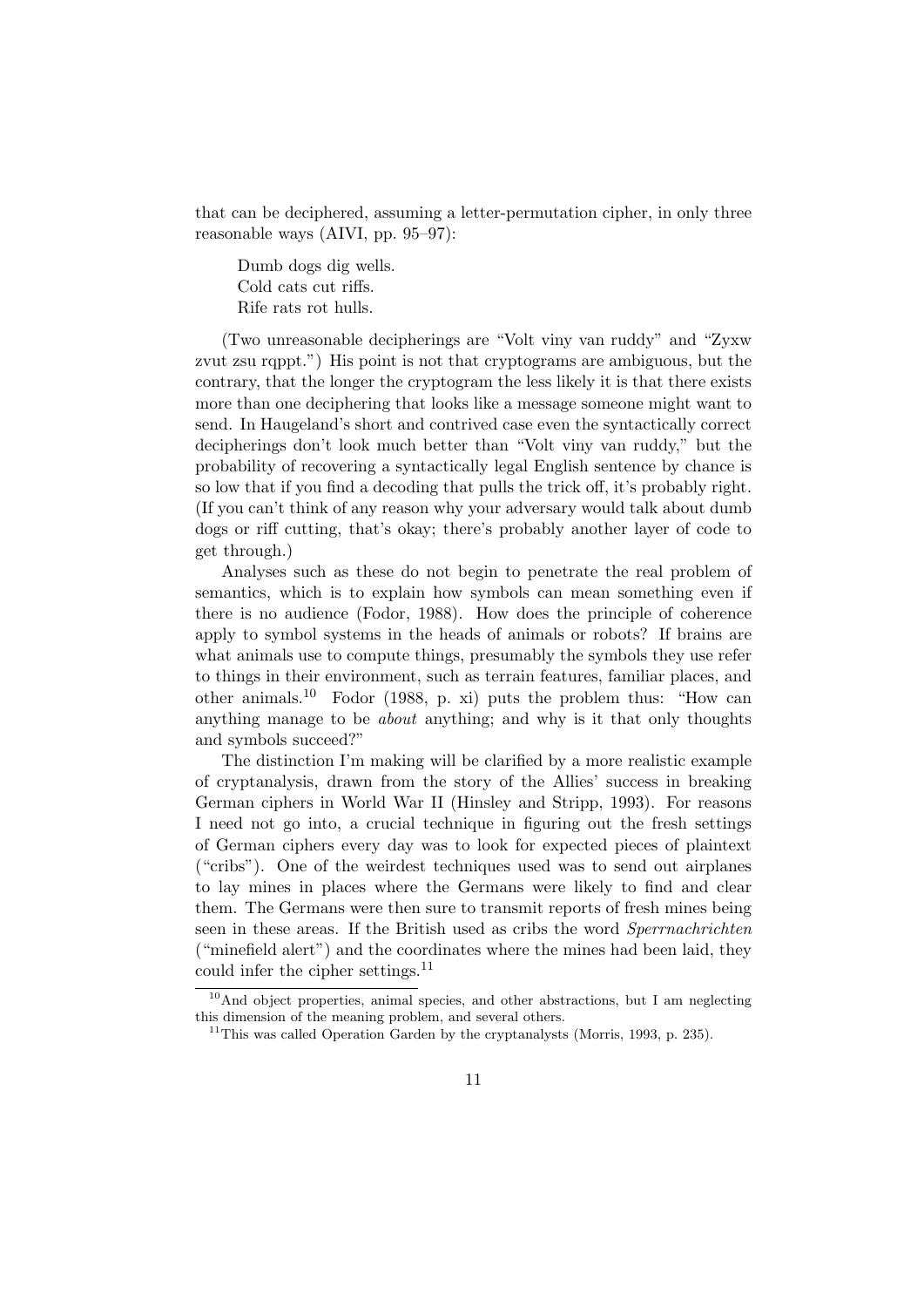that can be deciphered, assuming a letter-permutation cipher, in only three reasonable ways (AIVI, pp. 95–97):

> Dumb dogs dig wells.
> Cold cats cut riffs.
> Rife rats rot hulls.

(Two unreasonable decipherings are "Volt viny van ruddy" and "Zyxw zvut zsu rqppt.") His point is not that cryptograms are ambiguous, but the contrary, that the longer the cryptogram the less likely it is that there exists more than one deciphering that looks like a message someone might want to send. In Haugeland's short and contrived case even the syntactically correct decipherings don't look much better than "Volt viny van ruddy," but the probability of recovering a syntactically legal English sentence by chance is so low that if you find a decoding that pulls the trick off, it's probably right. (If you can't think of any reason why your adversary would talk about dumb dogs or riff cutting, that's okay; there's probably another layer of code to get through.)

Analyses such as these do not begin to penetrate the real problem of semantics, which is to explain how symbols can mean something even if there is no audience (Fodor, 1988). How does the principle of coherence apply to symbol systems in the heads of animals or robots? If brains are what animals use to compute things, presumably the symbols they use refer to things in their environment, such as terrain features, familiar places, and other animals.[10] Fodor (1988, p. xi) puts the problem thus: "How can anything manage to be *about* anything; and why is it that only thoughts and symbols succeed?"

The distinction I'm making will be clarified by a more realistic example of cryptanalysis, drawn from the story of the Allies' success in breaking German ciphers in World War II (Hinsley and Stripp, 1993). For reasons I need not go into, a crucial technique in figuring out the fresh settings of German ciphers every day was to look for expected pieces of plaintext ("cribs"). One of the weirdest techniques used was to send out airplanes to lay mines in places where the Germans were likely to find and clear them. The Germans were then sure to transmit reports of fresh mines being seen in these areas. If the British used as cribs the word *Sperrnachrichten* ("minefield alert") and the coordinates where the mines had been laid, they could infer the cipher settings.[11]

[10] And object properties, animal species, and other abstractions, but I am neglecting this dimension of the meaning problem, and several others.

[11] This was called Operation Garden by the cryptanalysts (Morris, 1993, p. 235).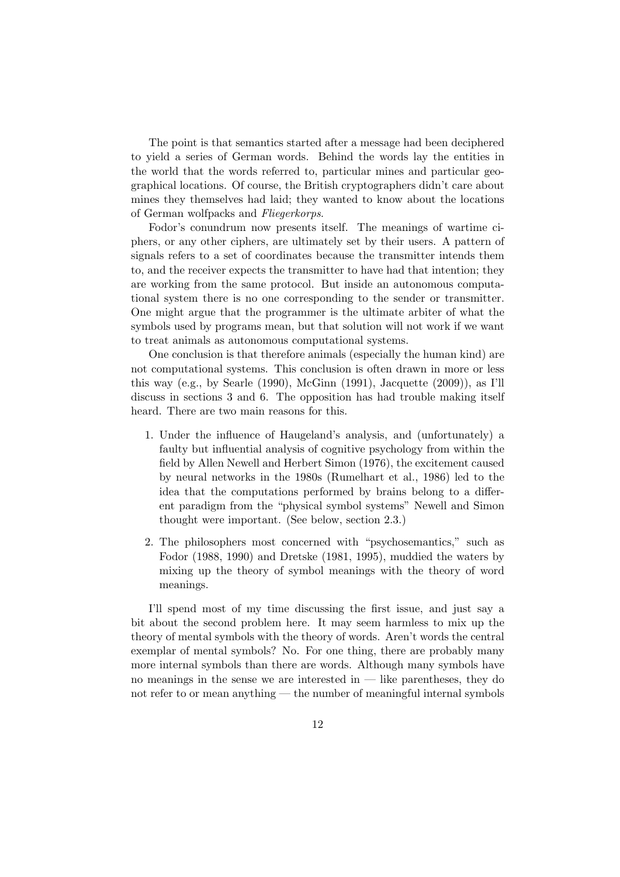The point is that semantics started after a message had been deciphered to yield a series of German words. Behind the words lay the entities in the world that the words referred to, particular mines and particular geographical locations. Of course, the British cryptographers didn't care about mines they themselves had laid; they wanted to know about the locations of German wolfpacks and *Fliegerkorps*.

Fodor's conundrum now presents itself. The meanings of wartime ciphers, or any other ciphers, are ultimately set by their users. A pattern of signals refers to a set of coordinates because the transmitter intends them to, and the receiver expects the transmitter to have had that intention; they are working from the same protocol. But inside an autonomous computational system there is no one corresponding to the sender or transmitter. One might argue that the programmer is the ultimate arbiter of what the symbols used by programs mean, but that solution will not work if we want to treat animals as autonomous computational systems.

One conclusion is that therefore animals (especially the human kind) are not computational systems. This conclusion is often drawn in more or less this way (e.g., by Searle (1990), McGinn (1991), Jacquette (2009)), as I'll discuss in sections 3 and 6. The opposition has had trouble making itself heard. There are two main reasons for this.

1. Under the influence of Haugeland's analysis, and (unfortunately) a faulty but influential analysis of cognitive psychology from within the field by Allen Newell and Herbert Simon (1976), the excitement caused by neural networks in the 1980s (Rumelhart et al., 1986) led to the idea that the computations performed by brains belong to a different paradigm from the "physical symbol systems" Newell and Simon thought were important. (See below, section 2.3.)

2. The philosophers most concerned with "psychosemantics," such as Fodor (1988, 1990) and Dretske (1981, 1995), muddied the waters by mixing up the theory of symbol meanings with the theory of word meanings.

I'll spend most of my time discussing the first issue, and just say a bit about the second problem here. It may seem harmless to mix up the theory of mental symbols with the theory of words. Aren't words the central exemplar of mental symbols? No. For one thing, there are probably many more internal symbols than there are words. Although many symbols have no meanings in the sense we are interested in — like parentheses, they do not refer to or mean anything — the number of meaningful internal symbols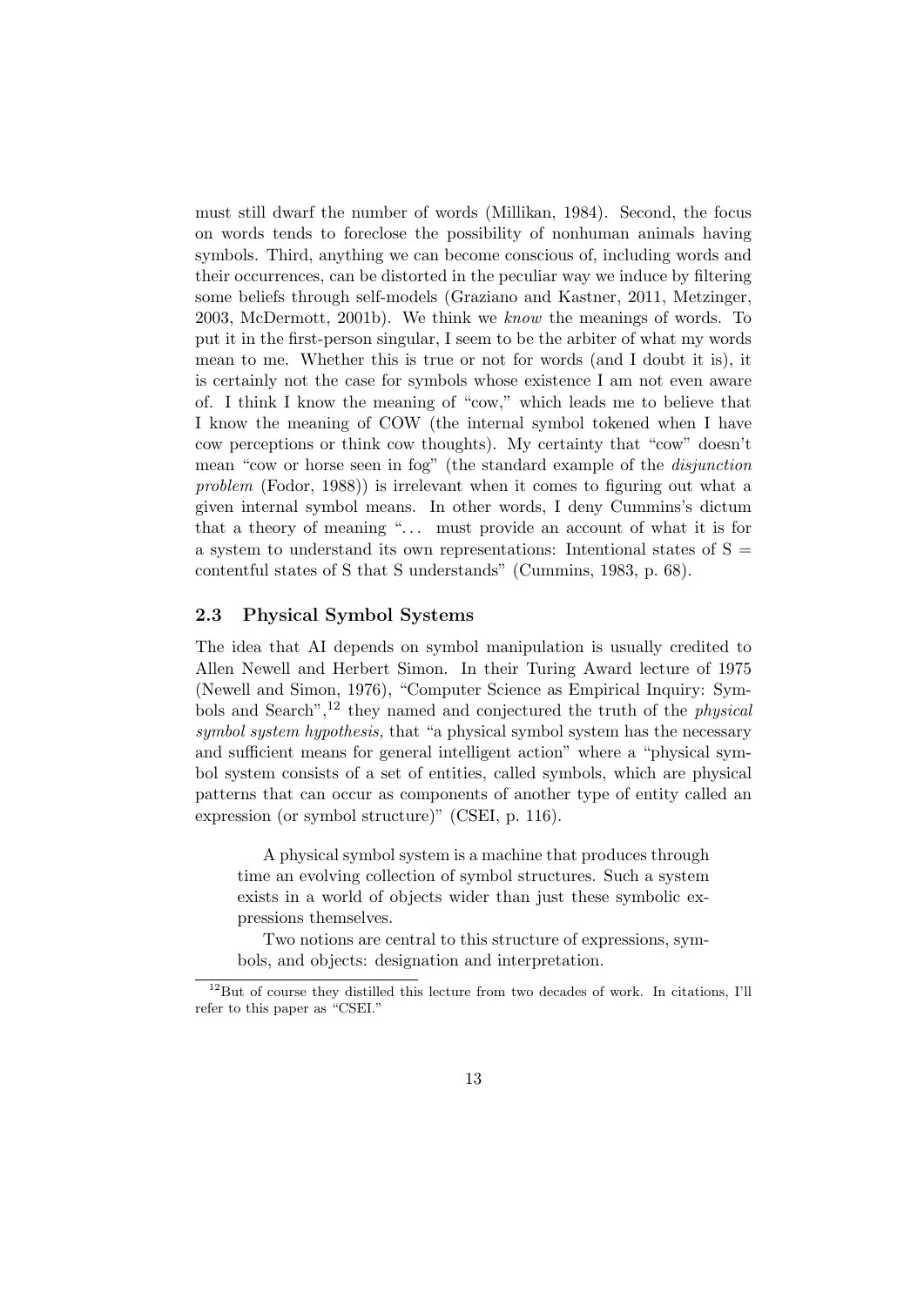must still dwarf the number of words (Millikan, 1984). Second, the focus on words tends to foreclose the possibility of nonhuman animals having symbols. Third, anything we can become conscious of, including words and their occurrences, can be distorted in the peculiar way we induce by filtering some beliefs through self-models (Graziano and Kastner, 2011, Metzinger, 2003, McDermott, 2001b). We think we *know* the meanings of words. To put it in the first-person singular, I seem to be the arbiter of what my words mean to me. Whether this is true or not for words (and I doubt it is), it is certainly not the case for symbols whose existence I am not even aware of. I think I know the meaning of "cow," which leads me to believe that I know the meaning of COW (the internal symbol tokened when I have cow perceptions or think cow thoughts). My certainty that "cow" doesn't mean "cow or horse seen in fog" (the standard example of the *disjunction problem* (Fodor, 1988)) is irrelevant when it comes to figuring out what a given internal symbol means. In other words, I deny Cummins's dictum that a theory of meaning "... must provide an account of what it is for a system to understand its own representations: Intentional states of S = contentful states of S that S understands" (Cummins, 1983, p. 68).

### 2.3 Physical Symbol Systems

The idea that AI depends on symbol manipulation is usually credited to Allen Newell and Herbert Simon. In their Turing Award lecture of 1975 (Newell and Simon, 1976), "Computer Science as Empirical Inquiry: Symbols and Search",[12] they named and conjectured the truth of the *physical symbol system hypothesis,* that "a physical symbol system has the necessary and sufficient means for general intelligent action" where a "physical symbol system consists of a set of entities, called symbols, which are physical patterns that can occur as components of another type of entity called an expression (or symbol structure)" (CSEI, p. 116).

> A physical symbol system is a machine that produces through time an evolving collection of symbol structures. Such a system exists in a world of objects wider than just these symbolic expressions themselves.
>
> Two notions are central to this structure of expressions, symbols, and objects: designation and interpretation.

[12] But of course they distilled this lecture from two decades of work. In citations, I'll refer to this paper as "CSEI."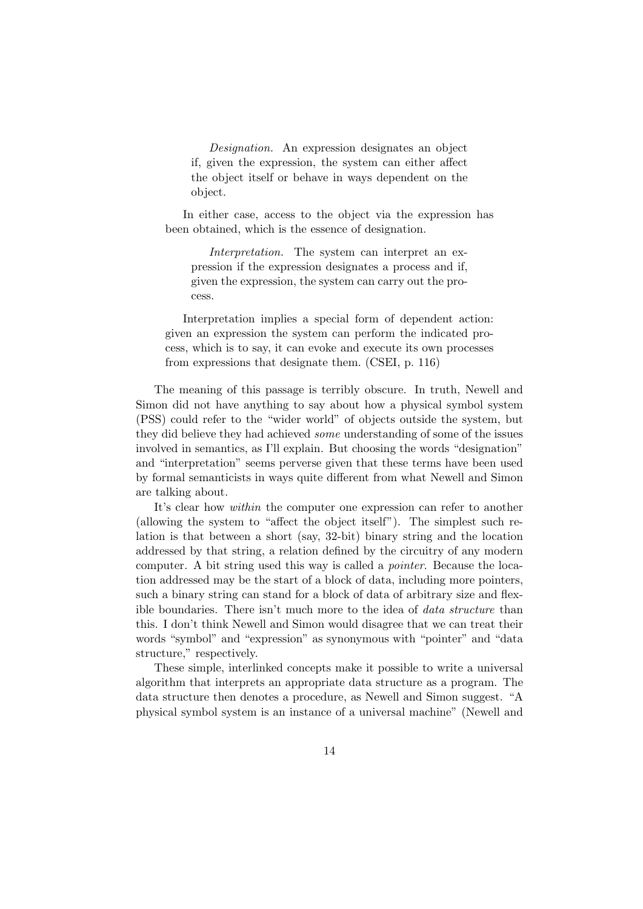> *Designation.* An expression designates an object if, given the expression, the system can either affect the object itself or behave in ways dependent on the object.
>
> In either case, access to the object via the expression has been obtained, which is the essence of designation.
>
> > *Interpretation.* The system can interpret an expression if the expression designates a process and if, given the expression, the system can carry out the process.
>
> Interpretation implies a special form of dependent action: given an expression the system can perform the indicated process, which is to say, it can evoke and execute its own processes from expressions that designate them. (CSEI, p. 116)

The meaning of this passage is terribly obscure. In truth, Newell and Simon did not have anything to say about how a physical symbol system (PSS) could refer to the "wider world" of objects outside the system, but they did believe they had achieved *some* understanding of some of the issues involved in semantics, as I'll explain. But choosing the words "designation" and "interpretation" seems perverse given that these terms have been used by formal semanticists in ways quite different from what Newell and Simon are talking about.

It's clear how *within* the computer one expression can refer to another (allowing the system to "affect the object itself"). The simplest such relation is that between a short (say, 32-bit) binary string and the location addressed by that string, a relation defined by the circuitry of any modern computer. A bit string used this way is called a *pointer*. Because the location addressed may be the start of a block of data, including more pointers, such a binary string can stand for a block of data of arbitrary size and flexible boundaries. There isn't much more to the idea of *data structure* than this. I don't think Newell and Simon would disagree that we can treat their words "symbol" and "expression" as synonymous with "pointer" and "data structure," respectively.

These simple, interlinked concepts make it possible to write a universal algorithm that interprets an appropriate data structure as a program. The data structure then denotes a procedure, as Newell and Simon suggest. "A physical symbol system is an instance of a universal machine" (Newell and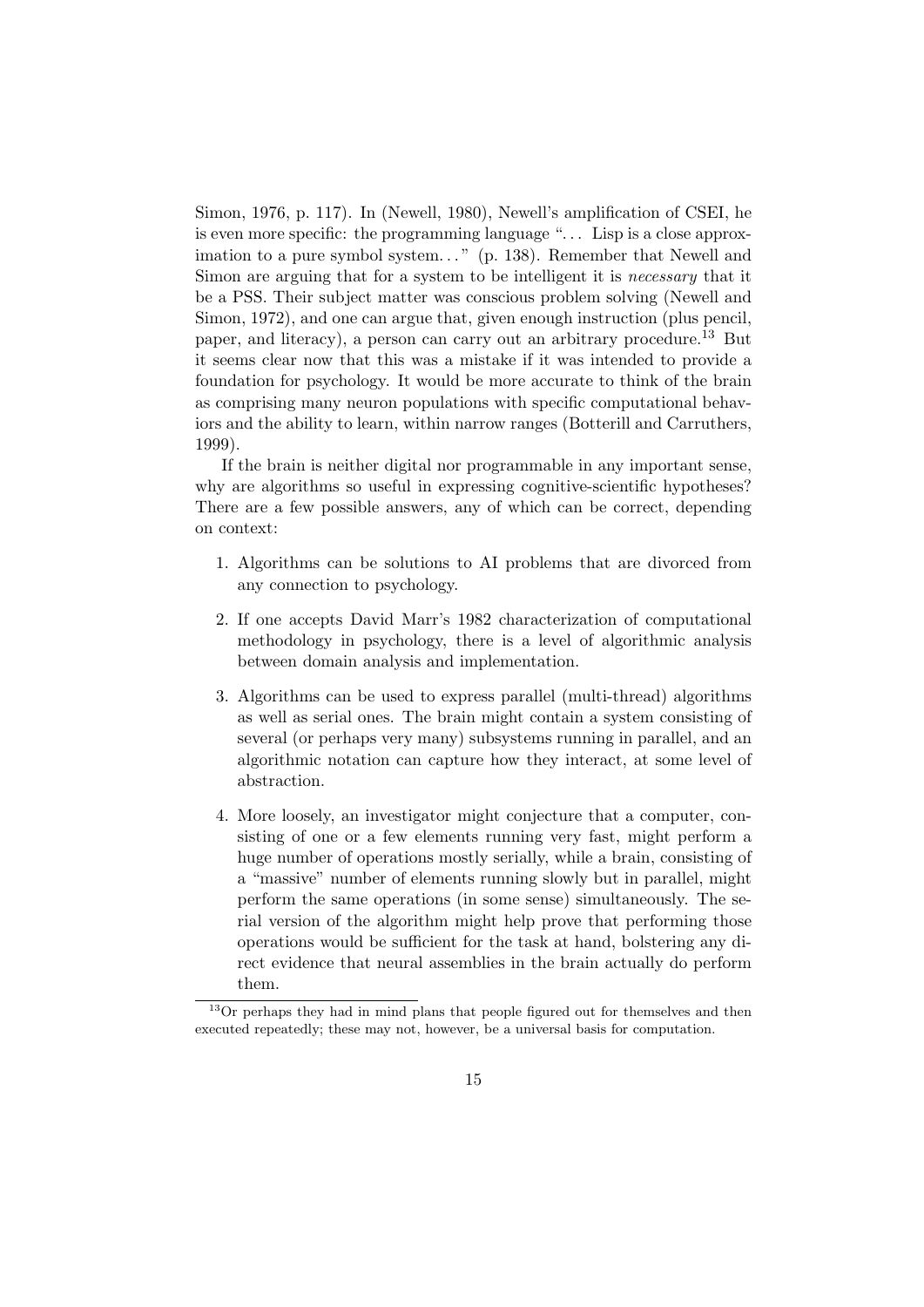Simon, 1976, p. 117). In (Newell, 1980), Newell's amplification of CSEI, he is even more specific: the programming language "... Lisp is a close approximation to a pure symbol system..." (p. 138). Remember that Newell and Simon are arguing that for a system to be intelligent it is *necessary* that it be a PSS. Their subject matter was conscious problem solving (Newell and Simon, 1972), and one can argue that, given enough instruction (plus pencil, paper, and literacy), a person can carry out an arbitrary procedure.[13] But it seems clear now that this was a mistake if it was intended to provide a foundation for psychology. It would be more accurate to think of the brain as comprising many neuron populations with specific computational behaviors and the ability to learn, within narrow ranges (Botterill and Carruthers, 1999).

If the brain is neither digital nor programmable in any important sense, why are algorithms so useful in expressing cognitive-scientific hypotheses? There are a few possible answers, any of which can be correct, depending on context:

1. Algorithms can be solutions to AI problems that are divorced from any connection to psychology.
2. If one accepts David Marr's 1982 characterization of computational methodology in psychology, there is a level of algorithmic analysis between domain analysis and implementation.
3. Algorithms can be used to express parallel (multi-thread) algorithms as well as serial ones. The brain might contain a system consisting of several (or perhaps very many) subsystems running in parallel, and an algorithmic notation can capture how they interact, at some level of abstraction.
4. More loosely, an investigator might conjecture that a computer, consisting of one or a few elements running very fast, might perform a huge number of operations mostly serially, while a brain, consisting of a "massive" number of elements running slowly but in parallel, might perform the same operations (in some sense) simultaneously. The serial version of the algorithm might help prove that performing those operations would be sufficient for the task at hand, bolstering any direct evidence that neural assemblies in the brain actually do perform them.

[13] Or perhaps they had in mind plans that people figured out for themselves and then executed repeatedly; these may not, however, be a universal basis for computation.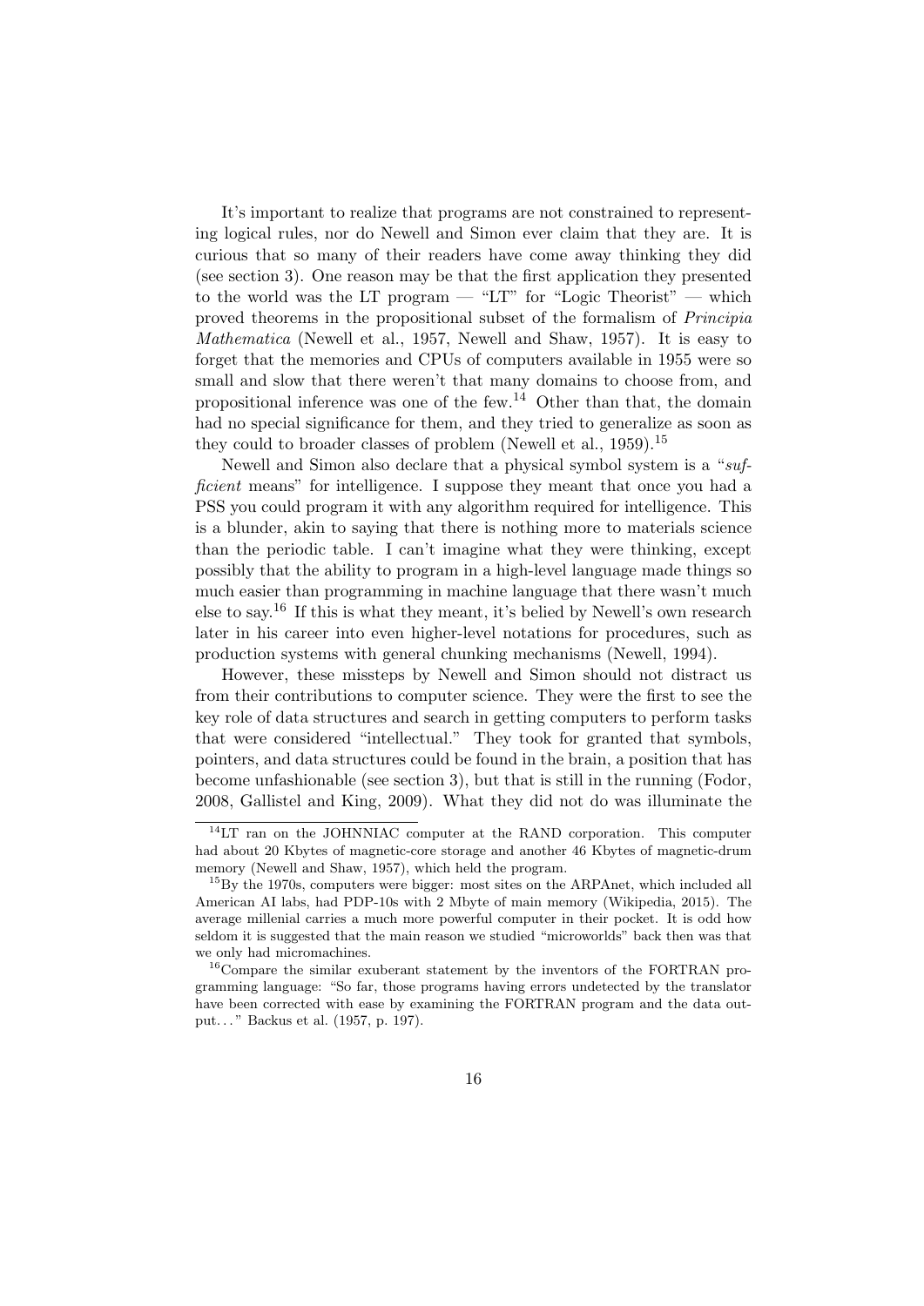It's important to realize that programs are not constrained to representing logical rules, nor do Newell and Simon ever claim that they are. It is curious that so many of their readers have come away thinking they did (see section 3). One reason may be that the first application they presented to the world was the LT program — "LT" for "Logic Theorist" — which proved theorems in the propositional subset of the formalism of *Principia Mathematica* (Newell et al., 1957, Newell and Shaw, 1957). It is easy to forget that the memories and CPUs of computers available in 1955 were so small and slow that there weren't that many domains to choose from, and propositional inference was one of the few.[14] Other than that, the domain had no special significance for them, and they tried to generalize as soon as they could to broader classes of problem (Newell et al., 1959).[15]

Newell and Simon also declare that a physical symbol system is a "*sufficient* means" for intelligence. I suppose they meant that once you had a PSS you could program it with any algorithm required for intelligence. This is a blunder, akin to saying that there is nothing more to materials science than the periodic table. I can't imagine what they were thinking, except possibly that the ability to program in a high-level language made things so much easier than programming in machine language that there wasn't much else to say.[16] If this is what they meant, it's belied by Newell's own research later in his career into even higher-level notations for procedures, such as production systems with general chunking mechanisms (Newell, 1994).

However, these missteps by Newell and Simon should not distract us from their contributions to computer science. They were the first to see the key role of data structures and search in getting computers to perform tasks that were considered "intellectual." They took for granted that symbols, pointers, and data structures could be found in the brain, a position that has become unfashionable (see section 3), but that is still in the running (Fodor, 2008, Gallistel and King, 2009). What they did not do was illuminate the

---

[14] LT ran on the JOHNNIAC computer at the RAND corporation. This computer had about 20 Kbytes of magnetic-core storage and another 46 Kbytes of magnetic-drum memory (Newell and Shaw, 1957), which held the program.

[15] By the 1970s, computers were bigger: most sites on the ARPAnet, which included all American AI labs, had PDP-10s with 2 Mbyte of main memory (Wikipedia, 2015). The average millenial carries a much more powerful computer in their pocket. It is odd how seldom it is suggested that the main reason we studied "microworlds" back then was that we only had micromachines.

[16] Compare the similar exuberant statement by the inventors of the FORTRAN programming language: "So far, those programs having errors undetected by the translator have been corrected with ease by examining the FORTRAN program and the data output. . . " Backus et al. (1957, p. 197).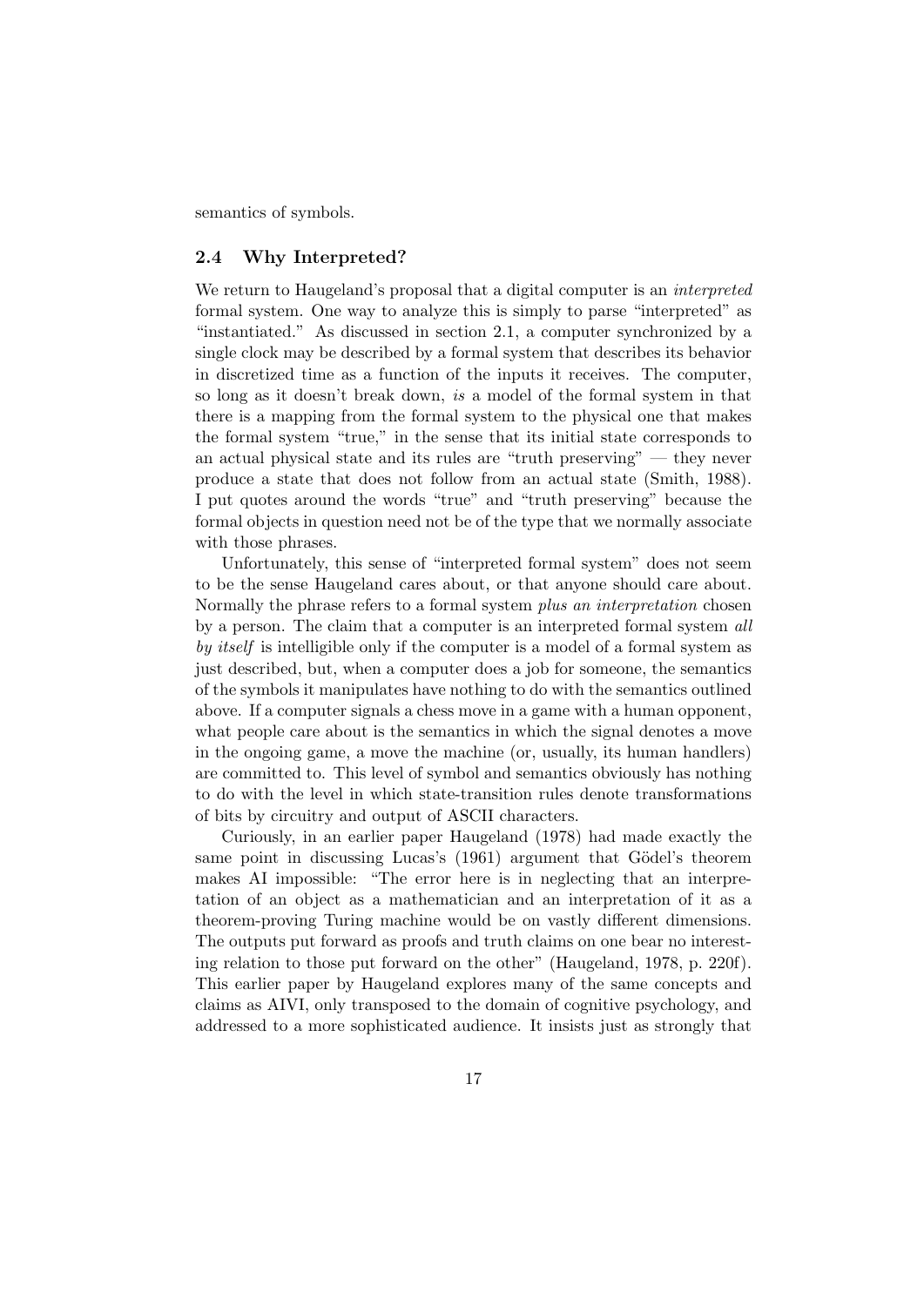semantics of symbols.

### 2.4 Why Interpreted?

We return to Haugeland's proposal that a digital computer is an *interpreted* formal system. One way to analyze this is simply to parse "interpreted" as "instantiated." As discussed in section 2.1, a computer synchronized by a single clock may be described by a formal system that describes its behavior in discretized time as a function of the inputs it receives. The computer, so long as it doesn't break down, *is* a model of the formal system in that there is a mapping from the formal system to the physical one that makes the formal system "true," in the sense that its initial state corresponds to an actual physical state and its rules are "truth preserving" — they never produce a state that does not follow from an actual state (Smith, 1988). I put quotes around the words "true" and "truth preserving" because the formal objects in question need not be of the type that we normally associate with those phrases.

Unfortunately, this sense of "interpreted formal system" does not seem to be the sense Haugeland cares about, or that anyone should care about. Normally the phrase refers to a formal system *plus an interpretation* chosen by a person. The claim that a computer is an interpreted formal system *all by itself* is intelligible only if the computer is a model of a formal system as just described, but, when a computer does a job for someone, the semantics of the symbols it manipulates have nothing to do with the semantics outlined above. If a computer signals a chess move in a game with a human opponent, what people care about is the semantics in which the signal denotes a move in the ongoing game, a move the machine (or, usually, its human handlers) are committed to. This level of symbol and semantics obviously has nothing to do with the level in which state-transition rules denote transformations of bits by circuitry and output of ASCII characters.

Curiously, in an earlier paper Haugeland (1978) had made exactly the same point in discussing Lucas's (1961) argument that Gödel's theorem makes AI impossible: "The error here is in neglecting that an interpretation of an object as a mathematician and an interpretation of it as a theorem-proving Turing machine would be on vastly different dimensions. The outputs put forward as proofs and truth claims on one bear no interesting relation to those put forward on the other" (Haugeland, 1978, p. 220f). This earlier paper by Haugeland explores many of the same concepts and claims as AIVI, only transposed to the domain of cognitive psychology, and addressed to a more sophisticated audience. It insists just as strongly that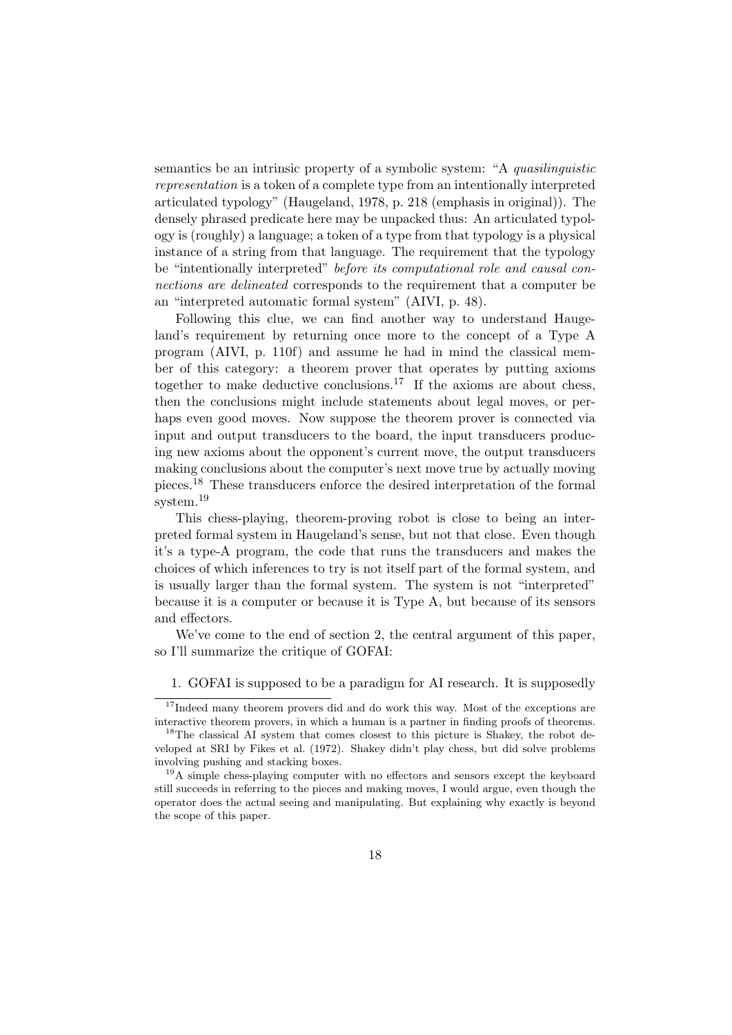semantics be an intrinsic property of a symbolic system: "A *quasilinguistic representation* is a token of a complete type from an intentionally interpreted articulated typology" (Haugeland, 1978, p. 218 (emphasis in original)). The densely phrased predicate here may be unpacked thus: An articulated typology is (roughly) a language; a token of a type from that typology is a physical instance of a string from that language. The requirement that the typology be "intentionally interpreted" *before its computational role and causal connections are delineated* corresponds to the requirement that a computer be an "interpreted automatic formal system" (AIVI, p. 48).

Following this clue, we can find another way to understand Haugeland's requirement by returning once more to the concept of a Type A program (AIVI, p. 110f) and assume he had in mind the classical member of this category: a theorem prover that operates by putting axioms together to make deductive conclusions.[17] If the axioms are about chess, then the conclusions might include statements about legal moves, or perhaps even good moves. Now suppose the theorem prover is connected via input and output transducers to the board, the input transducers producing new axioms about the opponent's current move, the output transducers making conclusions about the computer's next move true by actually moving pieces.[18] These transducers enforce the desired interpretation of the formal system.[19]

This chess-playing, theorem-proving robot is close to being an interpreted formal system in Haugeland's sense, but not that close. Even though it's a type-A program, the code that runs the transducers and makes the choices of which inferences to try is not itself part of the formal system, and is usually larger than the formal system. The system is not "interpreted" because it is a computer or because it is Type A, but because of its sensors and effectors.

We've come to the end of section 2, the central argument of this paper, so I'll summarize the critique of GOFAI:

1. GOFAI is supposed to be a paradigm for AI research. It is supposedly

---

[17] Indeed many theorem provers did and do work this way. Most of the exceptions are interactive theorem provers, in which a human is a partner in finding proofs of theorems.

[18] The classical AI system that comes closest to this picture is Shakey, the robot developed at SRI by Fikes et al. (1972). Shakey didn't play chess, but did solve problems involving pushing and stacking boxes.

[19] A simple chess-playing computer with no effectors and sensors except the keyboard still succeeds in referring to the pieces and making moves, I would argue, even though the operator does the actual seeing and manipulating. But explaining why exactly is beyond the scope of this paper.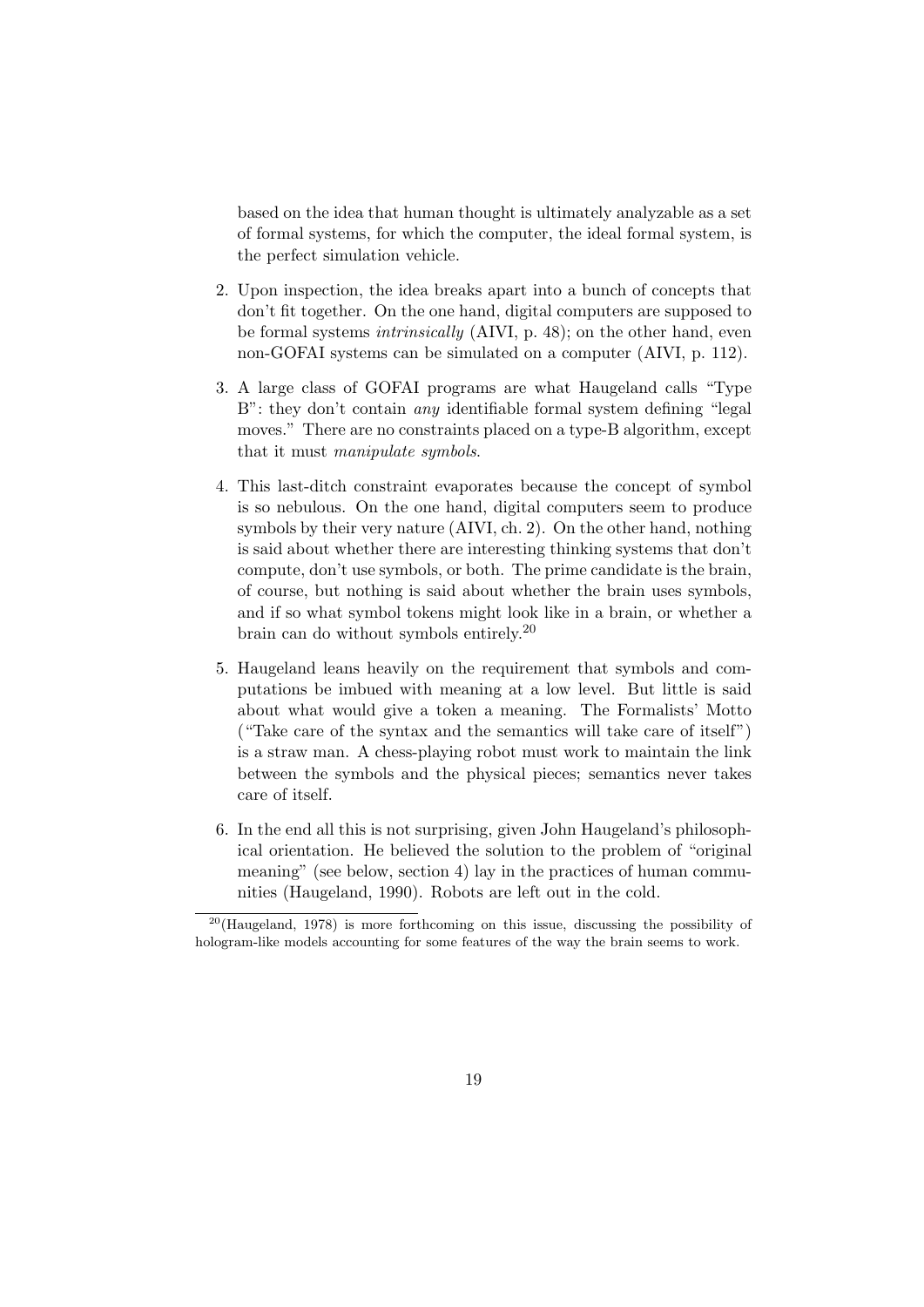based on the idea that human thought is ultimately analyzable as a set of formal systems, for which the computer, the ideal formal system, is the perfect simulation vehicle.

2. Upon inspection, the idea breaks apart into a bunch of concepts that don't fit together. On the one hand, digital computers are supposed to be formal systems *intrinsically* (AIVI, p. 48); on the other hand, even non-GOFAI systems can be simulated on a computer (AIVI, p. 112).

3. A large class of GOFAI programs are what Haugeland calls "Type B": they don't contain *any* identifiable formal system defining "legal moves." There are no constraints placed on a type-B algorithm, except that it must *manipulate symbols*.

4. This last-ditch constraint evaporates because the concept of symbol is so nebulous. On the one hand, digital computers seem to produce symbols by their very nature (AIVI, ch. 2). On the other hand, nothing is said about whether there are interesting thinking systems that don't compute, don't use symbols, or both. The prime candidate is the brain, of course, but nothing is said about whether the brain uses symbols, and if so what symbol tokens might look like in a brain, or whether a brain can do without symbols entirely.[20]

5. Haugeland leans heavily on the requirement that symbols and computations be imbued with meaning at a low level. But little is said about what would give a token a meaning. The Formalists' Motto ("Take care of the syntax and the semantics will take care of itself") is a straw man. A chess-playing robot must work to maintain the link between the symbols and the physical pieces; semantics never takes care of itself.

6. In the end all this is not surprising, given John Haugeland's philosophical orientation. He believed the solution to the problem of "original meaning" (see below, section 4) lay in the practices of human communities (Haugeland, 1990). Robots are left out in the cold.

---

[20](Haugeland, 1978) is more forthcoming on this issue, discussing the possibility of hologram-like models accounting for some features of the way the brain seems to work.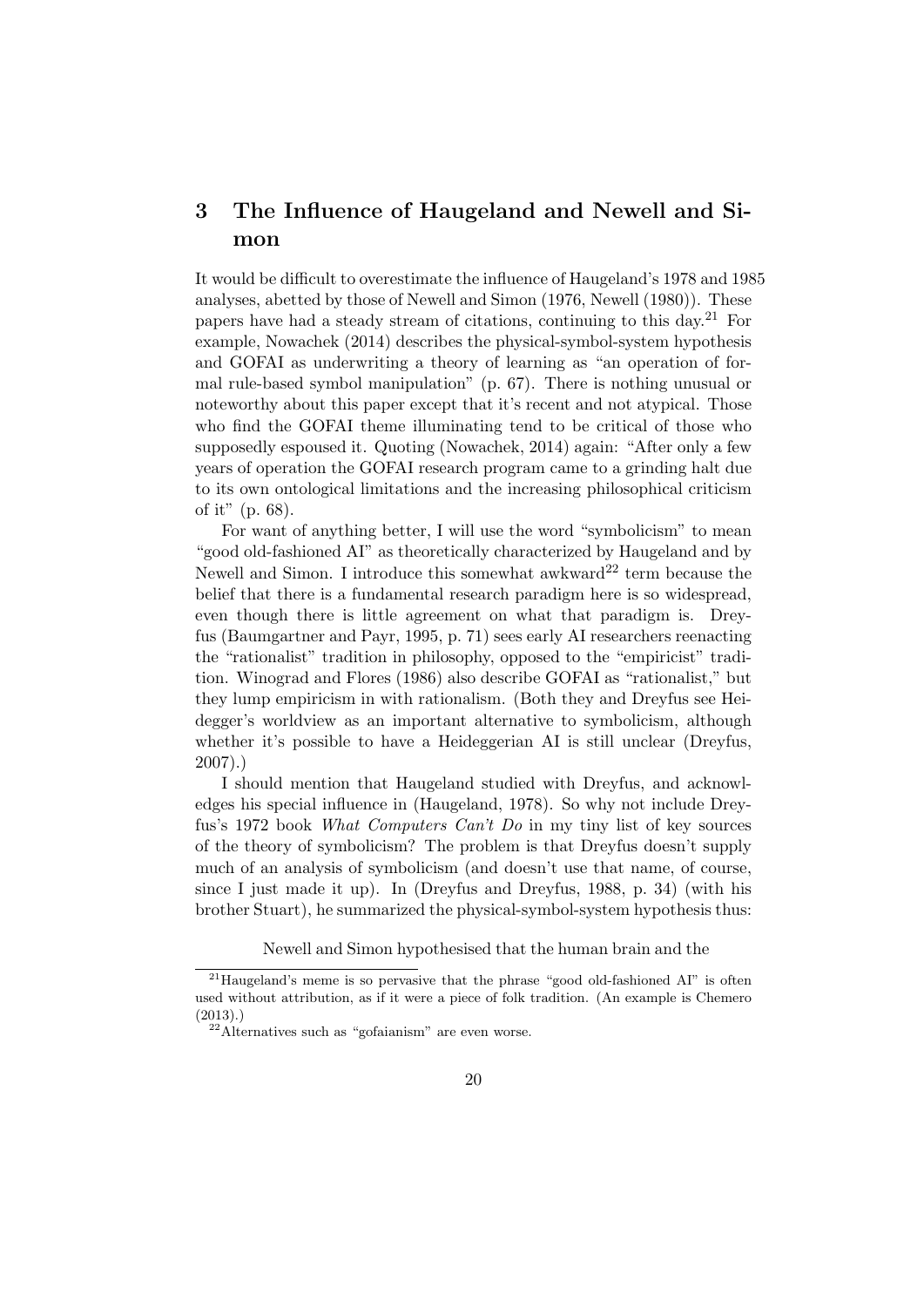## 3 The Influence of Haugeland and Newell and Simon

It would be difficult to overestimate the influence of Haugeland's 1978 and 1985 analyses, abetted by those of Newell and Simon (1976, Newell (1980)). These papers have had a steady stream of citations, continuing to this day.[21] For example, Nowachek (2014) describes the physical-symbol-system hypothesis and GOFAI as underwriting a theory of learning as "an operation of formal rule-based symbol manipulation" (p. 67). There is nothing unusual or noteworthy about this paper except that it's recent and not atypical. Those who find the GOFAI theme illuminating tend to be critical of those who supposedly espoused it. Quoting (Nowachek, 2014) again: "After only a few years of operation the GOFAI research program came to a grinding halt due to its own ontological limitations and the increasing philosophical criticism of it" (p. 68).

For want of anything better, I will use the word "symbolicism" to mean "good old-fashioned AI" as theoretically characterized by Haugeland and by Newell and Simon. I introduce this somewhat awkward[22] term because the belief that there is a fundamental research paradigm here is so widespread, even though there is little agreement on what that paradigm is. Dreyfus (Baumgartner and Payr, 1995, p. 71) sees early AI researchers reenacting the "rationalist" tradition in philosophy, opposed to the "empiricist" tradition. Winograd and Flores (1986) also describe GOFAI as "rationalist," but they lump empiricism in with rationalism. (Both they and Dreyfus see Heidegger's worldview as an important alternative to symbolicism, although whether it's possible to have a Heideggerian AI is still unclear (Dreyfus, 2007).)

I should mention that Haugeland studied with Dreyfus, and acknowledges his special influence in (Haugeland, 1978). So why not include Dreyfus's 1972 book *What Computers Can't Do* in my tiny list of key sources of the theory of symbolicism? The problem is that Dreyfus doesn't supply much of an analysis of symbolicism (and doesn't use that name, of course, since I just made it up). In (Dreyfus and Dreyfus, 1988, p. 34) (with his brother Stuart), he summarized the physical-symbol-system hypothesis thus:

> Newell and Simon hypothesised that the human brain and the

[21] Haugeland's meme is so pervasive that the phrase "good old-fashioned AI" is often used without attribution, as if it were a piece of folk tradition. (An example is Chemero (2013).)

[22] Alternatives such as "gofaianism" are even worse.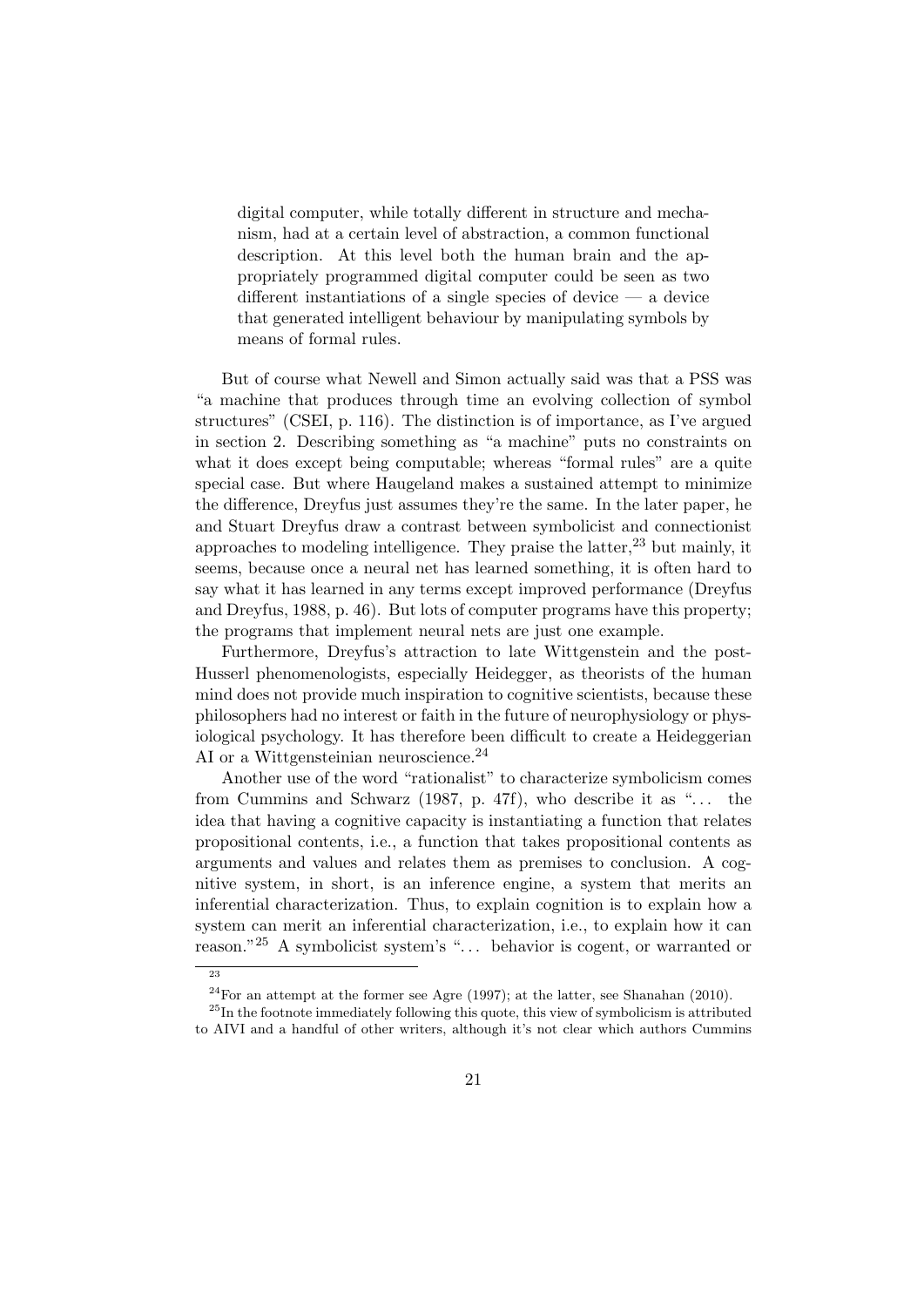> digital computer, while totally different in structure and mechanism, had at a certain level of abstraction, a common functional description. At this level both the human brain and the appropriately programmed digital computer could be seen as two different instantiations of a single species of device — a device that generated intelligent behaviour by manipulating symbols by means of formal rules.

But of course what Newell and Simon actually said was that a PSS was "a machine that produces through time an evolving collection of symbol structures" (CSEI, p. 116). The distinction is of importance, as I've argued in section 2. Describing something as "a machine" puts no constraints on what it does except being computable; whereas "formal rules" are a quite special case. But where Haugeland makes a sustained attempt to minimize the difference, Dreyfus just assumes they're the same. In the later paper, he and Stuart Dreyfus draw a contrast between symbolicist and connectionist approaches to modeling intelligence. They praise the latter,[23] but mainly, it seems, because once a neural net has learned something, it is often hard to say what it has learned in any terms except improved performance (Dreyfus and Dreyfus, 1988, p. 46). But lots of computer programs have this property; the programs that implement neural nets are just one example.

Furthermore, Dreyfus's attraction to late Wittgenstein and the post-Husserl phenomenologists, especially Heidegger, as theorists of the human mind does not provide much inspiration to cognitive scientists, because these philosophers had no interest or faith in the future of neurophysiology or physiological psychology. It has therefore been difficult to create a Heideggerian AI or a Wittgensteinian neuroscience.[24]

Another use of the word "rationalist" to characterize symbolicism comes from Cummins and Schwarz (1987, p. 47f), who describe it as "... the idea that having a cognitive capacity is instantiating a function that relates propositional contents, i.e., a function that takes propositional contents as arguments and values and relates them as premises to conclusion. A cognitive system, in short, is an inference engine, a system that merits an inferential characterization. Thus, to explain cognition is to explain how a system can merit an inferential characterization, i.e., to explain how it can reason."[25] A symbolicist system's "... behavior is cogent, or warranted or

---

[23]

[24] For an attempt at the former see Agre (1997); at the latter, see Shanahan (2010).

[25] In the footnote immediately following this quote, this view of symbolicism is attributed to AIVI and a handful of other writers, although it's not clear which authors Cummins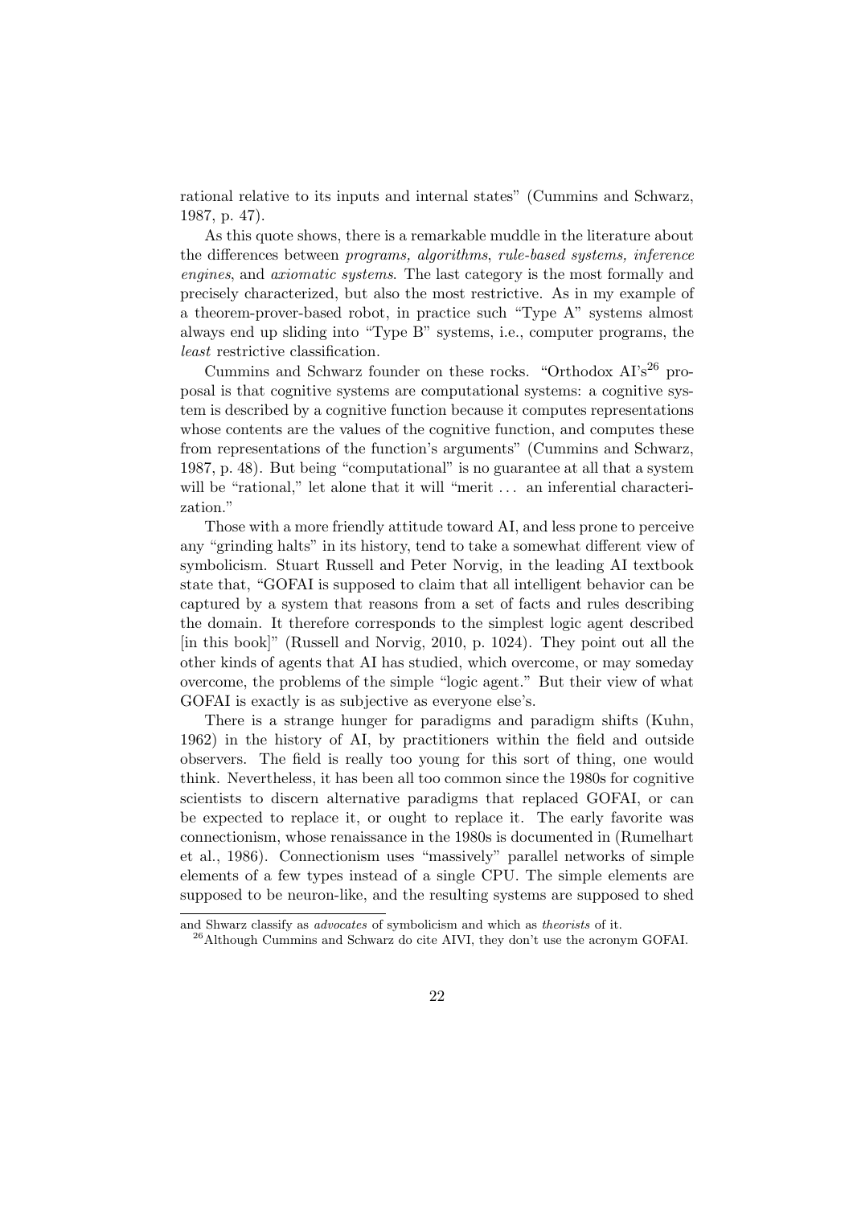rational relative to its inputs and internal states" (Cummins and Schwarz, 1987, p. 47).

As this quote shows, there is a remarkable muddle in the literature about the differences between *programs, algorithms*, *rule-based systems, inference engines*, and *axiomatic systems*. The last category is the most formally and precisely characterized, but also the most restrictive. As in my example of a theorem-prover-based robot, in practice such "Type A" systems almost always end up sliding into "Type B" systems, i.e., computer programs, the *least* restrictive classification.

Cummins and Schwarz founder on these rocks. "Orthodox AI's[26] proposal is that cognitive systems are computational systems: a cognitive system is described by a cognitive function because it computes representations whose contents are the values of the cognitive function, and computes these from representations of the function's arguments" (Cummins and Schwarz, 1987, p. 48). But being "computational" is no guarantee at all that a system will be "rational," let alone that it will "merit ... an inferential characterization."

Those with a more friendly attitude toward AI, and less prone to perceive any "grinding halts" in its history, tend to take a somewhat different view of symbolicism. Stuart Russell and Peter Norvig, in the leading AI textbook state that, "GOFAI is supposed to claim that all intelligent behavior can be captured by a system that reasons from a set of facts and rules describing the domain. It therefore corresponds to the simplest logic agent described [in this book]" (Russell and Norvig, 2010, p. 1024). They point out all the other kinds of agents that AI has studied, which overcome, or may someday overcome, the problems of the simple "logic agent." But their view of what GOFAI is exactly is as subjective as everyone else's.

There is a strange hunger for paradigms and paradigm shifts (Kuhn, 1962) in the history of AI, by practitioners within the field and outside observers. The field is really too young for this sort of thing, one would think. Nevertheless, it has been all too common since the 1980s for cognitive scientists to discern alternative paradigms that replaced GOFAI, or can be expected to replace it, or ought to replace it. The early favorite was connectionism, whose renaissance in the 1980s is documented in (Rumelhart et al., 1986). Connectionism uses "massively" parallel networks of simple elements of a few types instead of a single CPU. The simple elements are supposed to be neuron-like, and the resulting systems are supposed to shed

---

and Shwarz classify as *advocates* of symbolicism and which as *theorists* of it.

[26] Although Cummins and Schwarz do cite AIVI, they don't use the acronym GOFAI.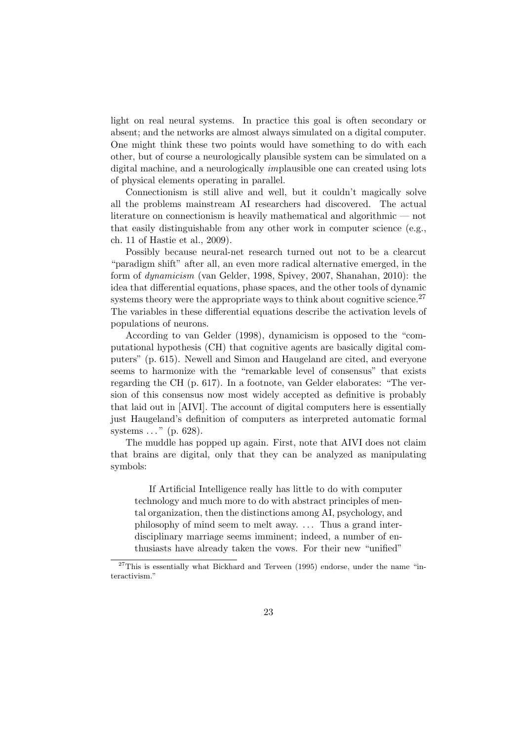light on real neural systems. In practice this goal is often secondary or absent; and the networks are almost always simulated on a digital computer. One might think these two points would have something to do with each other, but of course a neurologically plausible system can be simulated on a digital machine, and a neurologically *im*plausible one can created using lots of physical elements operating in parallel.

Connectionism is still alive and well, but it couldn't magically solve all the problems mainstream AI researchers had discovered. The actual literature on connectionism is heavily mathematical and algorithmic — not that easily distinguishable from any other work in computer science (e.g., ch. 11 of Hastie et al., 2009).

Possibly because neural-net research turned out not to be a clearcut "paradigm shift" after all, an even more radical alternative emerged, in the form of *dynamicism* (van Gelder, 1998, Spivey, 2007, Shanahan, 2010): the idea that differential equations, phase spaces, and the other tools of dynamic systems theory were the appropriate ways to think about cognitive science.[27] The variables in these differential equations describe the activation levels of populations of neurons.

According to van Gelder (1998), dynamicism is opposed to the "computational hypothesis (CH) that cognitive agents are basically digital computers" (p. 615). Newell and Simon and Haugeland are cited, and everyone seems to harmonize with the "remarkable level of consensus" that exists regarding the CH (p. 617). In a footnote, van Gelder elaborates: "The version of this consensus now most widely accepted as definitive is probably that laid out in [AIVI]. The account of digital computers here is essentially just Haugeland's definition of computers as interpreted automatic formal systems ..." (p. 628).

The muddle has popped up again. First, note that AIVI does not claim that brains are digital, only that they can be analyzed as manipulating symbols:

> If Artificial Intelligence really has little to do with computer technology and much more to do with abstract principles of mental organization, then the distinctions among AI, psychology, and philosophy of mind seem to melt away. ... Thus a grand interdisciplinary marriage seems imminent; indeed, a number of enthusiasts have already taken the vows. For their new "unified"

[27] This is essentially what Bickhard and Terveen (1995) endorse, under the name "interactivism."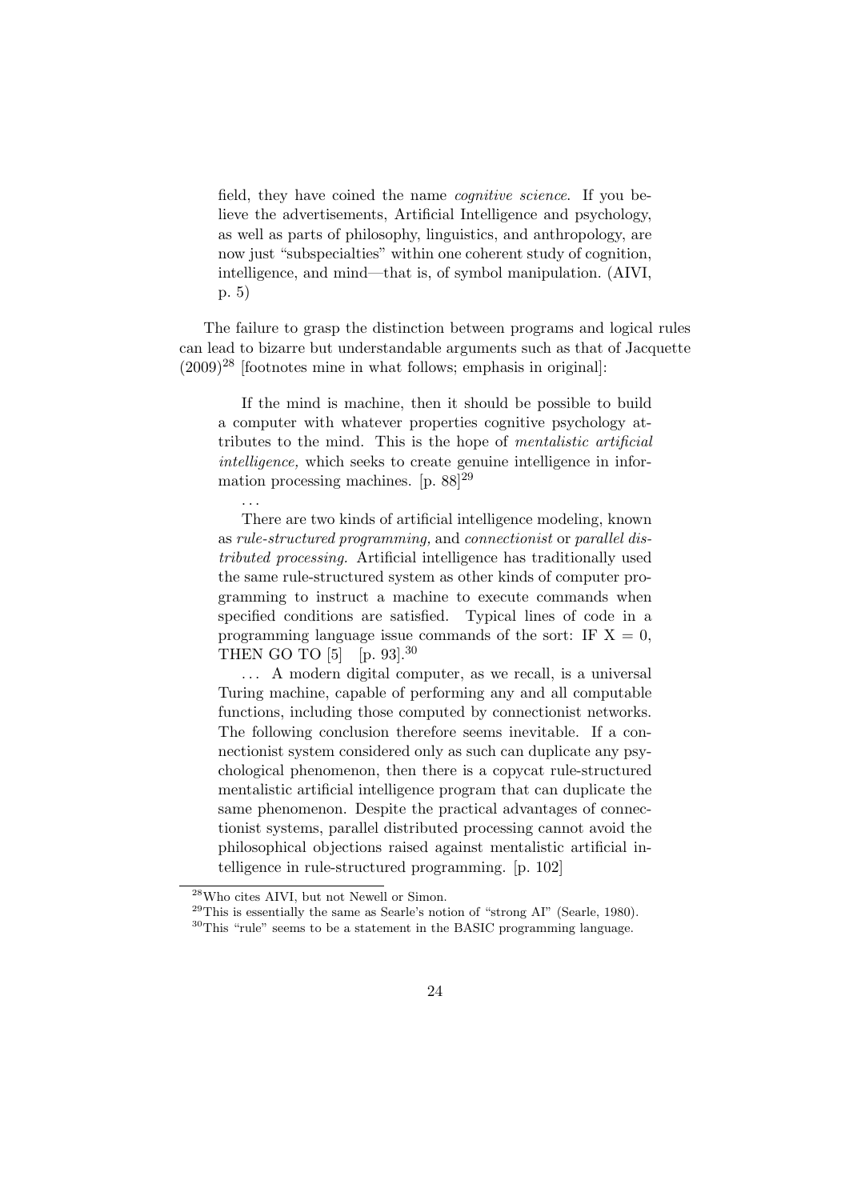> field, they have coined the name *cognitive science*. If you believe the advertisements, Artificial Intelligence and psychology, as well as parts of philosophy, linguistics, and anthropology, are now just "subspecialties" within one coherent study of cognition, intelligence, and mind—that is, of symbol manipulation. (AIVI, p. 5)

The failure to grasp the distinction between programs and logical rules can lead to bizarre but understandable arguments such as that of Jacquette (2009)[28] [footnotes mine in what follows; emphasis in original]:

> If the mind is machine, then it should be possible to build a computer with whatever properties cognitive psychology attributes to the mind. This is the hope of *mentalistic artificial intelligence,* which seeks to create genuine intelligence in information processing machines. [p. 88][29]
>
> ...
>
> There are two kinds of artificial intelligence modeling, known as *rule-structured programming,* and *connectionist* or *parallel distributed processing.* Artificial intelligence has traditionally used the same rule-structured system as other kinds of computer programming to instruct a machine to execute commands when specified conditions are satisfied. Typical lines of code in a programming language issue commands of the sort: IF X = 0, THEN GO TO [5] [p. 93].[30]
>
> ... A modern digital computer, as we recall, is a universal Turing machine, capable of performing any and all computable functions, including those computed by connectionist networks. The following conclusion therefore seems inevitable. If a connectionist system considered only as such can duplicate any psychological phenomenon, then there is a copycat rule-structured mentalistic artificial intelligence program that can duplicate the same phenomenon. Despite the practical advantages of connectionist systems, parallel distributed processing cannot avoid the philosophical objections raised against mentalistic artificial intelligence in rule-structured programming. [p. 102]

[28] Who cites AIVI, but not Newell or Simon.

[29] This is essentially the same as Searle's notion of "strong AI" (Searle, 1980).

[30] This "rule" seems to be a statement in the BASIC programming language.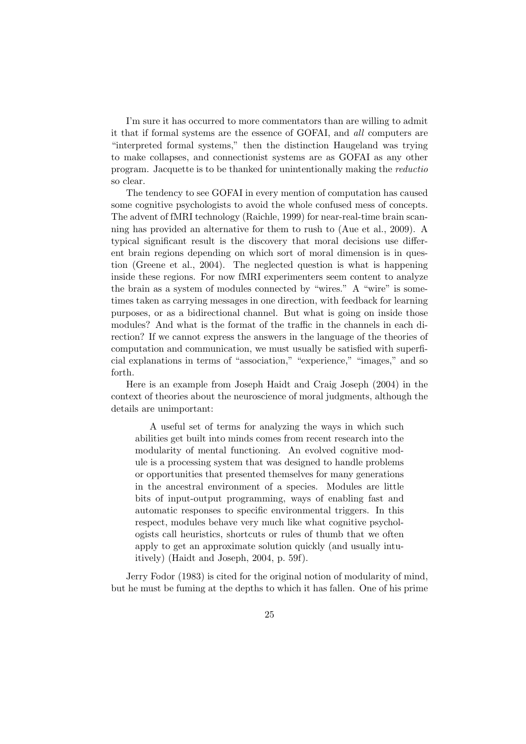I'm sure it has occurred to more commentators than are willing to admit it that if formal systems are the essence of GOFAI, and *all* computers are "interpreted formal systems," then the distinction Haugeland was trying to make collapses, and connectionist systems are as GOFAI as any other program. Jacquette is to be thanked for unintentionally making the *reductio* so clear.

The tendency to see GOFAI in every mention of computation has caused some cognitive psychologists to avoid the whole confused mess of concepts. The advent of fMRI technology (Raichle, 1999) for near-real-time brain scanning has provided an alternative for them to rush to (Aue et al., 2009). A typical significant result is the discovery that moral decisions use different brain regions depending on which sort of moral dimension is in question (Greene et al., 2004). The neglected question is what is happening inside these regions. For now fMRI experimenters seem content to analyze the brain as a system of modules connected by "wires." A "wire" is sometimes taken as carrying messages in one direction, with feedback for learning purposes, or as a bidirectional channel. But what is going on inside those modules? And what is the format of the traffic in the channels in each direction? If we cannot express the answers in the language of the theories of computation and communication, we must usually be satisfied with superficial explanations in terms of "association," "experience," "images," and so forth.

Here is an example from Joseph Haidt and Craig Joseph (2004) in the context of theories about the neuroscience of moral judgments, although the details are unimportant:

> A useful set of terms for analyzing the ways in which such abilities get built into minds comes from recent research into the modularity of mental functioning. An evolved cognitive module is a processing system that was designed to handle problems or opportunities that presented themselves for many generations in the ancestral environment of a species. Modules are little bits of input-output programming, ways of enabling fast and automatic responses to specific environmental triggers. In this respect, modules behave very much like what cognitive psychologists call heuristics, shortcuts or rules of thumb that we often apply to get an approximate solution quickly (and usually intuitively) (Haidt and Joseph, 2004, p. 59f).

Jerry Fodor (1983) is cited for the original notion of modularity of mind, but he must be fuming at the depths to which it has fallen. One of his prime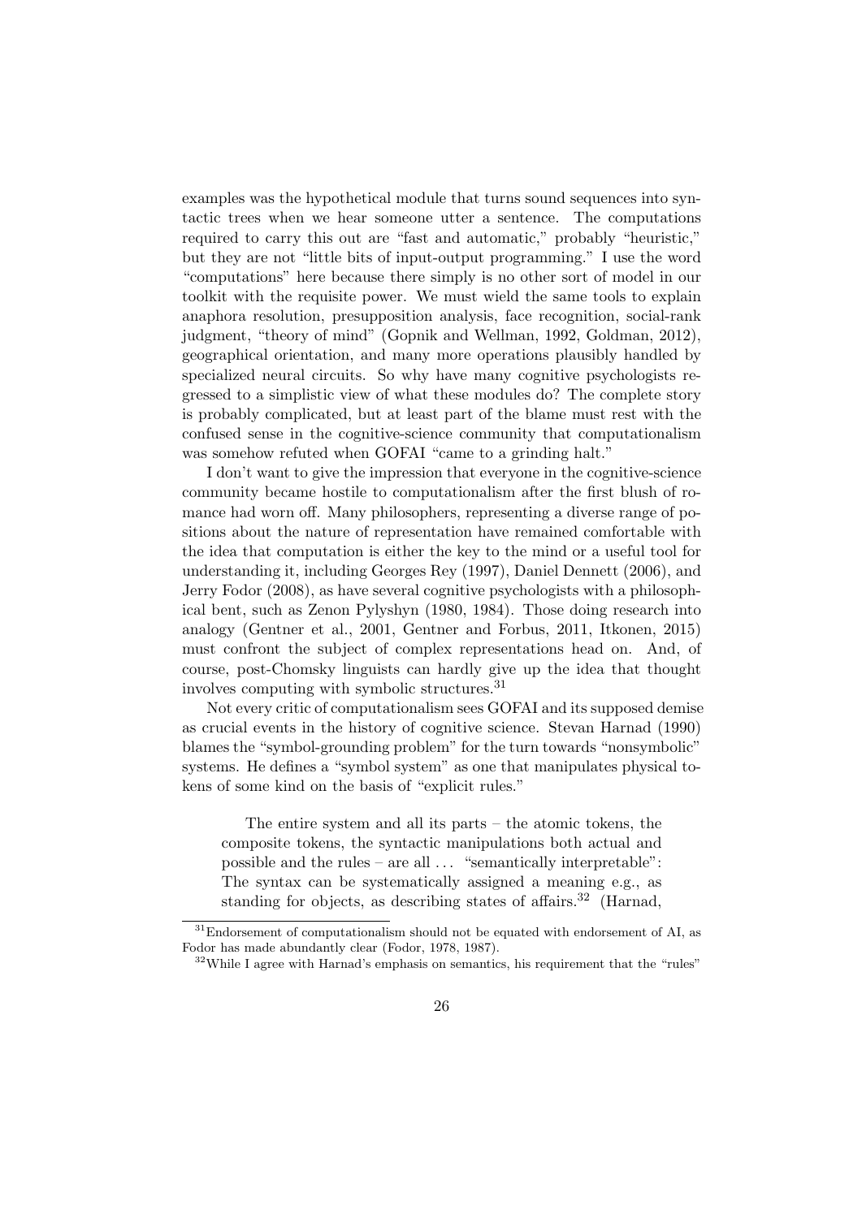examples was the hypothetical module that turns sound sequences into syntactic trees when we hear someone utter a sentence. The computations required to carry this out are "fast and automatic," probably "heuristic," but they are not "little bits of input-output programming." I use the word "computations" here because there simply is no other sort of model in our toolkit with the requisite power. We must wield the same tools to explain anaphora resolution, presupposition analysis, face recognition, social-rank judgment, "theory of mind" (Gopnik and Wellman, 1992, Goldman, 2012), geographical orientation, and many more operations plausibly handled by specialized neural circuits. So why have many cognitive psychologists regressed to a simplistic view of what these modules do? The complete story is probably complicated, but at least part of the blame must rest with the confused sense in the cognitive-science community that computationalism was somehow refuted when GOFAI "came to a grinding halt."

I don't want to give the impression that everyone in the cognitive-science community became hostile to computationalism after the first blush of romance had worn off. Many philosophers, representing a diverse range of positions about the nature of representation have remained comfortable with the idea that computation is either the key to the mind or a useful tool for understanding it, including Georges Rey (1997), Daniel Dennett (2006), and Jerry Fodor (2008), as have several cognitive psychologists with a philosophical bent, such as Zenon Pylyshyn (1980, 1984). Those doing research into analogy (Gentner et al., 2001, Gentner and Forbus, 2011, Itkonen, 2015) must confront the subject of complex representations head on. And, of course, post-Chomsky linguists can hardly give up the idea that thought involves computing with symbolic structures.[31]

Not every critic of computationalism sees GOFAI and its supposed demise as crucial events in the history of cognitive science. Stevan Harnad (1990) blames the "symbol-grounding problem" for the turn towards "nonsymbolic" systems. He defines a "symbol system" as one that manipulates physical tokens of some kind on the basis of "explicit rules."

> The entire system and all its parts – the atomic tokens, the composite tokens, the syntactic manipulations both actual and possible and the rules – are all ... "semantically interpretable": The syntax can be systematically assigned a meaning e.g., as standing for objects, as describing states of affairs.[32] (Harnad,

[31] Endorsement of computationalism should not be equated with endorsement of AI, as Fodor has made abundantly clear (Fodor, 1978, 1987).

[32] While I agree with Harnad's emphasis on semantics, his requirement that the "rules"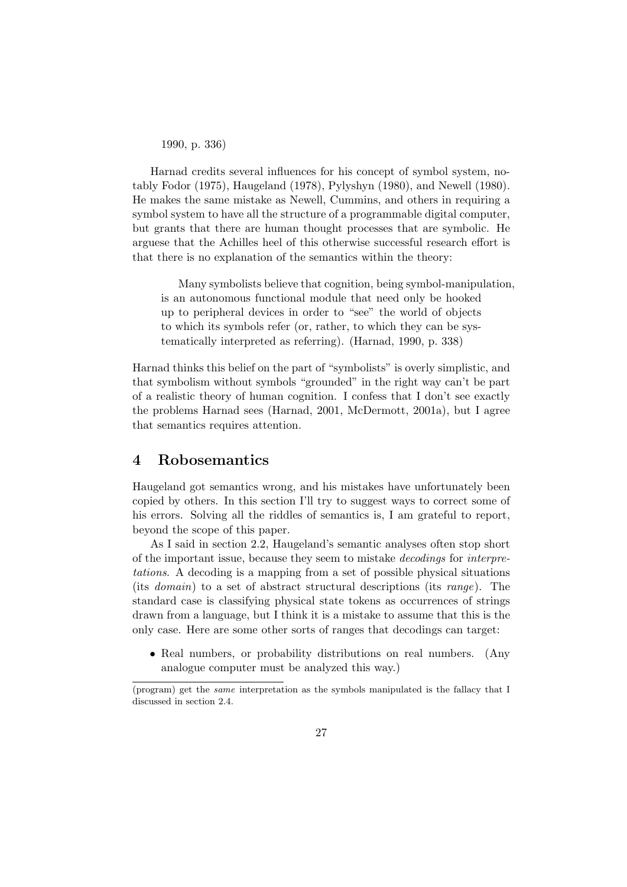1990, p. 336)

Harnad credits several influences for his concept of symbol system, notably Fodor (1975), Haugeland (1978), Pylyshyn (1980), and Newell (1980). He makes the same mistake as Newell, Cummins, and others in requiring a symbol system to have all the structure of a programmable digital computer, but grants that there are human thought processes that are symbolic. He arguese that the Achilles heel of this otherwise successful research effort is that there is no explanation of the semantics within the theory:

> Many symbolists believe that cognition, being symbol-manipulation, is an autonomous functional module that need only be hooked up to peripheral devices in order to "see" the world of objects to which its symbols refer (or, rather, to which they can be systematically interpreted as referring). (Harnad, 1990, p. 338)

Harnad thinks this belief on the part of "symbolists" is overly simplistic, and that symbolism without symbols "grounded" in the right way can't be part of a realistic theory of human cognition. I confess that I don't see exactly the problems Harnad sees (Harnad, 2001, McDermott, 2001a), but I agree that semantics requires attention.

## 4 Robosemantics

Haugeland got semantics wrong, and his mistakes have unfortunately been copied by others. In this section I'll try to suggest ways to correct some of his errors. Solving all the riddles of semantics is, I am grateful to report, beyond the scope of this paper.

As I said in section 2.2, Haugeland's semantic analyses often stop short of the important issue, because they seem to mistake *decodings* for *interpretations*. A decoding is a mapping from a set of possible physical situations (its *domain*) to a set of abstract structural descriptions (its *range*). The standard case is classifying physical state tokens as occurrences of strings drawn from a language, but I think it is a mistake to assume that this is the only case. Here are some other sorts of ranges that decodings can target:

- Real numbers, or probability distributions on real numbers. (Any analogue computer must be analyzed this way.)

(program) get the *same* interpretation as the symbols manipulated is the fallacy that I discussed in section 2.4.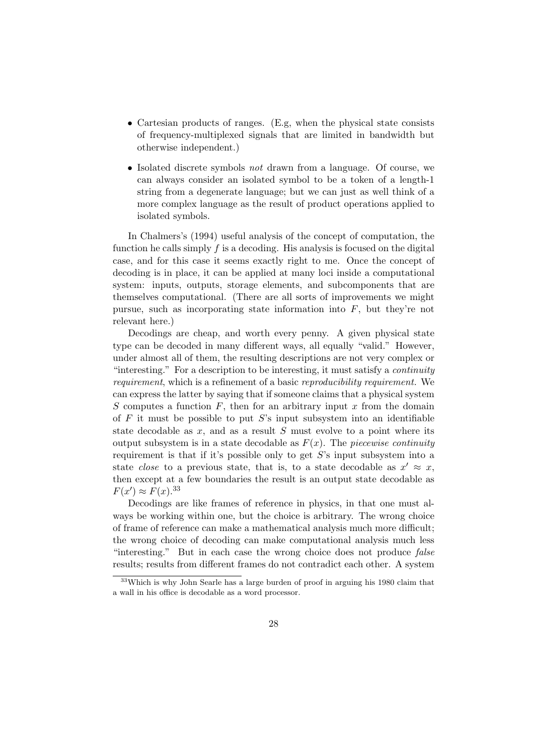- Cartesian products of ranges. (E.g, when the physical state consists of frequency-multiplexed signals that are limited in bandwidth but otherwise independent.)
- Isolated discrete symbols *not* drawn from a language. Of course, we can always consider an isolated symbol to be a token of a length-1 string from a degenerate language; but we can just as well think of a more complex language as the result of product operations applied to isolated symbols.

In Chalmers's (1994) useful analysis of the concept of computation, the function he calls simply $f$ is a decoding. His analysis is focused on the digital case, and for this case it seems exactly right to me. Once the concept of decoding is in place, it can be applied at many loci inside a computational system: inputs, outputs, storage elements, and subcomponents that are themselves computational. (There are all sorts of improvements we might pursue, such as incorporating state information into $F$, but they're not relevant here.)

Decodings are cheap, and worth every penny. A given physical state type can be decoded in many different ways, all equally "valid." However, under almost all of them, the resulting descriptions are not very complex or "interesting." For a description to be interesting, it must satisfy a *continuity requirement*, which is a refinement of a basic *reproducibility requirement*. We can express the latter by saying that if someone claims that a physical system $S$ computes a function $F$, then for an arbitrary input $x$ from the domain of $F$ it must be possible to put $S$'s input subsystem into an identifiable state decodable as $x$, and as a result $S$ must evolve to a point where its output subsystem is in a state decodable as $F(x)$. The *piecewise continuity* requirement is that if it's possible only to get $S$'s input subsystem into a state *close* to a previous state, that is, to a state decodable as $x' \approx x$, then except at a few boundaries the result is an output state decodable as $F(x') \approx F(x)$.[33]

Decodings are like frames of reference in physics, in that one must always be working within one, but the choice is arbitrary. The wrong choice of frame of reference can make a mathematical analysis much more difficult; the wrong choice of decoding can make computational analysis much less "interesting." But in each case the wrong choice does not produce *false* results; results from different frames do not contradict each other. A system

[33] Which is why John Searle has a large burden of proof in arguing his 1980 claim that a wall in his office is decodable as a word processor.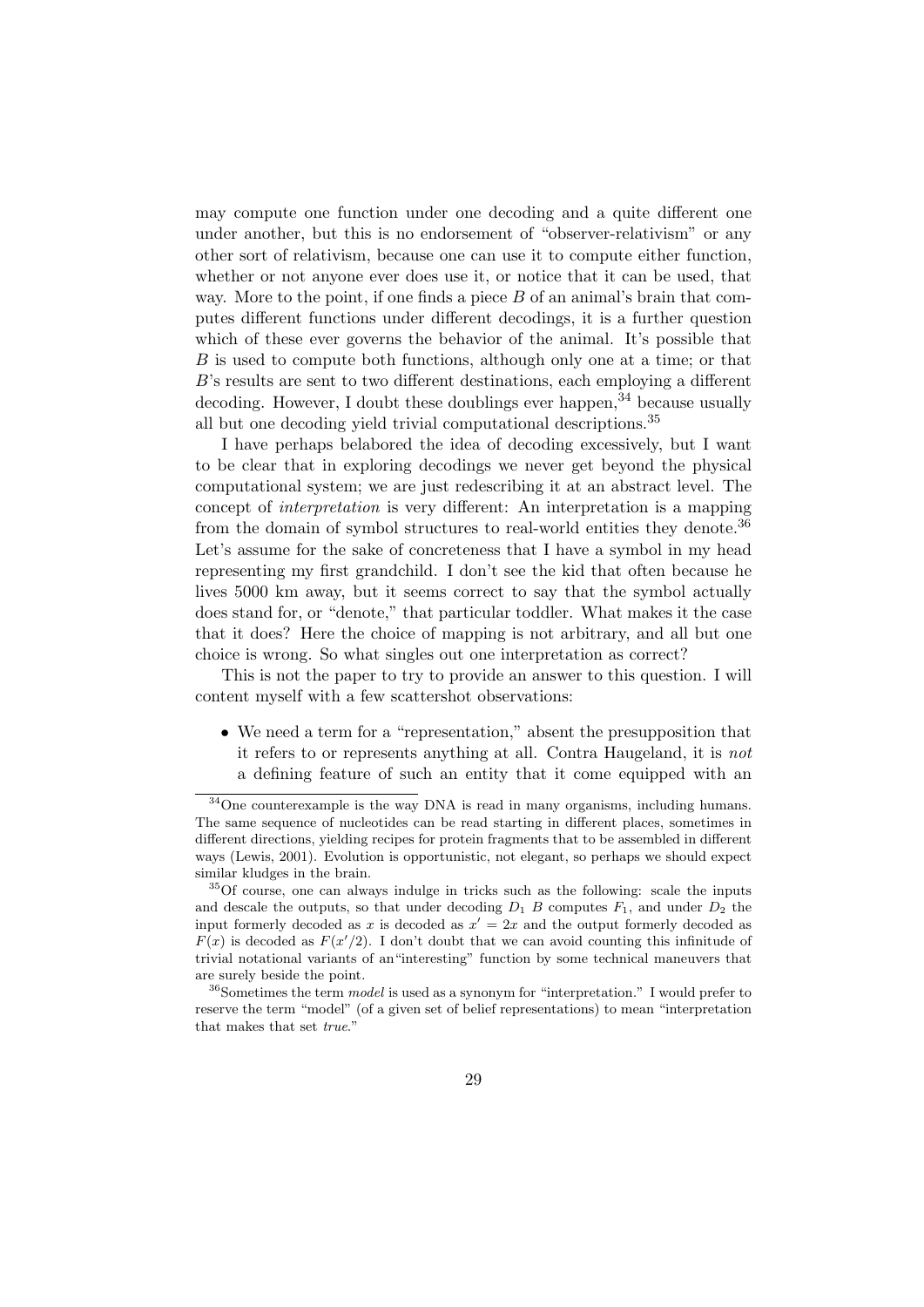may compute one function under one decoding and a quite different one under another, but this is no endorsement of "observer-relativism" or any other sort of relativism, because one can use it to compute either function, whether or not anyone ever does use it, or notice that it can be used, that way. More to the point, if one finds a piece $B$ of an animal's brain that computes different functions under different decodings, it is a further question which of these ever governs the behavior of the animal. It's possible that $B$ is used to compute both functions, although only one at a time; or that $B$'s results are sent to two different destinations, each employing a different decoding. However, I doubt these doublings ever happen,[34] because usually all but one decoding yield trivial computational descriptions.[35]

I have perhaps belabored the idea of decoding excessively, but I want to be clear that in exploring decodings we never get beyond the physical computational system; we are just redescribing it at an abstract level. The concept of *interpretation* is very different: An interpretation is a mapping from the domain of symbol structures to real-world entities they denote.[36] Let's assume for the sake of concreteness that I have a symbol in my head representing my first grandchild. I don't see the kid that often because he lives 5000 km away, but it seems correct to say that the symbol actually does stand for, or "denote," that particular toddler. What makes it the case that it does? Here the choice of mapping is not arbitrary, and all but one choice is wrong. So what singles out one interpretation as correct?

This is not the paper to try to provide an answer to this question. I will content myself with a few scattershot observations:

- We need a term for a "representation," absent the presupposition that it refers to or represents anything at all. Contra Haugeland, it is *not* a defining feature of such an entity that it come equipped with an

---

[34] One counterexample is the way DNA is read in many organisms, including humans. The same sequence of nucleotides can be read starting in different places, sometimes in different directions, yielding recipes for protein fragments that to be assembled in different ways (Lewis, 2001). Evolution is opportunistic, not elegant, so perhaps we should expect similar kludges in the brain.

[35] Of course, one can always indulge in tricks such as the following: scale the inputs and descale the outputs, so that under decoding $D_1$ $B$ computes $F_1$, and under $D_2$ the input formerly decoded as $x$ is decoded as $x' = 2x$ and the output formerly decoded as $F(x)$ is decoded as $F(x'/2)$. I don't doubt that we can avoid counting this infinitude of trivial notational variants of an"interesting" function by some technical maneuvers that are surely beside the point.

[36] Sometimes the term *model* is used as a synonym for "interpretation." I would prefer to reserve the term "model" (of a given set of belief representations) to mean "interpretation that makes that set *true*."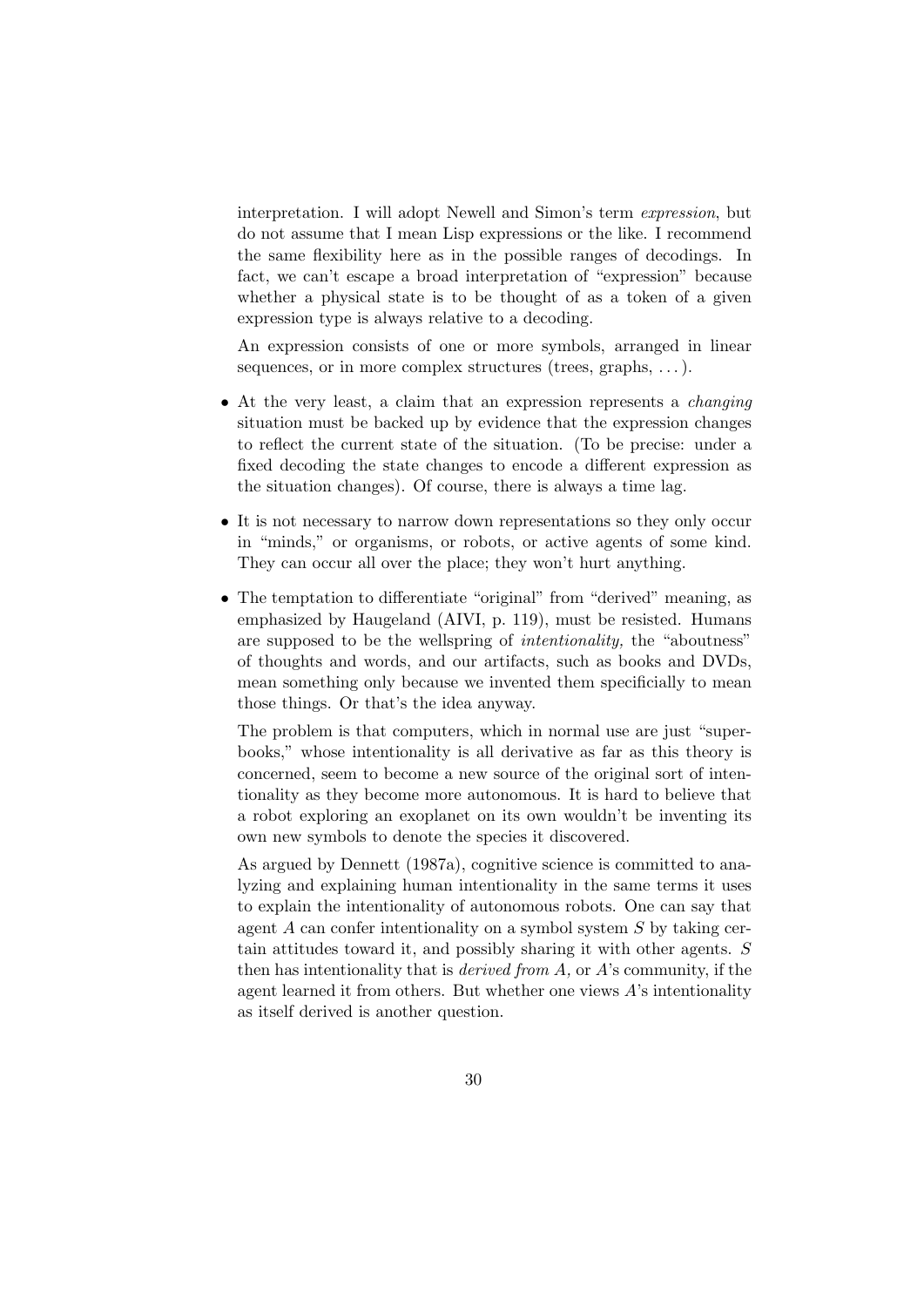interpretation. I will adopt Newell and Simon's term *expression*, but do not assume that I mean Lisp expressions or the like. I recommend the same flexibility here as in the possible ranges of decodings. In fact, we can't escape a broad interpretation of "expression" because whether a physical state is to be thought of as a token of a given expression type is always relative to a decoding.

An expression consists of one or more symbols, arranged in linear sequences, or in more complex structures (trees, graphs, ...).

- At the very least, a claim that an expression represents a *changing* situation must be backed up by evidence that the expression changes to reflect the current state of the situation. (To be precise: under a fixed decoding the state changes to encode a different expression as the situation changes). Of course, there is always a time lag.

- It is not necessary to narrow down representations so they only occur in "minds," or organisms, or robots, or active agents of some kind. They can occur all over the place; they won't hurt anything.

- The temptation to differentiate "original" from "derived" meaning, as emphasized by Haugeland (AIVI, p. 119), must be resisted. Humans are supposed to be the wellspring of *intentionality,* the "aboutness" of thoughts and words, and our artifacts, such as books and DVDs, mean something only because we invented them specificially to mean those things. Or that's the idea anyway.

  The problem is that computers, which in normal use are just "superbooks," whose intentionality is all derivative as far as this theory is concerned, seem to become a new source of the original sort of intentionality as they become more autonomous. It is hard to believe that a robot exploring an exoplanet on its own wouldn't be inventing its own new symbols to denote the species it discovered.

  As argued by Dennett (1987a), cognitive science is committed to analyzing and explaining human intentionality in the same terms it uses to explain the intentionality of autonomous robots. One can say that agent $A$ can confer intentionality on a symbol system $S$ by taking certain attitudes toward it, and possibly sharing it with other agents. $S$ then has intentionality that is *derived from* $A$*,* or $A$'s community, if the agent learned it from others. But whether one views $A$'s intentionality as itself derived is another question.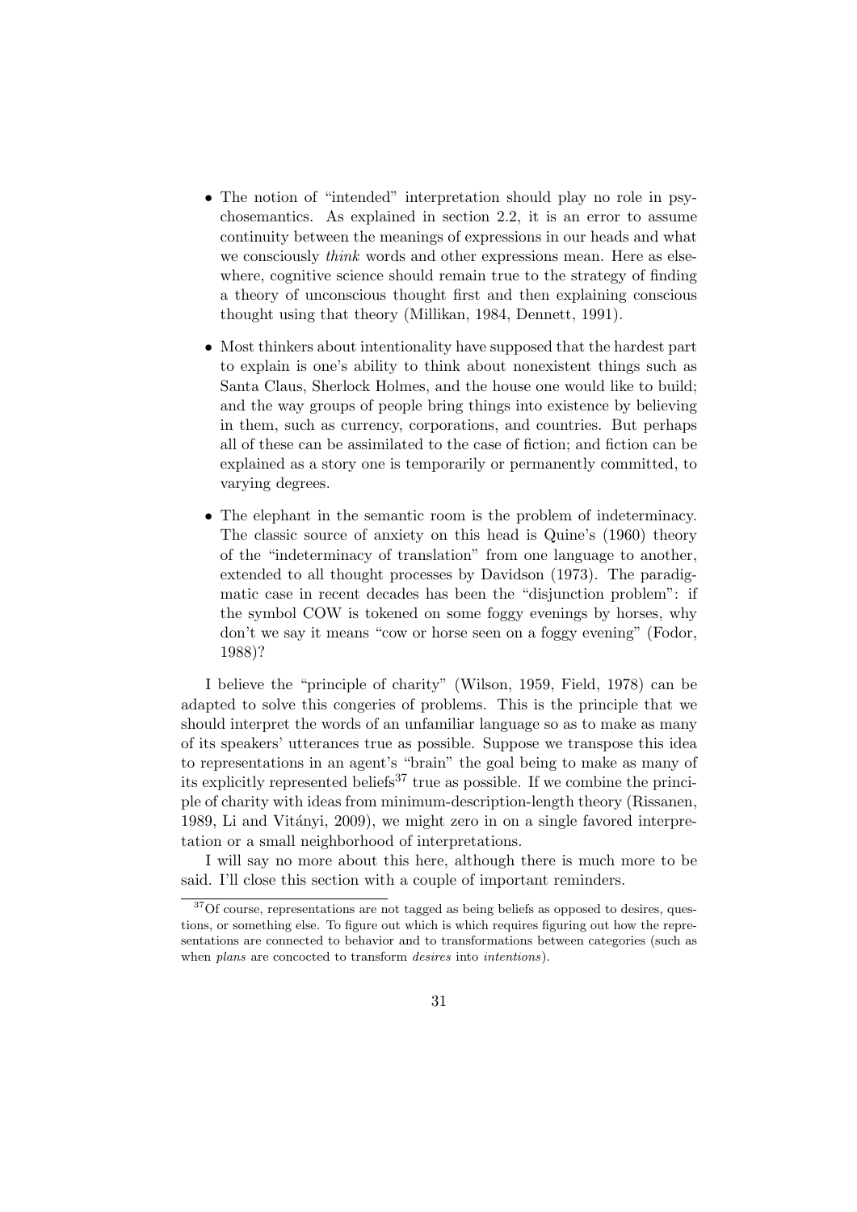- The notion of "intended" interpretation should play no role in psychosemantics. As explained in section 2.2, it is an error to assume continuity between the meanings of expressions in our heads and what we consciously *think* words and other expressions mean. Here as elsewhere, cognitive science should remain true to the strategy of finding a theory of unconscious thought first and then explaining conscious thought using that theory (Millikan, 1984, Dennett, 1991).

- Most thinkers about intentionality have supposed that the hardest part to explain is one's ability to think about nonexistent things such as Santa Claus, Sherlock Holmes, and the house one would like to build; and the way groups of people bring things into existence by believing in them, such as currency, corporations, and countries. But perhaps all of these can be assimilated to the case of fiction; and fiction can be explained as a story one is temporarily or permanently committed, to varying degrees.

- The elephant in the semantic room is the problem of indeterminacy. The classic source of anxiety on this head is Quine's (1960) theory of the "indeterminacy of translation" from one language to another, extended to all thought processes by Davidson (1973). The paradigmatic case in recent decades has been the "disjunction problem": if the symbol COW is tokened on some foggy evenings by horses, why don't we say it means "cow or horse seen on a foggy evening" (Fodor, 1988)?

I believe the "principle of charity" (Wilson, 1959, Field, 1978) can be adapted to solve this congeries of problems. This is the principle that we should interpret the words of an unfamiliar language so as to make as many of its speakers' utterances true as possible. Suppose we transpose this idea to representations in an agent's "brain" the goal being to make as many of its explicitly represented beliefs[37] true as possible. If we combine the principle of charity with ideas from minimum-description-length theory (Rissanen, 1989, Li and Vitányi, 2009), we might zero in on a single favored interpretation or a small neighborhood of interpretations.

I will say no more about this here, although there is much more to be said. I'll close this section with a couple of important reminders.

[37] Of course, representations are not tagged as being beliefs as opposed to desires, questions, or something else. To figure out which is which requires figuring out how the representations are connected to behavior and to transformations between categories (such as when *plans* are concocted to transform *desires* into *intentions*).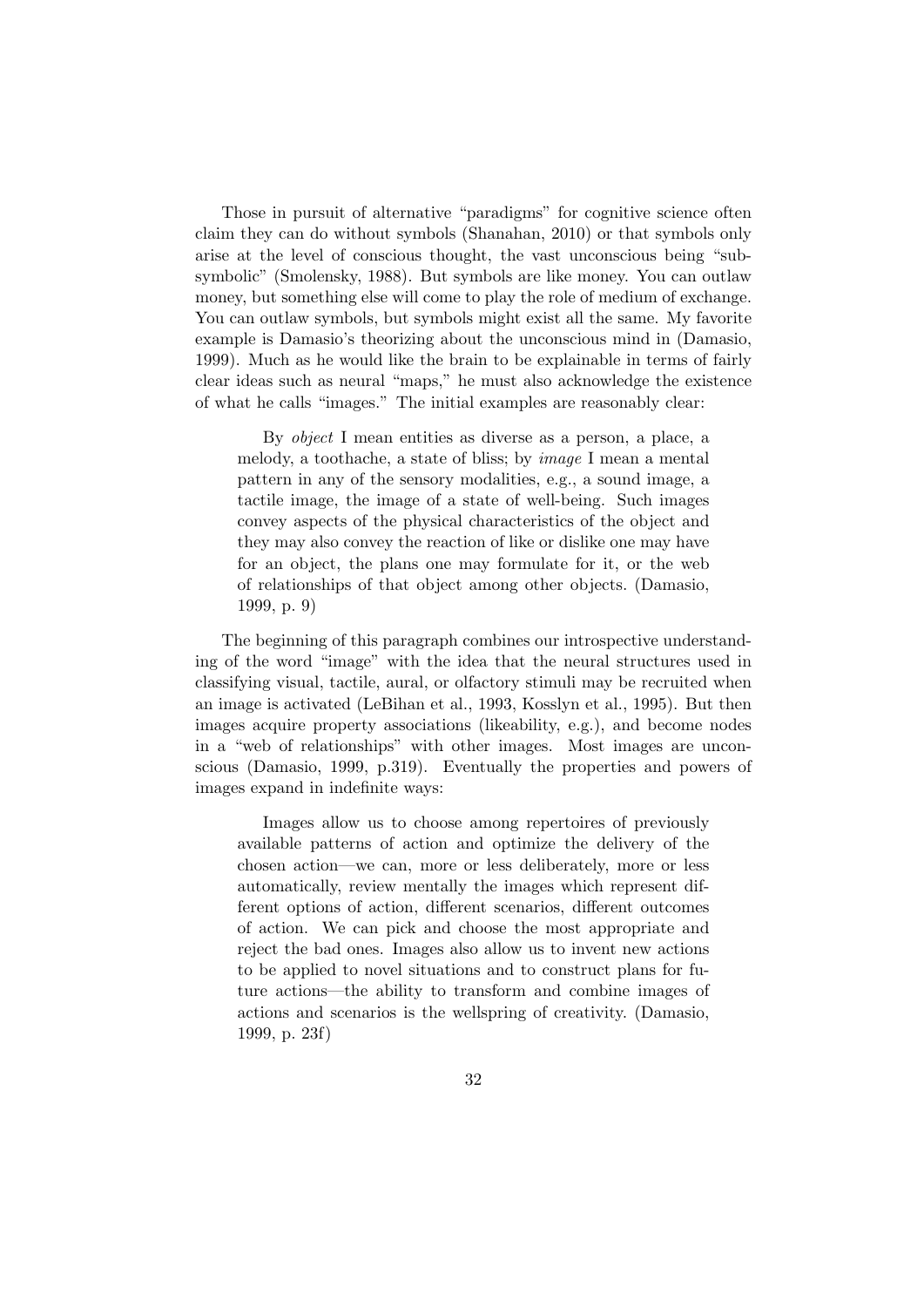Those in pursuit of alternative "paradigms" for cognitive science often claim they can do without symbols (Shanahan, 2010) or that symbols only arise at the level of conscious thought, the vast unconscious being "subsymbolic" (Smolensky, 1988). But symbols are like money. You can outlaw money, but something else will come to play the role of medium of exchange. You can outlaw symbols, but symbols might exist all the same. My favorite example is Damasio's theorizing about the unconscious mind in (Damasio, 1999). Much as he would like the brain to be explainable in terms of fairly clear ideas such as neural "maps," he must also acknowledge the existence of what he calls "images." The initial examples are reasonably clear:

> By *object* I mean entities as diverse as a person, a place, a melody, a toothache, a state of bliss; by *image* I mean a mental pattern in any of the sensory modalities, e.g., a sound image, a tactile image, the image of a state of well-being. Such images convey aspects of the physical characteristics of the object and they may also convey the reaction of like or dislike one may have for an object, the plans one may formulate for it, or the web of relationships of that object among other objects. (Damasio, 1999, p. 9)

The beginning of this paragraph combines our introspective understanding of the word "image" with the idea that the neural structures used in classifying visual, tactile, aural, or olfactory stimuli may be recruited when an image is activated (LeBihan et al., 1993, Kosslyn et al., 1995). But then images acquire property associations (likeability, e.g.), and become nodes in a "web of relationships" with other images. Most images are unconscious (Damasio, 1999, p.319). Eventually the properties and powers of images expand in indefinite ways:

> Images allow us to choose among repertoires of previously available patterns of action and optimize the delivery of the chosen action—we can, more or less deliberately, more or less automatically, review mentally the images which represent different options of action, different scenarios, different outcomes of action. We can pick and choose the most appropriate and reject the bad ones. Images also allow us to invent new actions to be applied to novel situations and to construct plans for future actions—the ability to transform and combine images of actions and scenarios is the wellspring of creativity. (Damasio, 1999, p. 23f)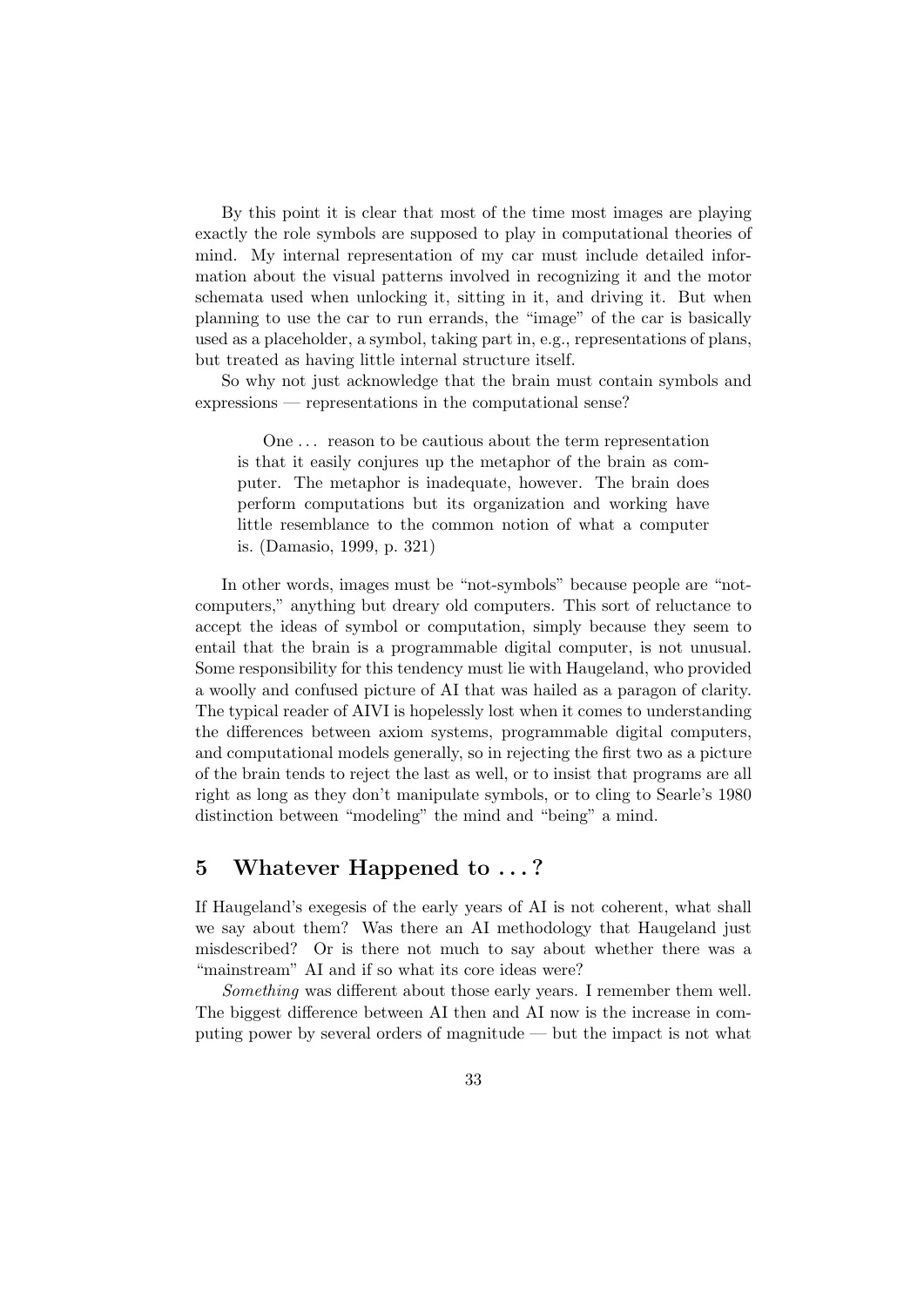By this point it is clear that most of the time most images are playing exactly the role symbols are supposed to play in computational theories of mind. My internal representation of my car must include detailed information about the visual patterns involved in recognizing it and the motor schemata used when unlocking it, sitting in it, and driving it. But when planning to use the car to run errands, the "image" of the car is basically used as a placeholder, a symbol, taking part in, e.g., representations of plans, but treated as having little internal structure itself.

So why not just acknowledge that the brain must contain symbols and expressions — representations in the computational sense?

> One . . . reason to be cautious about the term representation is that it easily conjures up the metaphor of the brain as computer. The metaphor is inadequate, however. The brain does perform computations but its organization and working have little resemblance to the common notion of what a computer is. (Damasio, 1999, p. 321)

In other words, images must be "not-symbols" because people are "not-computers," anything but dreary old computers. This sort of reluctance to accept the ideas of symbol or computation, simply because they seem to entail that the brain is a programmable digital computer, is not unusual. Some responsibility for this tendency must lie with Haugeland, who provided a woolly and confused picture of AI that was hailed as a paragon of clarity. The typical reader of AIVI is hopelessly lost when it comes to understanding the differences between axiom systems, programmable digital computers, and computational models generally, so in rejecting the first two as a picture of the brain tends to reject the last as well, or to insist that programs are all right as long as they don't manipulate symbols, or to cling to Searle's 1980 distinction between "modeling" the mind and "being" a mind.

## 5 Whatever Happened to . . . ?

If Haugeland's exegesis of the early years of AI is not coherent, what shall we say about them? Was there an AI methodology that Haugeland just misdescribed? Or is there not much to say about whether there was a "mainstream" AI and if so what its core ideas were?

*Something* was different about those early years. I remember them well. The biggest difference between AI then and AI now is the increase in computing power by several orders of magnitude — but the impact is not what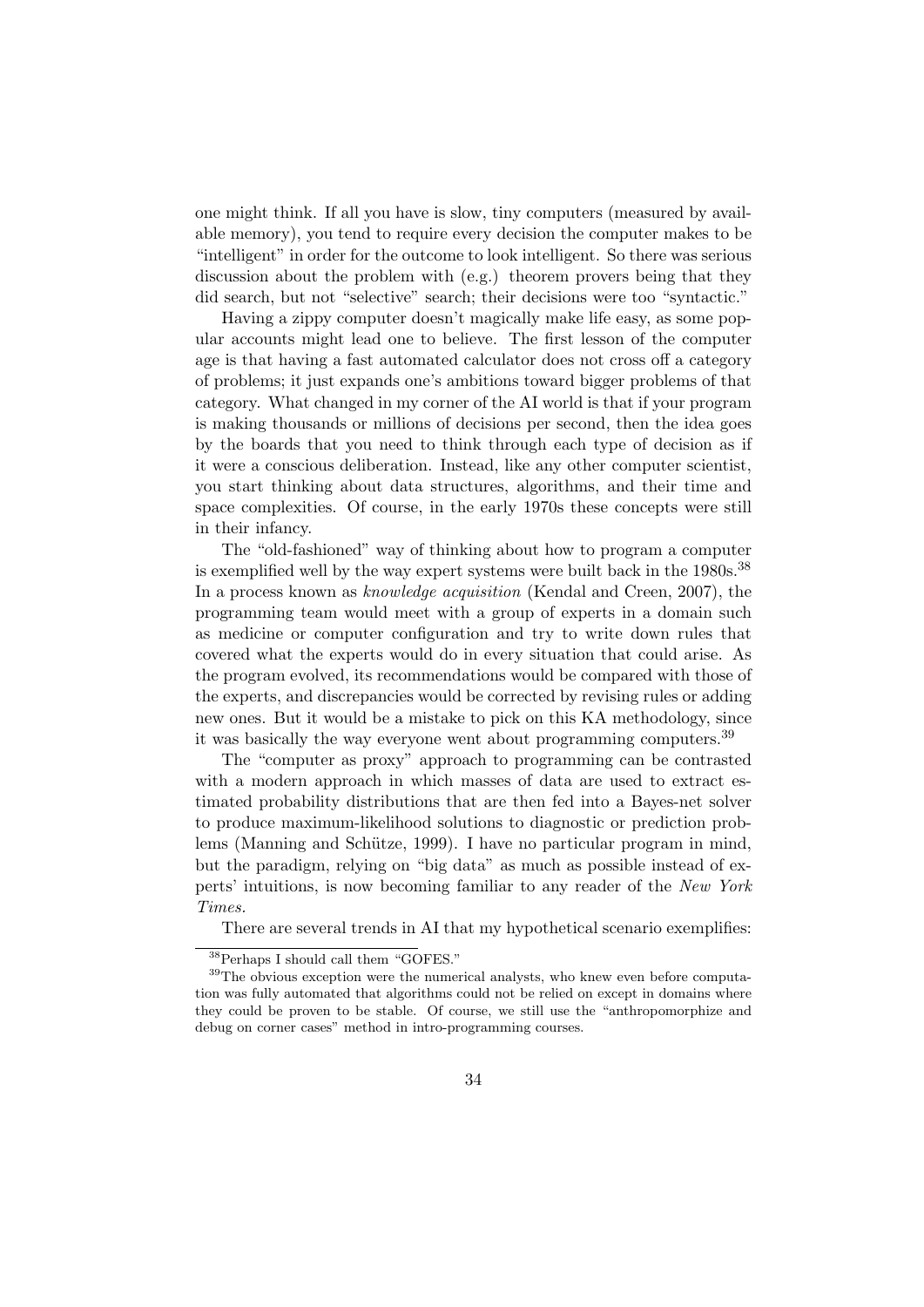one might think. If all you have is slow, tiny computers (measured by available memory), you tend to require every decision the computer makes to be "intelligent" in order for the outcome to look intelligent. So there was serious discussion about the problem with (e.g.) theorem provers being that they did search, but not "selective" search; their decisions were too "syntactic."

Having a zippy computer doesn't magically make life easy, as some popular accounts might lead one to believe. The first lesson of the computer age is that having a fast automated calculator does not cross off a category of problems; it just expands one's ambitions toward bigger problems of that category. What changed in my corner of the AI world is that if your program is making thousands or millions of decisions per second, then the idea goes by the boards that you need to think through each type of decision as if it were a conscious deliberation. Instead, like any other computer scientist, you start thinking about data structures, algorithms, and their time and space complexities. Of course, in the early 1970s these concepts were still in their infancy.

The "old-fashioned" way of thinking about how to program a computer is exemplified well by the way expert systems were built back in the 1980s.[38] In a process known as *knowledge acquisition* (Kendal and Creen, 2007), the programming team would meet with a group of experts in a domain such as medicine or computer configuration and try to write down rules that covered what the experts would do in every situation that could arise. As the program evolved, its recommendations would be compared with those of the experts, and discrepancies would be corrected by revising rules or adding new ones. But it would be a mistake to pick on this KA methodology, since it was basically the way everyone went about programming computers.[39]

The "computer as proxy" approach to programming can be contrasted with a modern approach in which masses of data are used to extract estimated probability distributions that are then fed into a Bayes-net solver to produce maximum-likelihood solutions to diagnostic or prediction problems (Manning and Schütze, 1999). I have no particular program in mind, but the paradigm, relying on "big data" as much as possible instead of experts' intuitions, is now becoming familiar to any reader of the *New York Times.*

There are several trends in AI that my hypothetical scenario exemplifies:

---

[38] Perhaps I should call them "GOFES."

[39] The obvious exception were the numerical analysts, who knew even before computation was fully automated that algorithms could not be relied on except in domains where they could be proven to be stable. Of course, we still use the "anthropomorphize and debug on corner cases" method in intro-programming courses.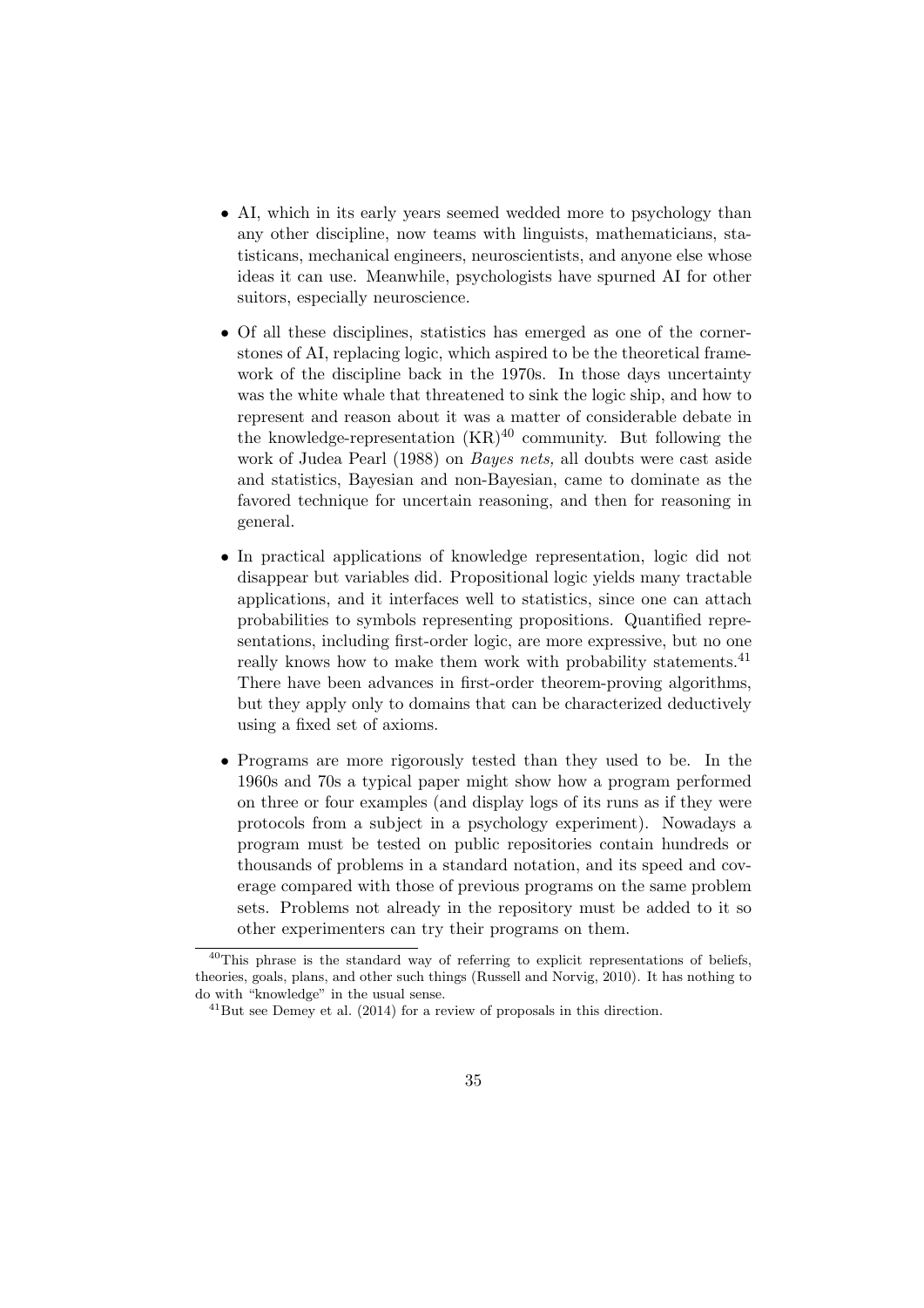- AI, which in its early years seemed wedded more to psychology than any other discipline, now teams with linguists, mathematicians, statisticians, mechanical engineers, neuroscientists, and anyone else whose ideas it can use. Meanwhile, psychologists have spurned AI for other suitors, especially neuroscience.

- Of all these disciplines, statistics has emerged as one of the cornerstones of AI, replacing logic, which aspired to be the theoretical framework of the discipline back in the 1970s. In those days uncertainty was the white whale that threatened to sink the logic ship, and how to represent and reason about it was a matter of considerable debate in the knowledge-representation (KR)[40] community. But following the work of Judea Pearl (1988) on *Bayes nets,* all doubts were cast aside and statistics, Bayesian and non-Bayesian, came to dominate as the favored technique for uncertain reasoning, and then for reasoning in general.

- In practical applications of knowledge representation, logic did not disappear but variables did. Propositional logic yields many tractable applications, and it interfaces well to statistics, since one can attach probabilities to symbols representing propositions. Quantified representations, including first-order logic, are more expressive, but no one really knows how to make them work with probability statements.[41] There have been advances in first-order theorem-proving algorithms, but they apply only to domains that can be characterized deductively using a fixed set of axioms.

- Programs are more rigorously tested than they used to be. In the 1960s and 70s a typical paper might show how a program performed on three or four examples (and display logs of its runs as if they were protocols from a subject in a psychology experiment). Nowadays a program must be tested on public repositories contain hundreds or thousands of problems in a standard notation, and its speed and coverage compared with those of previous programs on the same problem sets. Problems not already in the repository must be added to it so other experimenters can try their programs on them.

---

[40] This phrase is the standard way of referring to explicit representations of beliefs, theories, goals, plans, and other such things (Russell and Norvig, 2010). It has nothing to do with "knowledge" in the usual sense.

[41] But see Demey et al. (2014) for a review of proposals in this direction.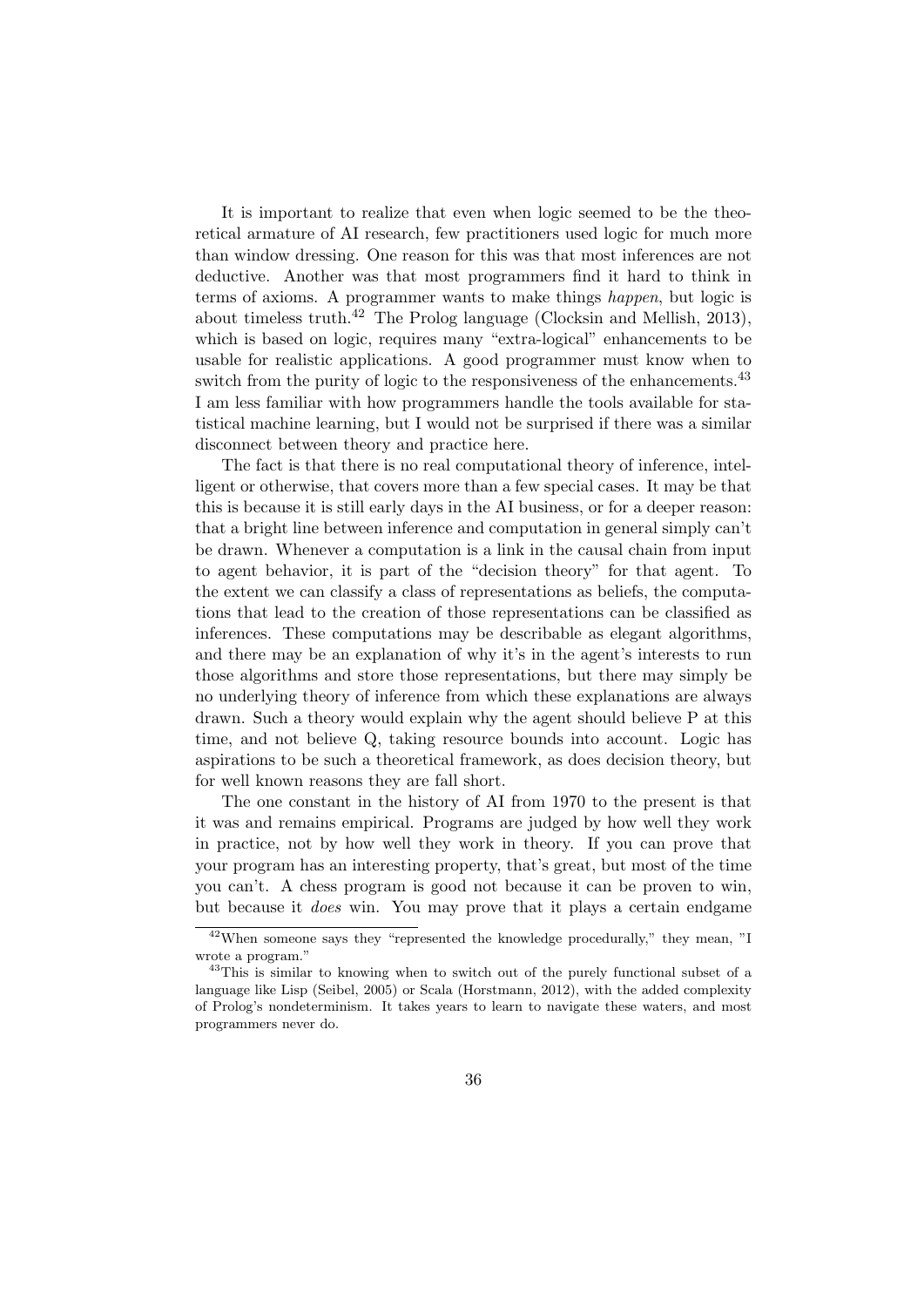It is important to realize that even when logic seemed to be the theoretical armature of AI research, few practitioners used logic for much more than window dressing. One reason for this was that most inferences are not deductive. Another was that most programmers find it hard to think in terms of axioms. A programmer wants to make things *happen*, but logic is about timeless truth.[42] The Prolog language (Clocksin and Mellish, 2013), which is based on logic, requires many "extra-logical" enhancements to be usable for realistic applications. A good programmer must know when to switch from the purity of logic to the responsiveness of the enhancements.[43] I am less familiar with how programmers handle the tools available for statistical machine learning, but I would not be surprised if there was a similar disconnect between theory and practice here.

The fact is that there is no real computational theory of inference, intelligent or otherwise, that covers more than a few special cases. It may be that this is because it is still early days in the AI business, or for a deeper reason: that a bright line between inference and computation in general simply can't be drawn. Whenever a computation is a link in the causal chain from input to agent behavior, it is part of the "decision theory" for that agent. To the extent we can classify a class of representations as beliefs, the computations that lead to the creation of those representations can be classified as inferences. These computations may be describable as elegant algorithms, and there may be an explanation of why it's in the agent's interests to run those algorithms and store those representations, but there may simply be no underlying theory of inference from which these explanations are always drawn. Such a theory would explain why the agent should believe P at this time, and not believe Q, taking resource bounds into account. Logic has aspirations to be such a theoretical framework, as does decision theory, but for well known reasons they are fall short.

The one constant in the history of AI from 1970 to the present is that it was and remains empirical. Programs are judged by how well they work in practice, not by how well they work in theory. If you can prove that your program has an interesting property, that's great, but most of the time you can't. A chess program is good not because it can be proven to win, but because it *does* win. You may prove that it plays a certain endgame

[42] When someone says they "represented the knowledge procedurally," they mean, "I wrote a program."

[43] This is similar to knowing when to switch out of the purely functional subset of a language like Lisp (Seibel, 2005) or Scala (Horstmann, 2012), with the added complexity of Prolog's nondeterminism. It takes years to learn to navigate these waters, and most programmers never do.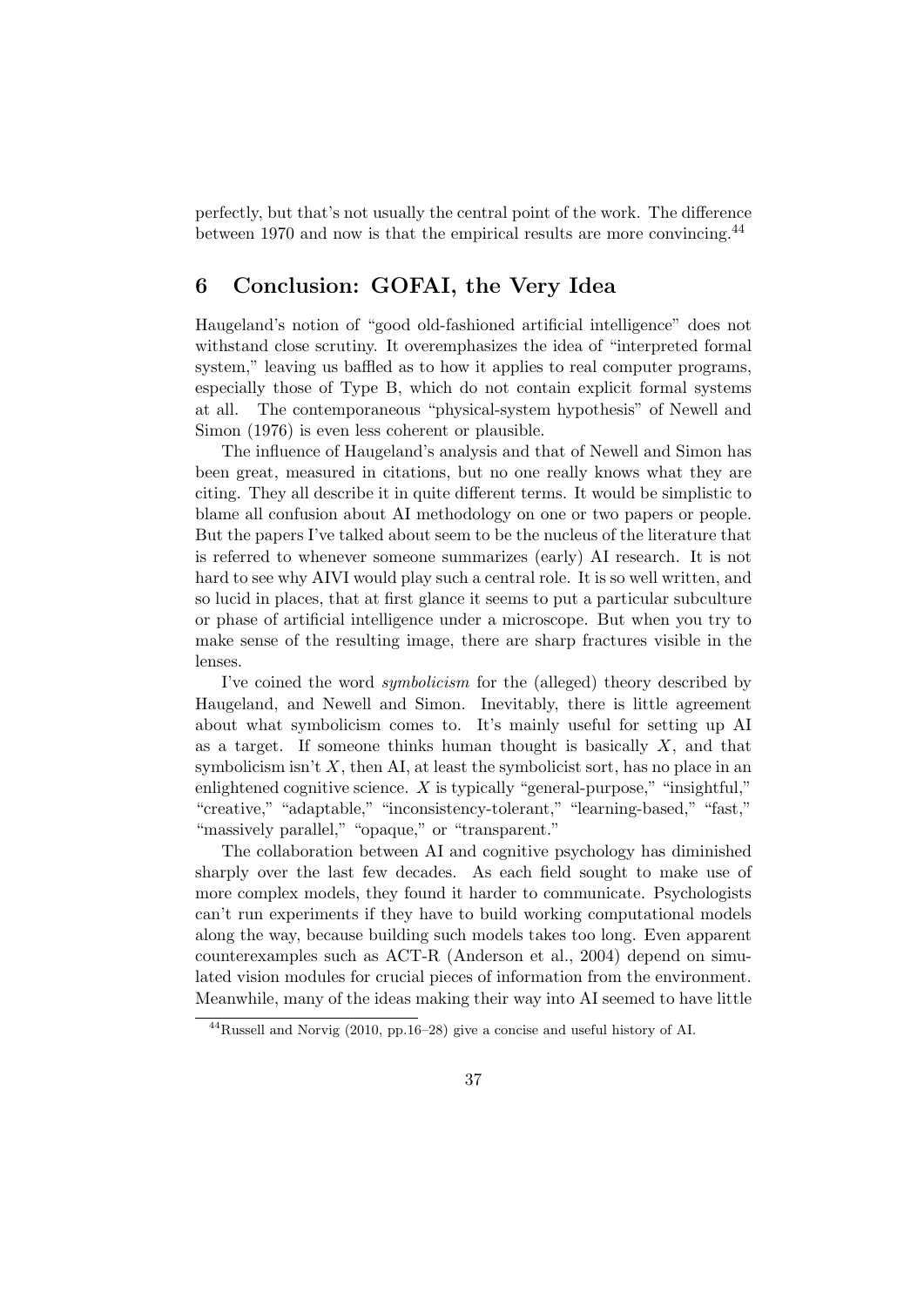perfectly, but that's not usually the central point of the work. The difference between 1970 and now is that the empirical results are more convincing.[44]

## 6 Conclusion: GOFAI, the Very Idea

Haugeland's notion of "good old-fashioned artificial intelligence" does not withstand close scrutiny. It overemphasizes the idea of "interpreted formal system," leaving us baffled as to how it applies to real computer programs, especially those of Type B, which do not contain explicit formal systems at all. The contemporaneous "physical-system hypothesis" of Newell and Simon (1976) is even less coherent or plausible.

The influence of Haugeland's analysis and that of Newell and Simon has been great, measured in citations, but no one really knows what they are citing. They all describe it in quite different terms. It would be simplistic to blame all confusion about AI methodology on one or two papers or people. But the papers I've talked about seem to be the nucleus of the literature that is referred to whenever someone summarizes (early) AI research. It is not hard to see why AIVI would play such a central role. It is so well written, and so lucid in places, that at first glance it seems to put a particular subculture or phase of artificial intelligence under a microscope. But when you try to make sense of the resulting image, there are sharp fractures visible in the lenses.

I've coined the word *symbolicism* for the (alleged) theory described by Haugeland, and Newell and Simon. Inevitably, there is little agreement about what symbolicism comes to. It's mainly useful for setting up AI as a target. If someone thinks human thought is basically $X$, and that symbolicism isn't $X$, then AI, at least the symbolicist sort, has no place in an enlightened cognitive science. $X$ is typically "general-purpose," "insightful," "creative," "adaptable," "inconsistency-tolerant," "learning-based," "fast," "massively parallel," "opaque," or "transparent."

The collaboration between AI and cognitive psychology has diminished sharply over the last few decades. As each field sought to make use of more complex models, they found it harder to communicate. Psychologists can't run experiments if they have to build working computational models along the way, because building such models takes too long. Even apparent counterexamples such as ACT-R (Anderson et al., 2004) depend on simulated vision modules for crucial pieces of information from the environment. Meanwhile, many of the ideas making their way into AI seemed to have little

[44] Russell and Norvig (2010, pp.16–28) give a concise and useful history of AI.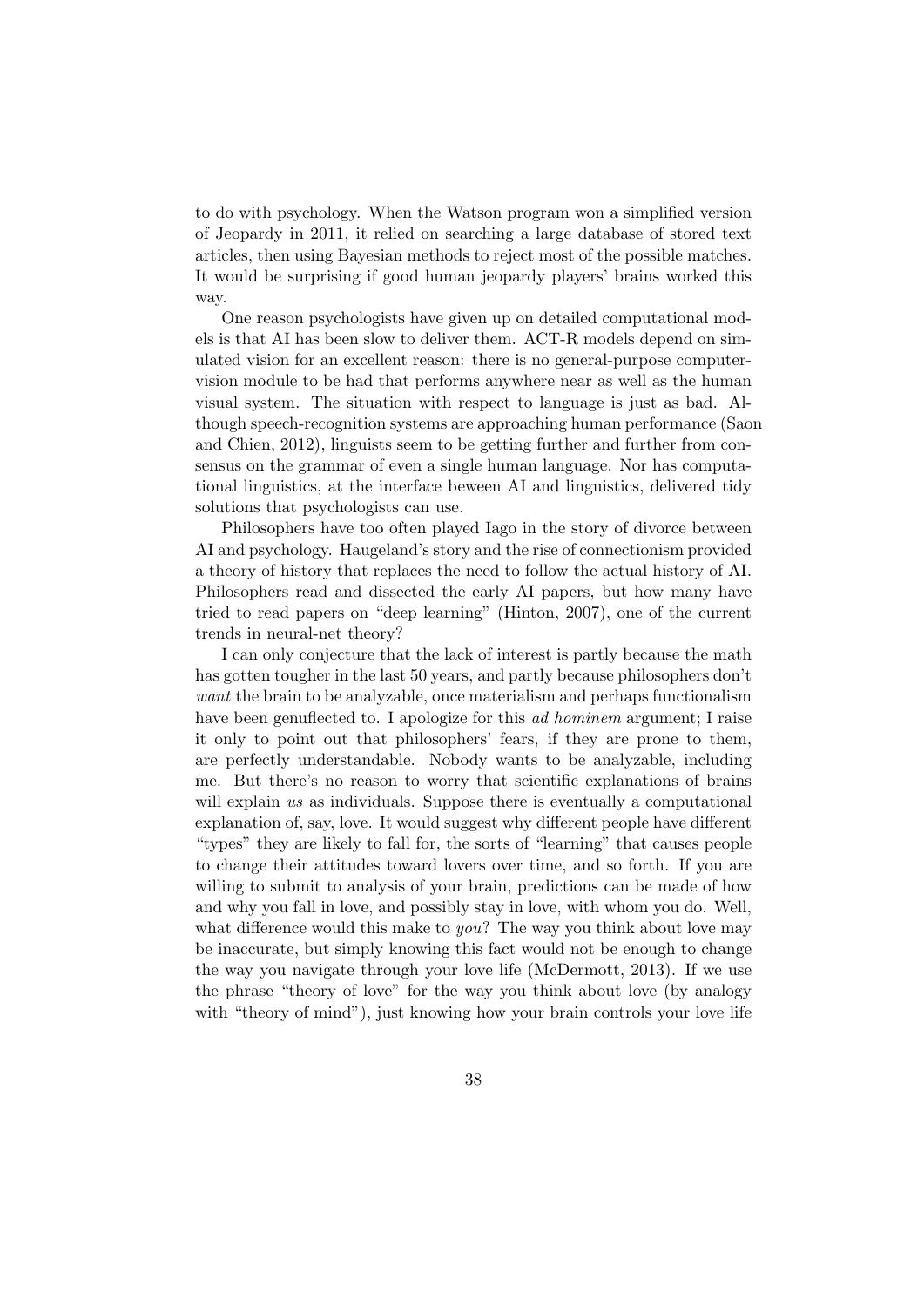to do with psychology. When the Watson program won a simplified version of Jeopardy in 2011, it relied on searching a large database of stored text articles, then using Bayesian methods to reject most of the possible matches. It would be surprising if good human jeopardy players' brains worked this way.

One reason psychologists have given up on detailed computational models is that AI has been slow to deliver them. ACT-R models depend on simulated vision for an excellent reason: there is no general-purpose computer-vision module to be had that performs anywhere near as well as the human visual system. The situation with respect to language is just as bad. Although speech-recognition systems are approaching human performance (Saon and Chien, 2012), linguists seem to be getting further and further from consensus on the grammar of even a single human language. Nor has computational linguistics, at the interface beween AI and linguistics, delivered tidy solutions that psychologists can use.

Philosophers have too often played Iago in the story of divorce between AI and psychology. Haugeland's story and the rise of connectionism provided a theory of history that replaces the need to follow the actual history of AI. Philosophers read and dissected the early AI papers, but how many have tried to read papers on "deep learning" (Hinton, 2007), one of the current trends in neural-net theory?

I can only conjecture that the lack of interest is partly because the math has gotten tougher in the last 50 years, and partly because philosophers don't *want* the brain to be analyzable, once materialism and perhaps functionalism have been genuflected to. I apologize for this *ad hominem* argument; I raise it only to point out that philosophers' fears, if they are prone to them, are perfectly understandable. Nobody wants to be analyzable, including me. But there's no reason to worry that scientific explanations of brains will explain *us* as individuals. Suppose there is eventually a computational explanation of, say, love. It would suggest why different people have different "types" they are likely to fall for, the sorts of "learning" that causes people to change their attitudes toward lovers over time, and so forth. If you are willing to submit to analysis of your brain, predictions can be made of how and why you fall in love, and possibly stay in love, with whom you do. Well, what difference would this make to *you*? The way you think about love may be inaccurate, but simply knowing this fact would not be enough to change the way you navigate through your love life (McDermott, 2013). If we use the phrase "theory of love" for the way you think about love (by analogy with "theory of mind"), just knowing how your brain controls your love life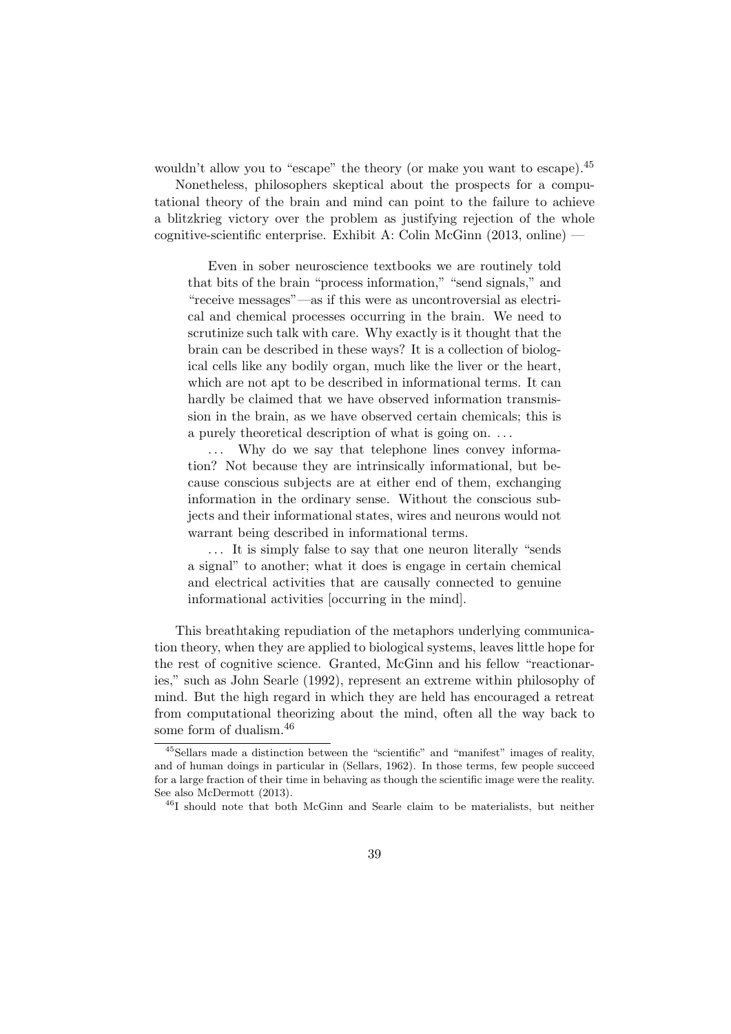wouldn't allow you to "escape" the theory (or make you want to escape).[45]

Nonetheless, philosophers skeptical about the prospects for a computational theory of the brain and mind can point to the failure to achieve a blitzkrieg victory over the problem as justifying rejection of the whole cognitive-scientific enterprise. Exhibit A: Colin McGinn (2013, online) —

> Even in sober neuroscience textbooks we are routinely told that bits of the brain "process information," "send signals," and "receive messages"—as if this were as uncontroversial as electrical and chemical processes occurring in the brain. We need to scrutinize such talk with care. Why exactly is it thought that the brain can be described in these ways? It is a collection of biological cells like any bodily organ, much like the liver or the heart, which are not apt to be described in informational terms. It can hardly be claimed that we have observed information transmission in the brain, as we have observed certain chemicals; this is a purely theoretical description of what is going on. ...
>
> ... Why do we say that telephone lines convey information? Not because they are intrinsically informational, but because conscious subjects are at either end of them, exchanging information in the ordinary sense. Without the conscious subjects and their informational states, wires and neurons would not warrant being described in informational terms.
>
> ... It is simply false to say that one neuron literally "sends a signal" to another; what it does is engage in certain chemical and electrical activities that are causally connected to genuine informational activities [occurring in the mind].

This breathtaking repudiation of the metaphors underlying communication theory, when they are applied to biological systems, leaves little hope for the rest of cognitive science. Granted, McGinn and his fellow "reactionaries," such as John Searle (1992), represent an extreme within philosophy of mind. But the high regard in which they are held has encouraged a retreat from computational theorizing about the mind, often all the way back to some form of dualism.[46]

---

[45] Sellars made a distinction between the "scientific" and "manifest" images of reality, and of human doings in particular in (Sellars, 1962). In those terms, few people succeed for a large fraction of their time in behaving as though the scientific image were the reality. See also McDermott (2013).

[46] I should note that both McGinn and Searle claim to be materialists, but neither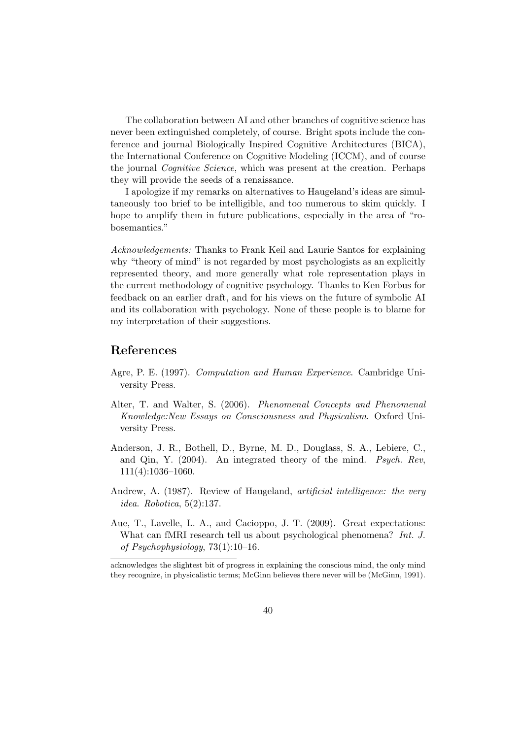The collaboration between AI and other branches of cognitive science has never been extinguished completely, of course. Bright spots include the conference and journal Biologically Inspired Cognitive Architectures (BICA), the International Conference on Cognitive Modeling (ICCM), and of course the journal *Cognitive Science*, which was present at the creation. Perhaps they will provide the seeds of a renaissance.

I apologize if my remarks on alternatives to Haugeland's ideas are simultaneously too brief to be intelligible, and too numerous to skim quickly. I hope to amplify them in future publications, especially in the area of "robosemantics."

*Acknowledgements:* Thanks to Frank Keil and Laurie Santos for explaining why "theory of mind" is not regarded by most psychologists as an explicitly represented theory, and more generally what role representation plays in the current methodology of cognitive psychology. Thanks to Ken Forbus for feedback on an earlier draft, and for his views on the future of symbolic AI and its collaboration with psychology. None of these people is to blame for my interpretation of their suggestions.

## References

Agre, P. E. (1997). *Computation and Human Experience*. Cambridge University Press.

Alter, T. and Walter, S. (2006). *Phenomenal Concepts and Phenomenal Knowledge:New Essays on Consciousness and Physicalism*. Oxford University Press.

Anderson, J. R., Bothell, D., Byrne, M. D., Douglass, S. A., Lebiere, C., and Qin, Y. (2004). An integrated theory of the mind. *Psych. Rev*, 111(4):1036–1060.

Andrew, A. (1987). Review of Haugeland, *artificial intelligence: the very idea*. *Robotica*, 5(2):137.

Aue, T., Lavelle, L. A., and Cacioppo, J. T. (2009). Great expectations: What can fMRI research tell us about psychological phenomena? *Int. J. of Psychophysiology*, 73(1):10–16.

acknowledges the slightest bit of progress in explaining the conscious mind, the only mind they recognize, in physicalistic terms; McGinn believes there never will be (McGinn, 1991).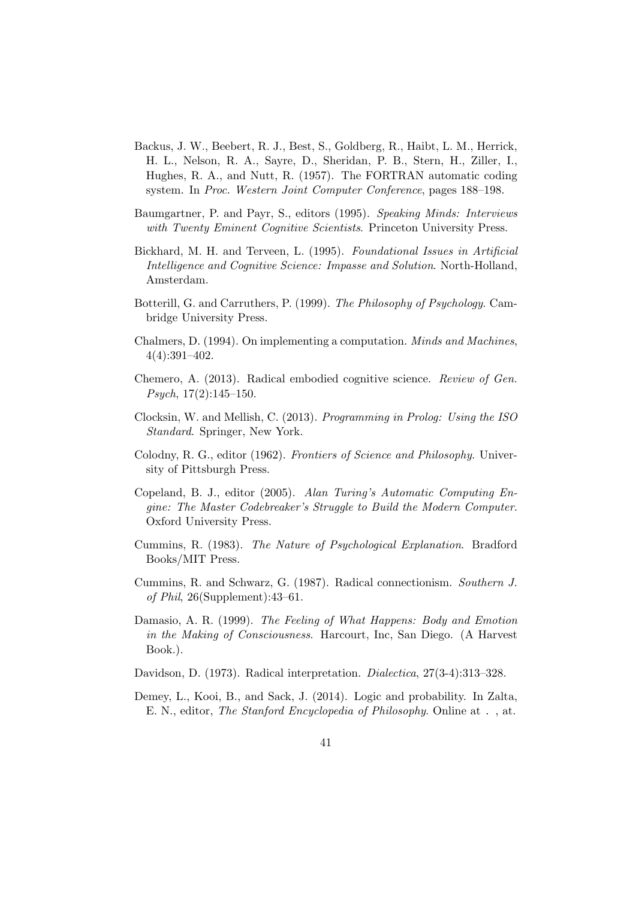Backus, J. W., Beebert, R. J., Best, S., Goldberg, R., Haibt, L. M., Herrick, H. L., Nelson, R. A., Sayre, D., Sheridan, P. B., Stern, H., Ziller, I., Hughes, R. A., and Nutt, R. (1957). The FORTRAN automatic coding system. In *Proc. Western Joint Computer Conference*, pages 188–198.

Baumgartner, P. and Payr, S., editors (1995). *Speaking Minds: Interviews with Twenty Eminent Cognitive Scientists*. Princeton University Press.

Bickhard, M. H. and Terveen, L. (1995). *Foundational Issues in Artificial Intelligence and Cognitive Science: Impasse and Solution*. North-Holland, Amsterdam.

Botterill, G. and Carruthers, P. (1999). *The Philosophy of Psychology*. Cambridge University Press.

Chalmers, D. (1994). On implementing a computation. *Minds and Machines*, 4(4):391–402.

Chemero, A. (2013). Radical embodied cognitive science. *Review of Gen. Psych*, 17(2):145–150.

Clocksin, W. and Mellish, C. (2013). *Programming in Prolog: Using the ISO Standard*. Springer, New York.

Colodny, R. G., editor (1962). *Frontiers of Science and Philosophy*. University of Pittsburgh Press.

Copeland, B. J., editor (2005). *Alan Turing's Automatic Computing Engine: The Master Codebreaker's Struggle to Build the Modern Computer*. Oxford University Press.

Cummins, R. (1983). *The Nature of Psychological Explanation*. Bradford Books/MIT Press.

Cummins, R. and Schwarz, G. (1987). Radical connectionism. *Southern J. of Phil*, 26(Supplement):43–61.

Damasio, A. R. (1999). *The Feeling of What Happens: Body and Emotion in the Making of Consciousness*. Harcourt, Inc, San Diego. (A Harvest Book.).

Davidson, D. (1973). Radical interpretation. *Dialectica*, 27(3-4):313–328.

Demey, L., Kooi, B., and Sack, J. (2014). Logic and probability. In Zalta, E. N., editor, *The Stanford Encyclopedia of Philosophy*. Online at . , at.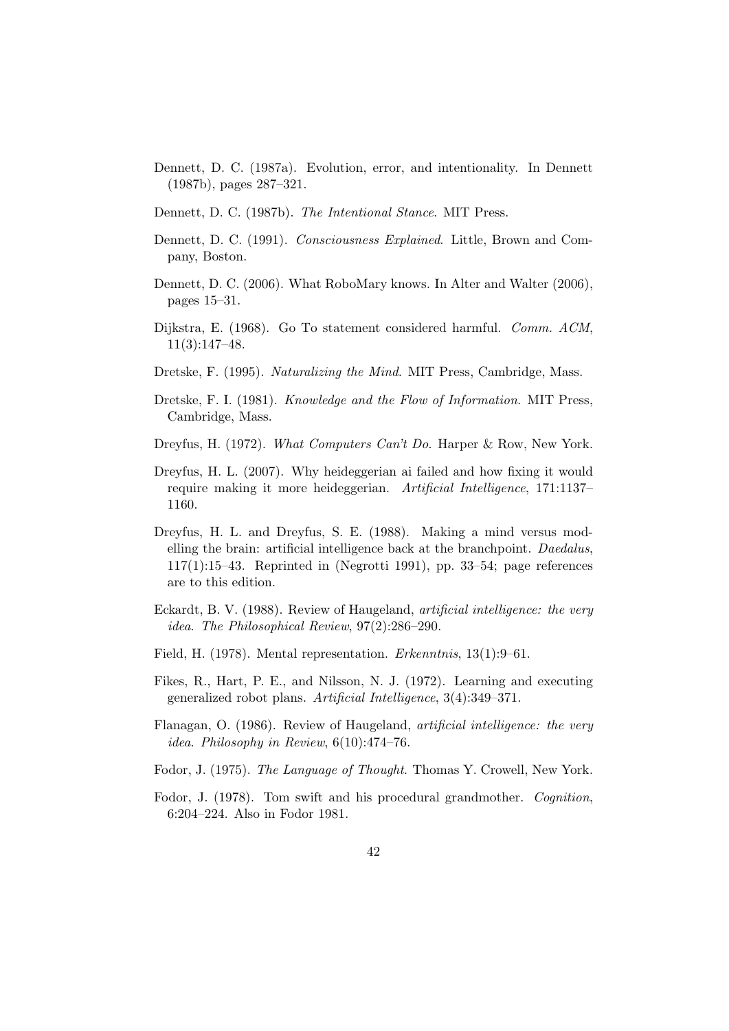Dennett, D. C. (1987a). Evolution, error, and intentionality. In Dennett (1987b), pages 287–321.

Dennett, D. C. (1987b). *The Intentional Stance*. MIT Press.

Dennett, D. C. (1991). *Consciousness Explained*. Little, Brown and Company, Boston.

Dennett, D. C. (2006). What RoboMary knows. In Alter and Walter (2006), pages 15–31.

Dijkstra, E. (1968). Go To statement considered harmful. *Comm. ACM*, 11(3):147–48.

Dretske, F. (1995). *Naturalizing the Mind*. MIT Press, Cambridge, Mass.

Dretske, F. I. (1981). *Knowledge and the Flow of Information*. MIT Press, Cambridge, Mass.

Dreyfus, H. (1972). *What Computers Can't Do*. Harper & Row, New York.

Dreyfus, H. L. (2007). Why heideggerian ai failed and how fixing it would require making it more heideggerian. *Artificial Intelligence*, 171:1137–1160.

Dreyfus, H. L. and Dreyfus, S. E. (1988). Making a mind versus modelling the brain: artificial intelligence back at the branchpoint. *Daedalus*, 117(1):15–43. Reprinted in (Negrotti 1991), pp. 33–54; page references are to this edition.

Eckardt, B. V. (1988). Review of Haugeland, *artificial intelligence: the very idea*. *The Philosophical Review*, 97(2):286–290.

Field, H. (1978). Mental representation. *Erkenntnis*, 13(1):9–61.

Fikes, R., Hart, P. E., and Nilsson, N. J. (1972). Learning and executing generalized robot plans. *Artificial Intelligence*, 3(4):349–371.

Flanagan, O. (1986). Review of Haugeland, *artificial intelligence: the very idea*. *Philosophy in Review*, 6(10):474–76.

Fodor, J. (1975). *The Language of Thought*. Thomas Y. Crowell, New York.

Fodor, J. (1978). Tom swift and his procedural grandmother. *Cognition*, 6:204–224. Also in Fodor 1981.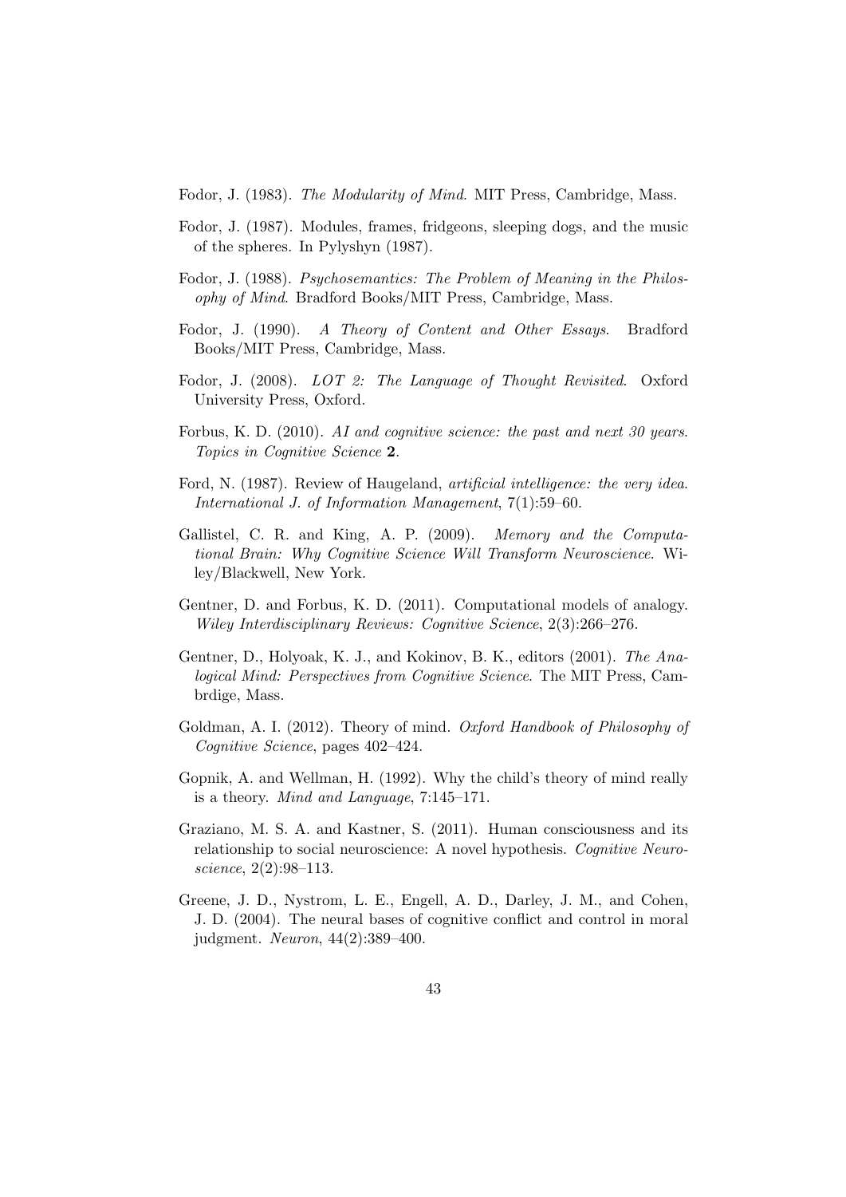Fodor, J. (1983). *The Modularity of Mind*. MIT Press, Cambridge, Mass.

Fodor, J. (1987). Modules, frames, fridgeons, sleeping dogs, and the music of the spheres. In Pylyshyn (1987).

Fodor, J. (1988). *Psychosemantics: The Problem of Meaning in the Philosophy of Mind*. Bradford Books/MIT Press, Cambridge, Mass.

Fodor, J. (1990). *A Theory of Content and Other Essays*. Bradford Books/MIT Press, Cambridge, Mass.

Fodor, J. (2008). *LOT 2: The Language of Thought Revisited*. Oxford University Press, Oxford.

Forbus, K. D. (2010). *AI and cognitive science: the past and next 30 years*. *Topics in Cognitive Science* **2**.

Ford, N. (1987). Review of Haugeland, *artificial intelligence: the very idea*. *International J. of Information Management*, 7(1):59–60.

Gallistel, C. R. and King, A. P. (2009). *Memory and the Computational Brain: Why Cognitive Science Will Transform Neuroscience*. Wiley/Blackwell, New York.

Gentner, D. and Forbus, K. D. (2011). Computational models of analogy. *Wiley Interdisciplinary Reviews: Cognitive Science*, 2(3):266–276.

Gentner, D., Holyoak, K. J., and Kokinov, B. K., editors (2001). *The Analogical Mind: Perspectives from Cognitive Science*. The MIT Press, Cambrdige, Mass.

Goldman, A. I. (2012). Theory of mind. *Oxford Handbook of Philosophy of Cognitive Science*, pages 402–424.

Gopnik, A. and Wellman, H. (1992). Why the child's theory of mind really is a theory. *Mind and Language*, 7:145–171.

Graziano, M. S. A. and Kastner, S. (2011). Human consciousness and its relationship to social neuroscience: A novel hypothesis. *Cognitive Neuroscience*, 2(2):98–113.

Greene, J. D., Nystrom, L. E., Engell, A. D., Darley, J. M., and Cohen, J. D. (2004). The neural bases of cognitive conflict and control in moral judgment. *Neuron*, 44(2):389–400.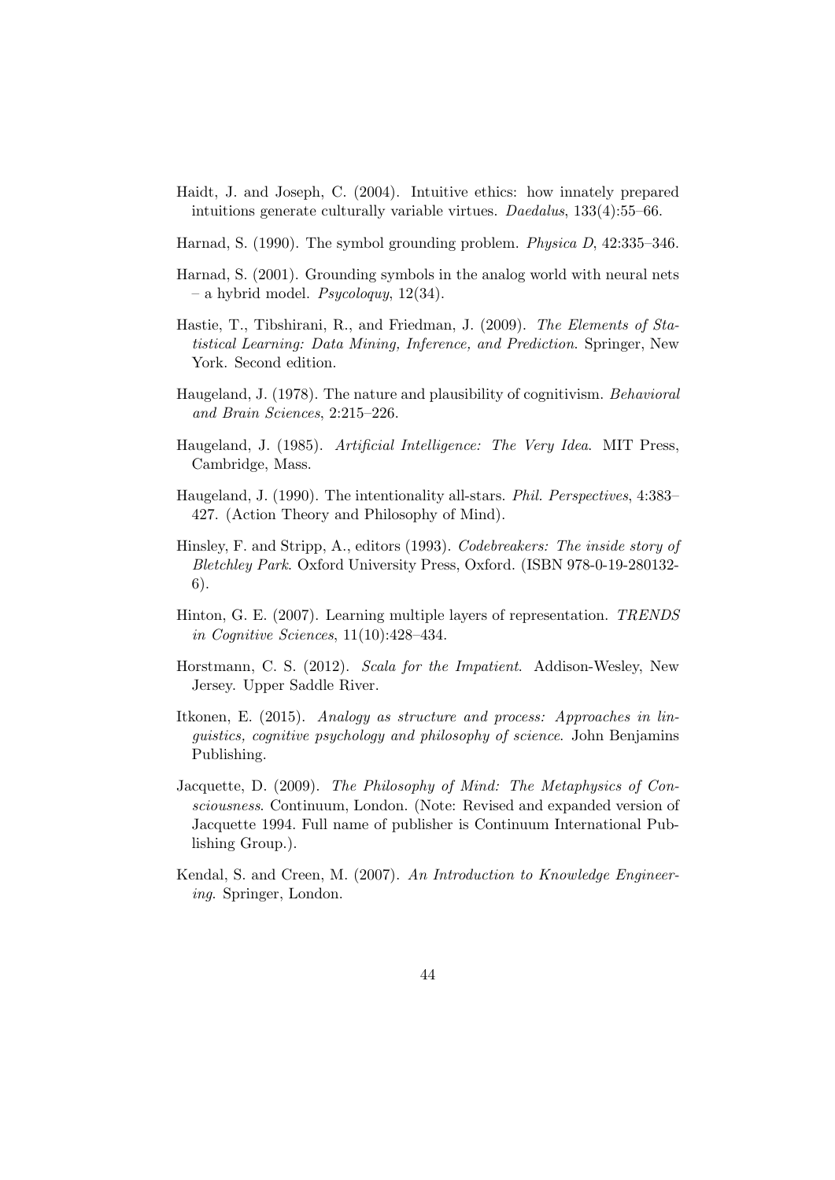Haidt, J. and Joseph, C. (2004). Intuitive ethics: how innately prepared intuitions generate culturally variable virtues. *Daedalus*, 133(4):55–66.

Harnad, S. (1990). The symbol grounding problem. *Physica D*, 42:335–346.

Harnad, S. (2001). Grounding symbols in the analog world with neural nets – a hybrid model. *Psycoloquy*, 12(34).

Hastie, T., Tibshirani, R., and Friedman, J. (2009). *The Elements of Statistical Learning: Data Mining, Inference, and Prediction*. Springer, New York. Second edition.

Haugeland, J. (1978). The nature and plausibility of cognitivism. *Behavioral and Brain Sciences*, 2:215–226.

Haugeland, J. (1985). *Artificial Intelligence: The Very Idea*. MIT Press, Cambridge, Mass.

Haugeland, J. (1990). The intentionality all-stars. *Phil. Perspectives*, 4:383–427. (Action Theory and Philosophy of Mind).

Hinsley, F. and Stripp, A., editors (1993). *Codebreakers: The inside story of Bletchley Park*. Oxford University Press, Oxford. (ISBN 978-0-19-280132-6).

Hinton, G. E. (2007). Learning multiple layers of representation. *TRENDS in Cognitive Sciences*, 11(10):428–434.

Horstmann, C. S. (2012). *Scala for the Impatient*. Addison-Wesley, New Jersey. Upper Saddle River.

Itkonen, E. (2015). *Analogy as structure and process: Approaches in linguistics, cognitive psychology and philosophy of science*. John Benjamins Publishing.

Jacquette, D. (2009). *The Philosophy of Mind: The Metaphysics of Consciousness*. Continuum, London. (Note: Revised and expanded version of Jacquette 1994. Full name of publisher is Continuum International Publishing Group.).

Kendal, S. and Creen, M. (2007). *An Introduction to Knowledge Engineering*. Springer, London.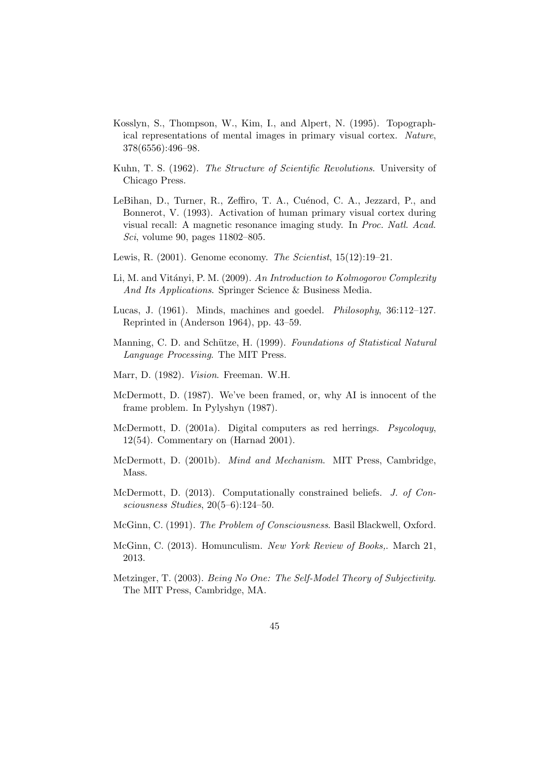Kosslyn, S., Thompson, W., Kim, I., and Alpert, N. (1995). Topographical representations of mental images in primary visual cortex. *Nature*, 378(6556):496–98.

Kuhn, T. S. (1962). *The Structure of Scientific Revolutions*. University of Chicago Press.

LeBihan, D., Turner, R., Zeffiro, T. A., Cuénod, C. A., Jezzard, P., and Bonnerot, V. (1993). Activation of human primary visual cortex during visual recall: A magnetic resonance imaging study. In *Proc. Natl. Acad. Sci*, volume 90, pages 11802–805.

Lewis, R. (2001). Genome economy. *The Scientist*, 15(12):19–21.

Li, M. and Vitányi, P. M. (2009). *An Introduction to Kolmogorov Complexity And Its Applications*. Springer Science & Business Media.

Lucas, J. (1961). Minds, machines and goedel. *Philosophy*, 36:112–127. Reprinted in (Anderson 1964), pp. 43–59.

Manning, C. D. and Schütze, H. (1999). *Foundations of Statistical Natural Language Processing*. The MIT Press.

Marr, D. (1982). *Vision*. Freeman. W.H.

McDermott, D. (1987). We've been framed, or, why AI is innocent of the frame problem. In Pylyshyn (1987).

McDermott, D. (2001a). Digital computers as red herrings. *Psycoloquy*, 12(54). Commentary on (Harnad 2001).

McDermott, D. (2001b). *Mind and Mechanism*. MIT Press, Cambridge, Mass.

McDermott, D. (2013). Computationally constrained beliefs. *J. of Consciousness Studies*, 20(5–6):124–50.

McGinn, C. (1991). *The Problem of Consciousness*. Basil Blackwell, Oxford.

McGinn, C. (2013). Homunculism. *New York Review of Books,*. March 21, 2013.

Metzinger, T. (2003). *Being No One: The Self-Model Theory of Subjectivity*. The MIT Press, Cambridge, MA.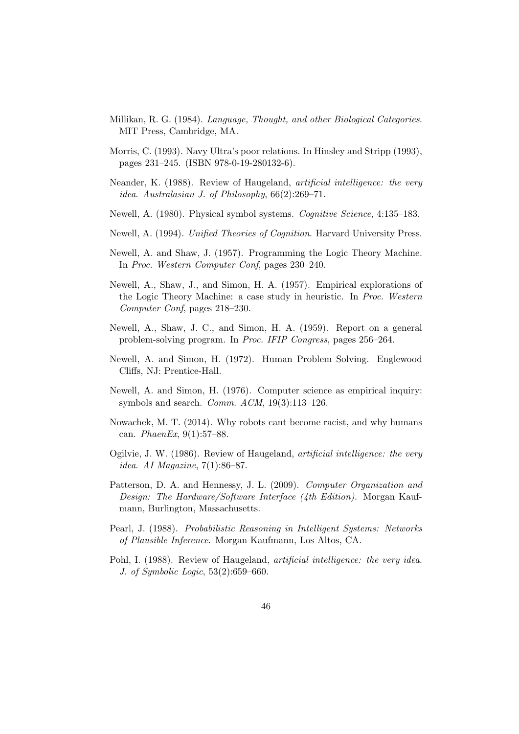Millikan, R. G. (1984). *Language, Thought, and other Biological Categories*. MIT Press, Cambridge, MA.

Morris, C. (1993). Navy Ultra's poor relations. In Hinsley and Stripp (1993), pages 231–245. (ISBN 978-0-19-280132-6).

Neander, K. (1988). Review of Haugeland, *artificial intelligence: the very idea*. *Australasian J. of Philosophy*, 66(2):269–71.

Newell, A. (1980). Physical symbol systems. *Cognitive Science*, 4:135–183.

Newell, A. (1994). *Unified Theories of Cognition*. Harvard University Press.

Newell, A. and Shaw, J. (1957). Programming the Logic Theory Machine. In *Proc. Western Computer Conf*, pages 230–240.

Newell, A., Shaw, J., and Simon, H. A. (1957). Empirical explorations of the Logic Theory Machine: a case study in heuristic. In *Proc. Western Computer Conf*, pages 218–230.

Newell, A., Shaw, J. C., and Simon, H. A. (1959). Report on a general problem-solving program. In *Proc. IFIP Congress*, pages 256–264.

Newell, A. and Simon, H. (1972). Human Problem Solving. Englewood Cliffs, NJ: Prentice-Hall.

Newell, A. and Simon, H. (1976). Computer science as empirical inquiry: symbols and search. *Comm. ACM*, 19(3):113–126.

Nowachek, M. T. (2014). Why robots cant become racist, and why humans can. *PhaenEx*, 9(1):57–88.

Ogilvie, J. W. (1986). Review of Haugeland, *artificial intelligence: the very idea*. *AI Magazine*, 7(1):86–87.

Patterson, D. A. and Hennessy, J. L. (2009). *Computer Organization and Design: The Hardware/Software Interface (4th Edition)*. Morgan Kaufmann, Burlington, Massachusetts.

Pearl, J. (1988). *Probabilistic Reasoning in Intelligent Systems: Networks of Plausible Inference*. Morgan Kaufmann, Los Altos, CA.

Pohl, I. (1988). Review of Haugeland, *artificial intelligence: the very idea*. *J. of Symbolic Logic*, 53(2):659–660.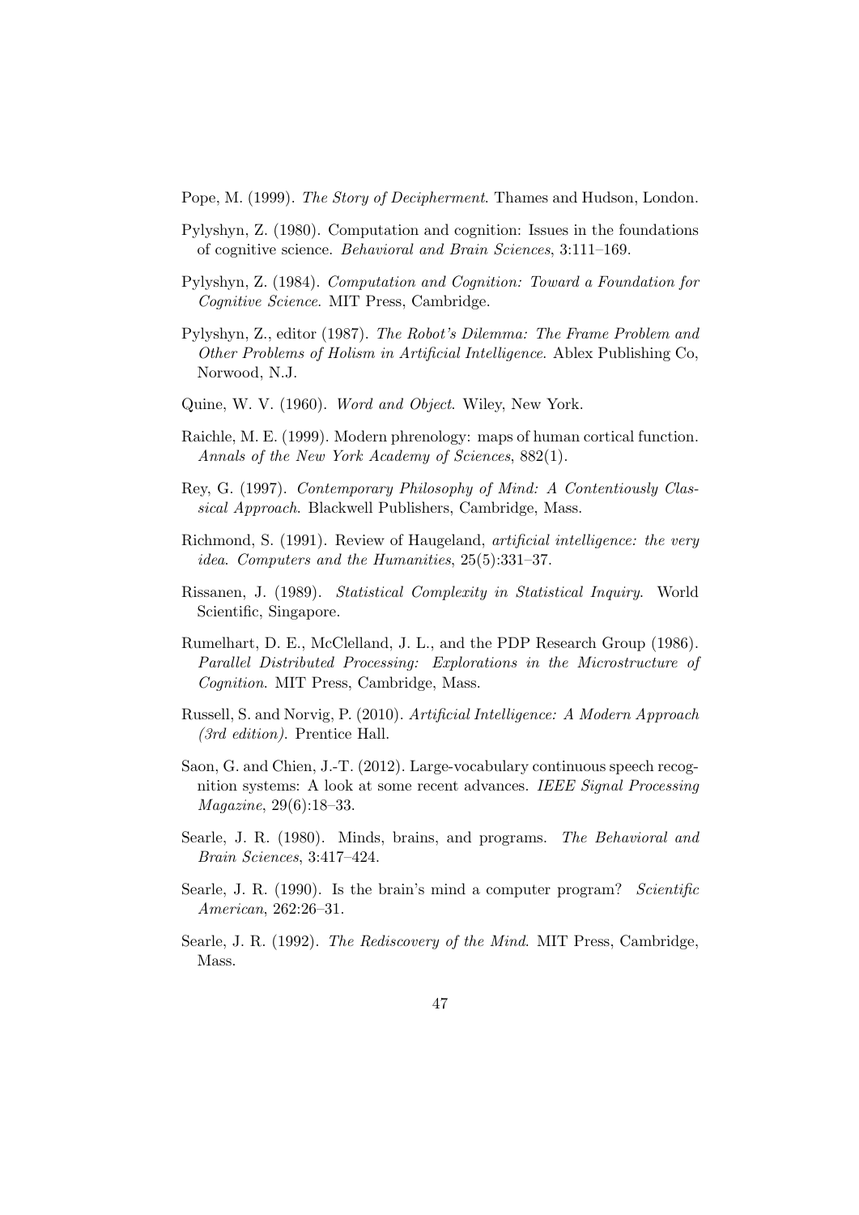Pope, M. (1999). *The Story of Decipherment*. Thames and Hudson, London.

Pylyshyn, Z. (1980). Computation and cognition: Issues in the foundations of cognitive science. *Behavioral and Brain Sciences*, 3:111–169.

Pylyshyn, Z. (1984). *Computation and Cognition: Toward a Foundation for Cognitive Science*. MIT Press, Cambridge.

Pylyshyn, Z., editor (1987). *The Robot's Dilemma: The Frame Problem and Other Problems of Holism in Artificial Intelligence*. Ablex Publishing Co, Norwood, N.J.

Quine, W. V. (1960). *Word and Object*. Wiley, New York.

Raichle, M. E. (1999). Modern phrenology: maps of human cortical function. *Annals of the New York Academy of Sciences*, 882(1).

Rey, G. (1997). *Contemporary Philosophy of Mind: A Contentiously Classical Approach*. Blackwell Publishers, Cambridge, Mass.

Richmond, S. (1991). Review of Haugeland, *artificial intelligence: the very idea*. *Computers and the Humanities*, 25(5):331–37.

Rissanen, J. (1989). *Statistical Complexity in Statistical Inquiry.* World Scientific, Singapore.

Rumelhart, D. E., McClelland, J. L., and the PDP Research Group (1986). *Parallel Distributed Processing: Explorations in the Microstructure of Cognition*. MIT Press, Cambridge, Mass.

Russell, S. and Norvig, P. (2010). *Artificial Intelligence: A Modern Approach (3rd edition)*. Prentice Hall.

Saon, G. and Chien, J.-T. (2012). Large-vocabulary continuous speech recognition systems: A look at some recent advances. *IEEE Signal Processing Magazine*, 29(6):18–33.

Searle, J. R. (1980). Minds, brains, and programs. *The Behavioral and Brain Sciences*, 3:417–424.

Searle, J. R. (1990). Is the brain's mind a computer program? *Scientific American*, 262:26–31.

Searle, J. R. (1992). *The Rediscovery of the Mind*. MIT Press, Cambridge, Mass.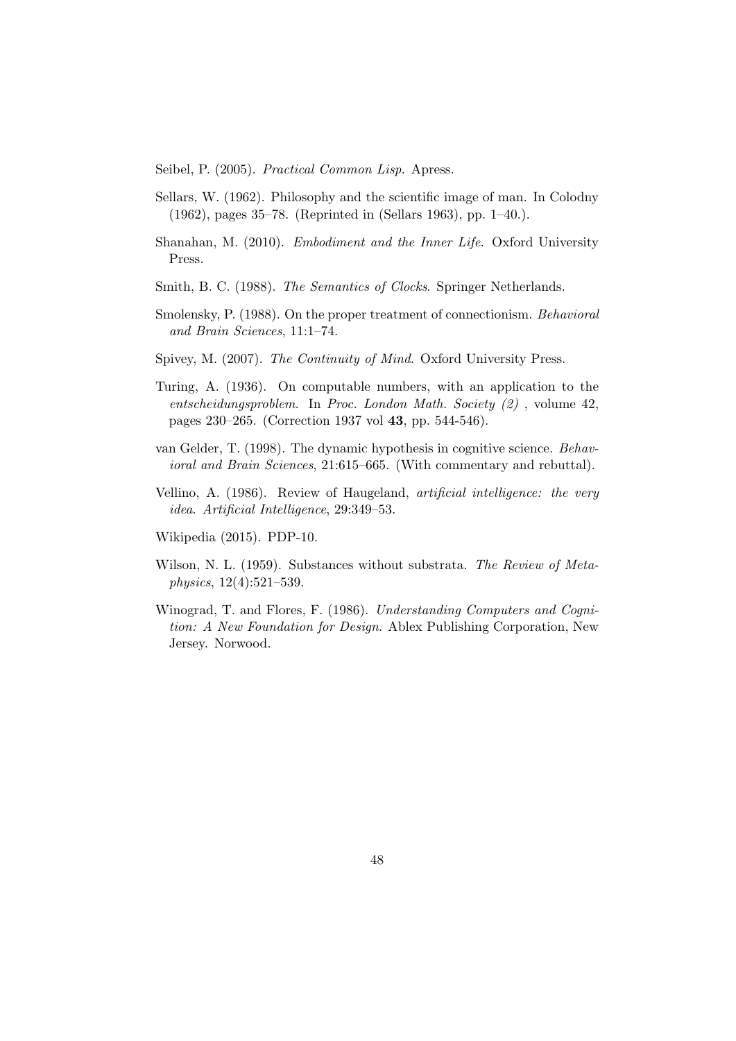Seibel, P. (2005). *Practical Common Lisp*. Apress.

Sellars, W. (1962). Philosophy and the scientific image of man. In Colodny (1962), pages 35–78. (Reprinted in (Sellars 1963), pp. 1–40.).

Shanahan, M. (2010). *Embodiment and the Inner Life*. Oxford University Press.

Smith, B. C. (1988). *The Semantics of Clocks*. Springer Netherlands.

Smolensky, P. (1988). On the proper treatment of connectionism. *Behavioral and Brain Sciences*, 11:1–74.

Spivey, M. (2007). *The Continuity of Mind*. Oxford University Press.

Turing, A. (1936). On computable numbers, with an application to the *entscheidungsproblem*. In *Proc. London Math. Society (2)* , volume 42, pages 230–265. (Correction 1937 vol **43**, pp. 544-546).

van Gelder, T. (1998). The dynamic hypothesis in cognitive science. *Behavioral and Brain Sciences*, 21:615–665. (With commentary and rebuttal).

Vellino, A. (1986). Review of Haugeland, *artificial intelligence: the very idea*. *Artificial Intelligence*, 29:349–53.

Wikipedia (2015). PDP-10.

Wilson, N. L. (1959). Substances without substrata. *The Review of Metaphysics*, 12(4):521–539.

Winograd, T. and Flores, F. (1986). *Understanding Computers and Cognition: A New Foundation for Design*. Ablex Publishing Corporation, New Jersey. Norwood.